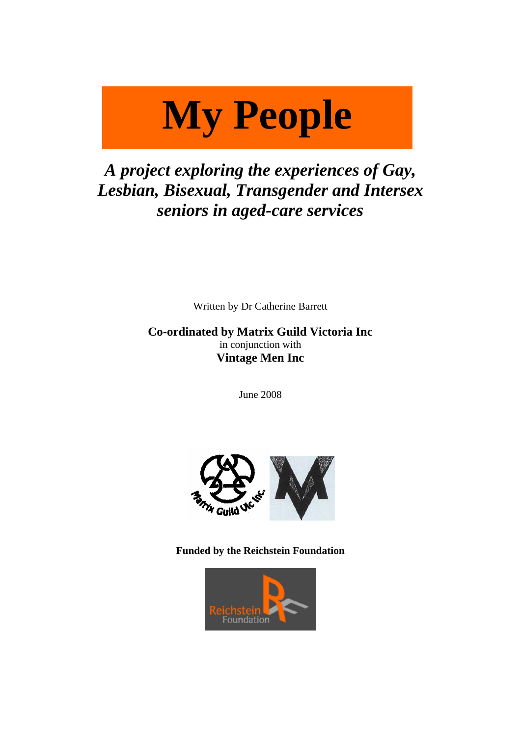# My People

***A project exploring the experiences of Gay, Lesbian, Bisexual, Transgender and Intersex seniors in aged-care services***

Written by Dr Catherine Barrett

**Co-ordinated by Matrix Guild Victoria Inc**
in conjunction with
**Vintage Men Inc**

June 2008

**Funded by the Reichstein Foundation**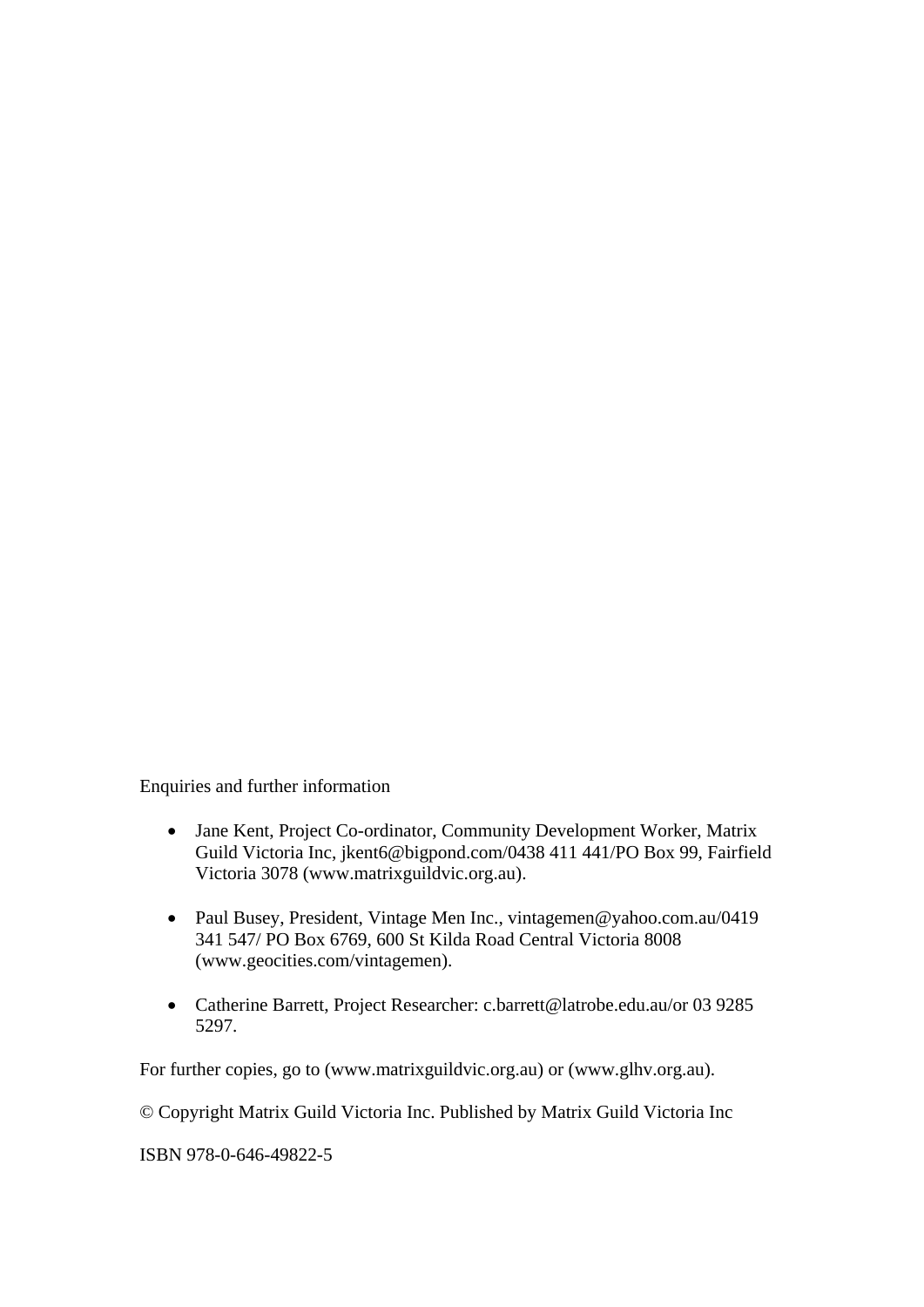Enquiries and further information

- Jane Kent, Project Co-ordinator, Community Development Worker, Matrix Guild Victoria Inc, jkent6@bigpond.com/0438 411 441/PO Box 99, Fairfield Victoria 3078 (www.matrixguildvic.org.au).

- Paul Busey, President, Vintage Men Inc., vintagemen@yahoo.com.au/0419 341 547/ PO Box 6769, 600 St Kilda Road Central Victoria 8008 (www.geocities.com/vintagemen).

- Catherine Barrett, Project Researcher: c.barrett@latrobe.edu.au/or 03 9285 5297.

For further copies, go to (www.matrixguildvic.org.au) or (www.glhv.org.au).

© Copyright Matrix Guild Victoria Inc. Published by Matrix Guild Victoria Inc

ISBN 978-0-646-49822-5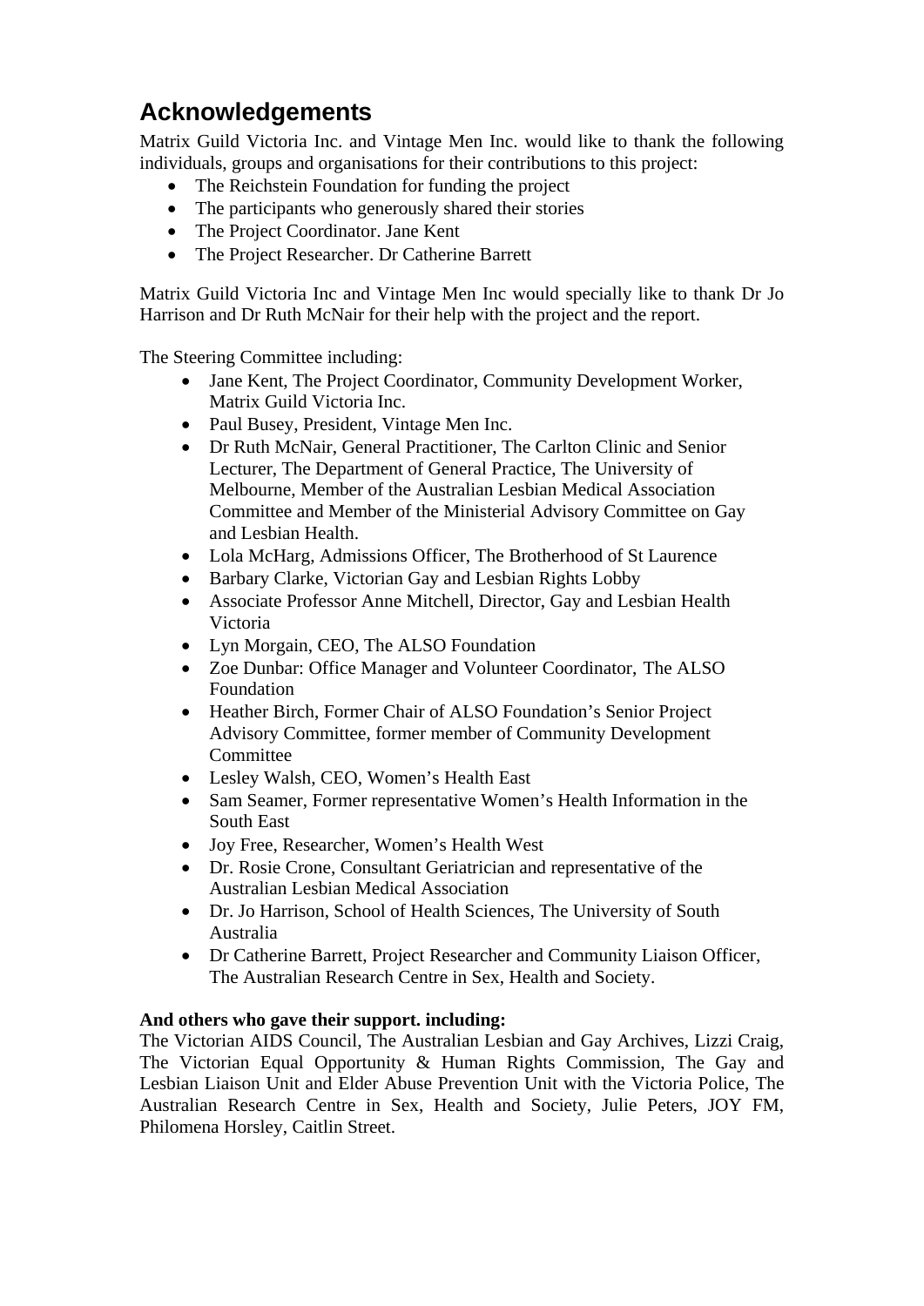# Acknowledgements

Matrix Guild Victoria Inc. and Vintage Men Inc. would like to thank the following individuals, groups and organisations for their contributions to this project:

- The Reichstein Foundation for funding the project
- The participants who generously shared their stories
- The Project Coordinator. Jane Kent
- The Project Researcher. Dr Catherine Barrett

Matrix Guild Victoria Inc and Vintage Men Inc would specially like to thank Dr Jo Harrison and Dr Ruth McNair for their help with the project and the report.

The Steering Committee including:

- Jane Kent, The Project Coordinator, Community Development Worker, Matrix Guild Victoria Inc.
- Paul Busey, President, Vintage Men Inc.
- Dr Ruth McNair, General Practitioner, The Carlton Clinic and Senior Lecturer, The Department of General Practice, The University of Melbourne, Member of the Australian Lesbian Medical Association Committee and Member of the Ministerial Advisory Committee on Gay and Lesbian Health.
- Lola McHarg, Admissions Officer, The Brotherhood of St Laurence
- Barbary Clarke, Victorian Gay and Lesbian Rights Lobby
- Associate Professor Anne Mitchell, Director, Gay and Lesbian Health Victoria
- Lyn Morgain, CEO, The ALSO Foundation
- Zoe Dunbar: Office Manager and Volunteer Coordinator, The ALSO Foundation
- Heather Birch, Former Chair of ALSO Foundation's Senior Project Advisory Committee, former member of Community Development Committee
- Lesley Walsh, CEO, Women's Health East
- Sam Seamer, Former representative Women's Health Information in the South East
- Joy Free, Researcher, Women's Health West
- Dr. Rosie Crone, Consultant Geriatrician and representative of the Australian Lesbian Medical Association
- Dr. Jo Harrison, School of Health Sciences, The University of South Australia
- Dr Catherine Barrett, Project Researcher and Community Liaison Officer, The Australian Research Centre in Sex, Health and Society.

**And others who gave their support. including:**
The Victorian AIDS Council, The Australian Lesbian and Gay Archives, Lizzi Craig, The Victorian Equal Opportunity & Human Rights Commission, The Gay and Lesbian Liaison Unit and Elder Abuse Prevention Unit with the Victoria Police, The Australian Research Centre in Sex, Health and Society, Julie Peters, JOY FM, Philomena Horsley, Caitlin Street.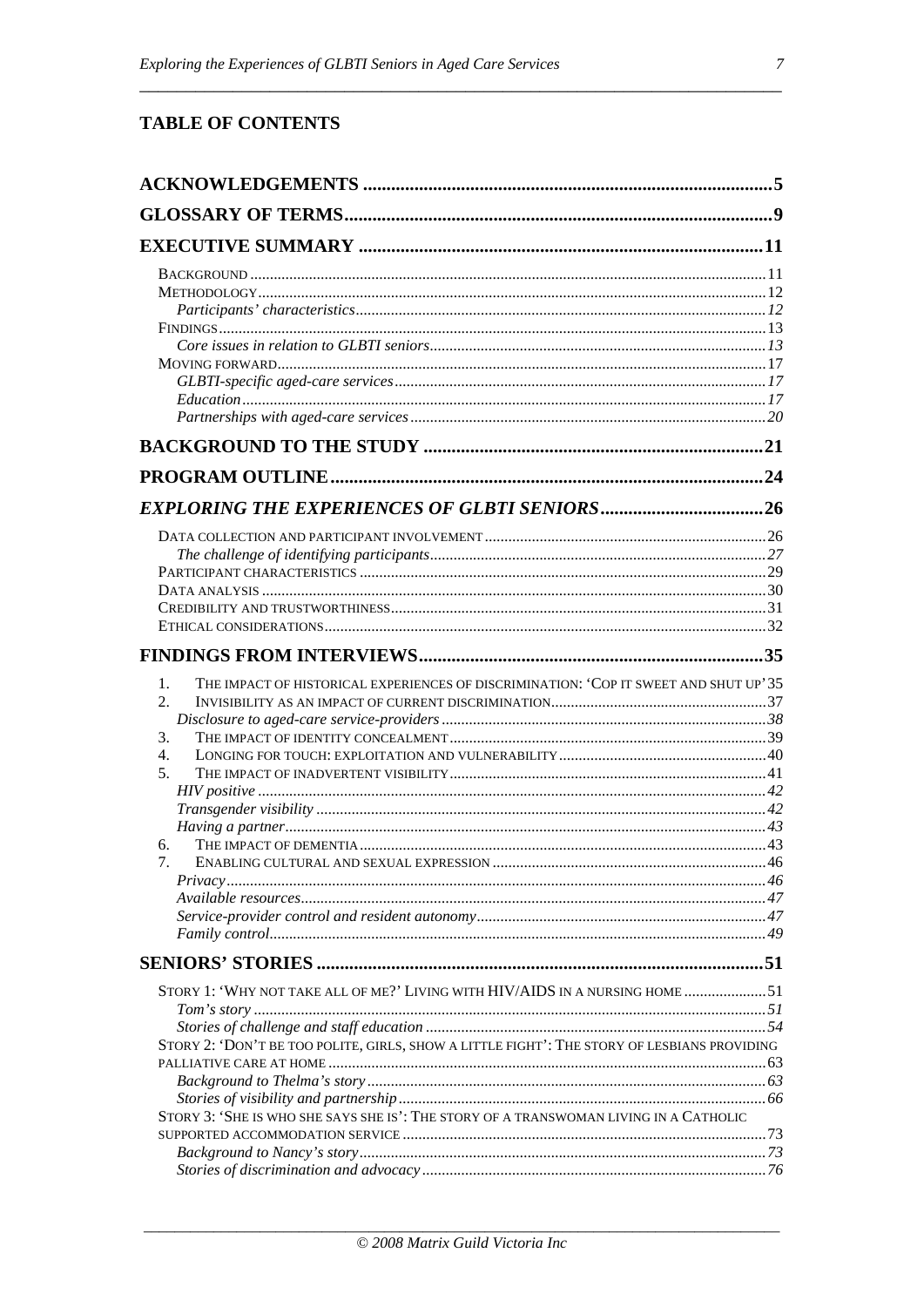## TABLE OF CONTENTS

**ACKNOWLEDGEMENTS** ........ 5

**GLOSSARY OF TERMS** ........ 9

**EXECUTIVE SUMMARY** ........ 11

- BACKGROUND ........ 11
- METHODOLOGY ........ 12
  - *Participants' characteristics* ........ 12
- FINDINGS ........ 13
  - *Core issues in relation to GLBTI seniors* ........ 13
- MOVING FORWARD ........ 17
  - *GLBTI-specific aged-care services* ........ 17
  - *Education* ........ 17
  - *Partnerships with aged-care services* ........ 20

**BACKGROUND TO THE STUDY** ........ 21

**PROGRAM OUTLINE** ........ 24

***EXPLORING THE EXPERIENCES OF GLBTI SENIORS*** ........ 26

- DATA COLLECTION AND PARTICIPANT INVOLVEMENT ........ 26
  - *The challenge of identifying participants* ........ 27
- PARTICIPANT CHARACTERISTICS ........ 29
- DATA ANALYSIS ........ 30
- CREDIBILITY AND TRUSTWORTHINESS ........ 31
- ETHICAL CONSIDERATIONS ........ 32

**FINDINGS FROM INTERVIEWS** ........ 35

1. THE IMPACT OF HISTORICAL EXPERIENCES OF DISCRIMINATION: 'COP IT SWEET AND SHUT UP' ........ 35
2. INVISIBILITY AS AN IMPACT OF CURRENT DISCRIMINATION ........ 37
   - *Disclosure to aged-care service-providers* ........ 38
3. THE IMPACT OF IDENTITY CONCEALMENT ........ 39
4. LONGING FOR TOUCH: EXPLOITATION AND VULNERABILITY ........ 40
5. THE IMPACT OF INADVERTENT VISIBILITY ........ 41
   - *HIV positive* ........ 42
   - *Transgender visibility* ........ 42
   - *Having a partner* ........ 43
6. THE IMPACT OF DEMENTIA ........ 43
7. ENABLING CULTURAL AND SEXUAL EXPRESSION ........ 46
   - *Privacy* ........ 46
   - *Available resources* ........ 47
   - *Service-provider control and resident autonomy* ........ 47
   - *Family control* ........ 49

**SENIORS' STORIES** ........ 51

- STORY 1: 'WHY NOT TAKE ALL OF ME?' LIVING WITH HIV/AIDS IN A NURSING HOME ........ 51
  - *Tom's story* ........ 51
  - *Stories of challenge and staff education* ........ 54
- STORY 2: 'DON'T BE TOO POLITE, GIRLS, SHOW A LITTLE FIGHT': THE STORY OF LESBIANS PROVIDING PALLIATIVE CARE AT HOME ........ 63
  - *Background to Thelma's story* ........ 63
  - *Stories of visibility and partnership* ........ 66
- STORY 3: 'SHE IS WHO SHE SAYS SHE IS': THE STORY OF A TRANSWOMAN LIVING IN A CATHOLIC SUPPORTED ACCOMMODATION SERVICE ........ 73
  - *Background to Nancy's story* ........ 73
  - *Stories of discrimination and advocacy* ........ 76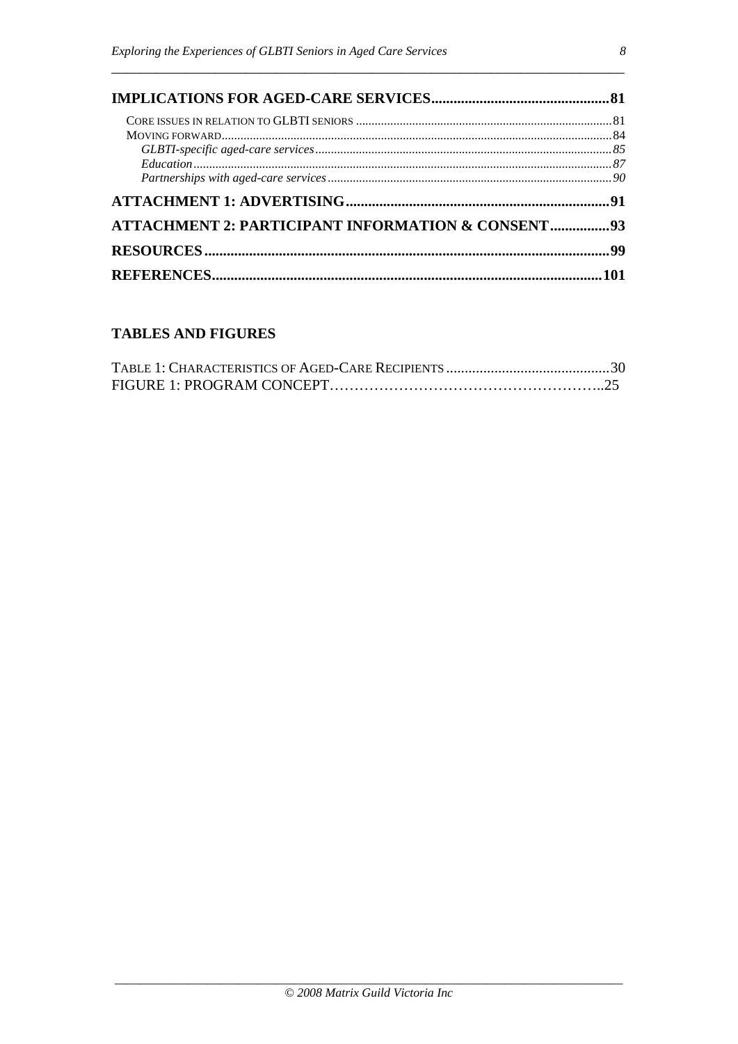**IMPLICATIONS FOR AGED-CARE SERVICES................................................81**

CORE ISSUES IN RELATION TO GLBTI SENIORS ........................................................................81
MOVING FORWARD...........................................................................................................84
*GLBTI-specific aged-care services*..........................................................................................85
*Education*...........................................................................................................................87
*Partnerships with aged-care services*.......................................................................................90

**ATTACHMENT 1: ADVERTISING......................................................................91**

**ATTACHMENT 2: PARTICIPANT INFORMATION & CONSENT................93**

**RESOURCES...........................................................................................................99**

**REFERENCES........................................................................................................101**

## TABLES AND FIGURES

TABLE 1: CHARACTERISTICS OF AGED-CARE RECIPIENTS...........................................30
FIGURE 1: PROGRAM CONCEPT………………………………………………..25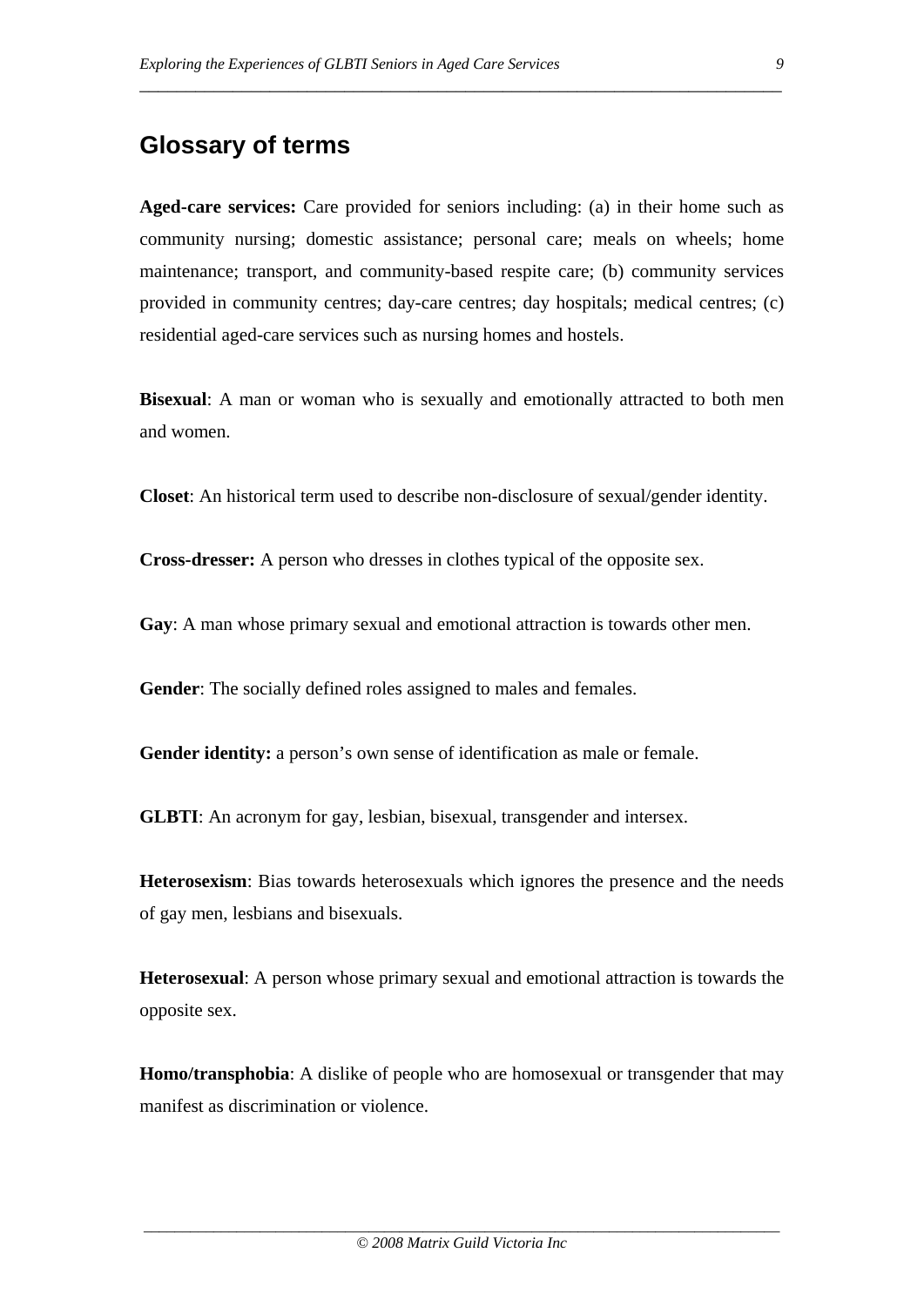## Glossary of terms

**Aged-care services:** Care provided for seniors including: (a) in their home such as community nursing; domestic assistance; personal care; meals on wheels; home maintenance; transport, and community-based respite care; (b) community services provided in community centres; day-care centres; day hospitals; medical centres; (c) residential aged-care services such as nursing homes and hostels.

**Bisexual**: A man or woman who is sexually and emotionally attracted to both men and women.

**Closet**: An historical term used to describe non-disclosure of sexual/gender identity.

**Cross-dresser:** A person who dresses in clothes typical of the opposite sex.

**Gay**: A man whose primary sexual and emotional attraction is towards other men.

**Gender**: The socially defined roles assigned to males and females.

**Gender identity:** a person's own sense of identification as male or female.

**GLBTI**: An acronym for gay, lesbian, bisexual, transgender and intersex.

**Heterosexism**: Bias towards heterosexuals which ignores the presence and the needs of gay men, lesbians and bisexuals.

**Heterosexual**: A person whose primary sexual and emotional attraction is towards the opposite sex.

**Homo/transphobia**: A dislike of people who are homosexual or transgender that may manifest as discrimination or violence.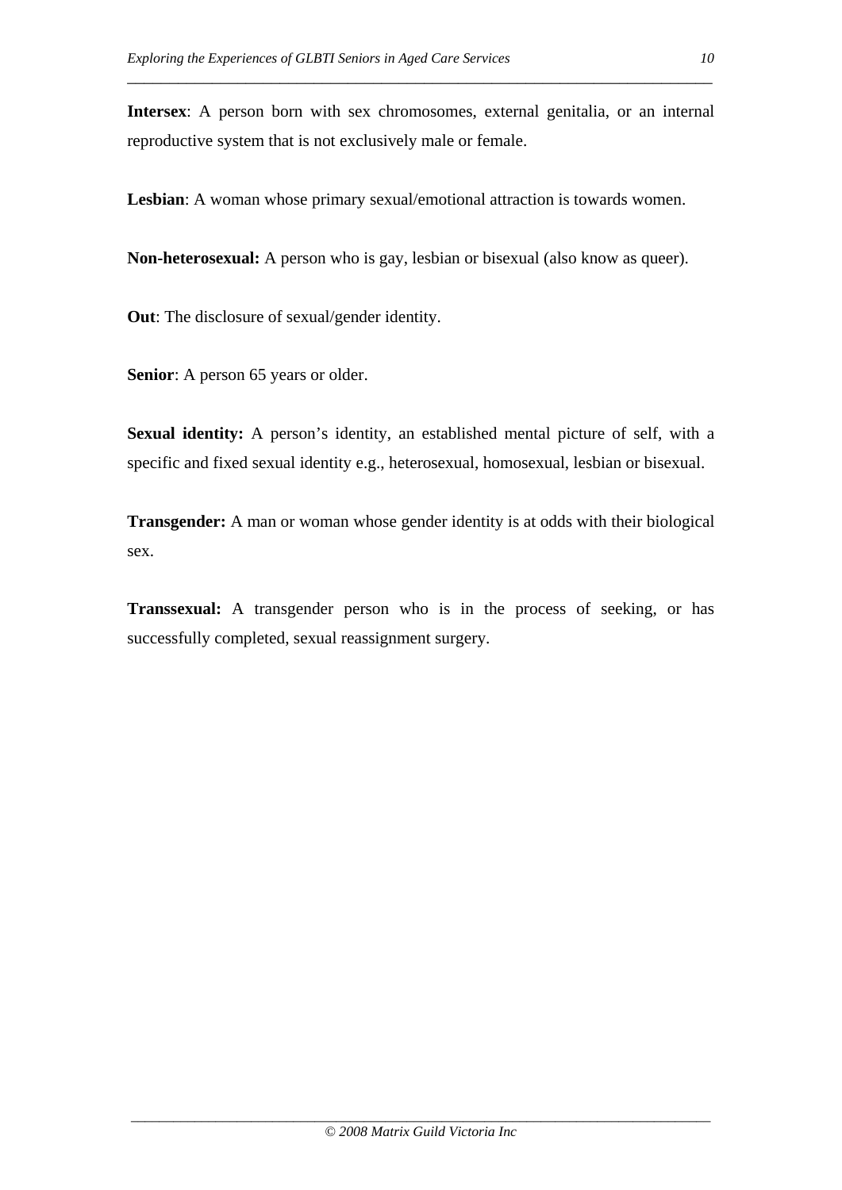**Intersex**: A person born with sex chromosomes, external genitalia, or an internal reproductive system that is not exclusively male or female.

**Lesbian**: A woman whose primary sexual/emotional attraction is towards women.

**Non-heterosexual:** A person who is gay, lesbian or bisexual (also know as queer).

**Out**: The disclosure of sexual/gender identity.

**Senior**: A person 65 years or older.

**Sexual identity:** A person's identity, an established mental picture of self, with a specific and fixed sexual identity e.g., heterosexual, homosexual, lesbian or bisexual.

**Transgender:** A man or woman whose gender identity is at odds with their biological sex.

**Transsexual:** A transgender person who is in the process of seeking, or has successfully completed, sexual reassignment surgery.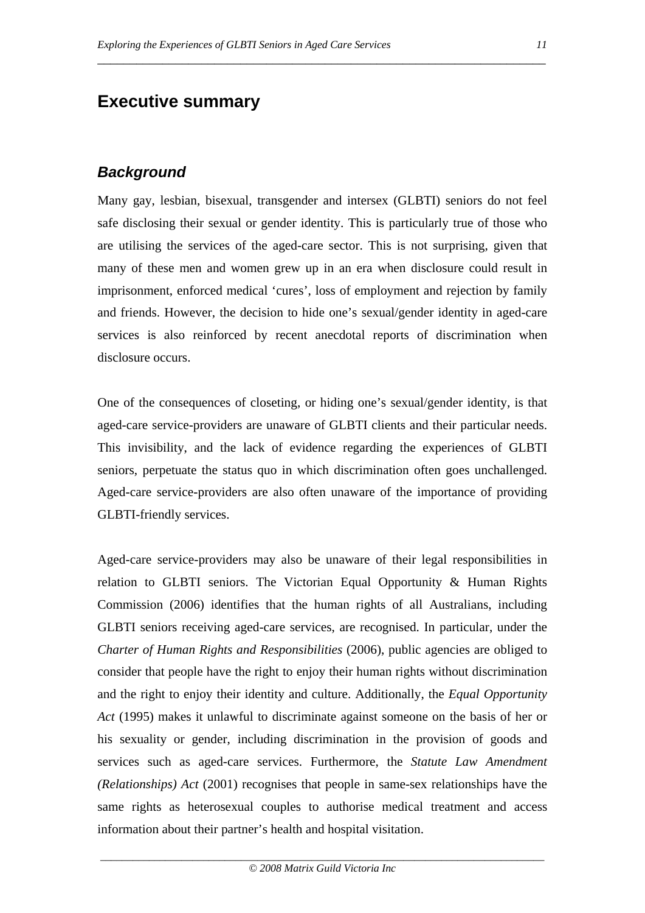# Executive summary

## *Background*

Many gay, lesbian, bisexual, transgender and intersex (GLBTI) seniors do not feel safe disclosing their sexual or gender identity. This is particularly true of those who are utilising the services of the aged-care sector. This is not surprising, given that many of these men and women grew up in an era when disclosure could result in imprisonment, enforced medical 'cures', loss of employment and rejection by family and friends. However, the decision to hide one's sexual/gender identity in aged-care services is also reinforced by recent anecdotal reports of discrimination when disclosure occurs.

One of the consequences of closeting, or hiding one's sexual/gender identity, is that aged-care service-providers are unaware of GLBTI clients and their particular needs. This invisibility, and the lack of evidence regarding the experiences of GLBTI seniors, perpetuate the status quo in which discrimination often goes unchallenged. Aged-care service-providers are also often unaware of the importance of providing GLBTI-friendly services.

Aged-care service-providers may also be unaware of their legal responsibilities in relation to GLBTI seniors. The Victorian Equal Opportunity & Human Rights Commission (2006) identifies that the human rights of all Australians, including GLBTI seniors receiving aged-care services, are recognised. In particular, under the *Charter of Human Rights and Responsibilities* (2006), public agencies are obliged to consider that people have the right to enjoy their human rights without discrimination and the right to enjoy their identity and culture. Additionally, the *Equal Opportunity Act* (1995) makes it unlawful to discriminate against someone on the basis of her or his sexuality or gender, including discrimination in the provision of goods and services such as aged-care services. Furthermore, the *Statute Law Amendment (Relationships) Act* (2001) recognises that people in same-sex relationships have the same rights as heterosexual couples to authorise medical treatment and access information about their partner's health and hospital visitation.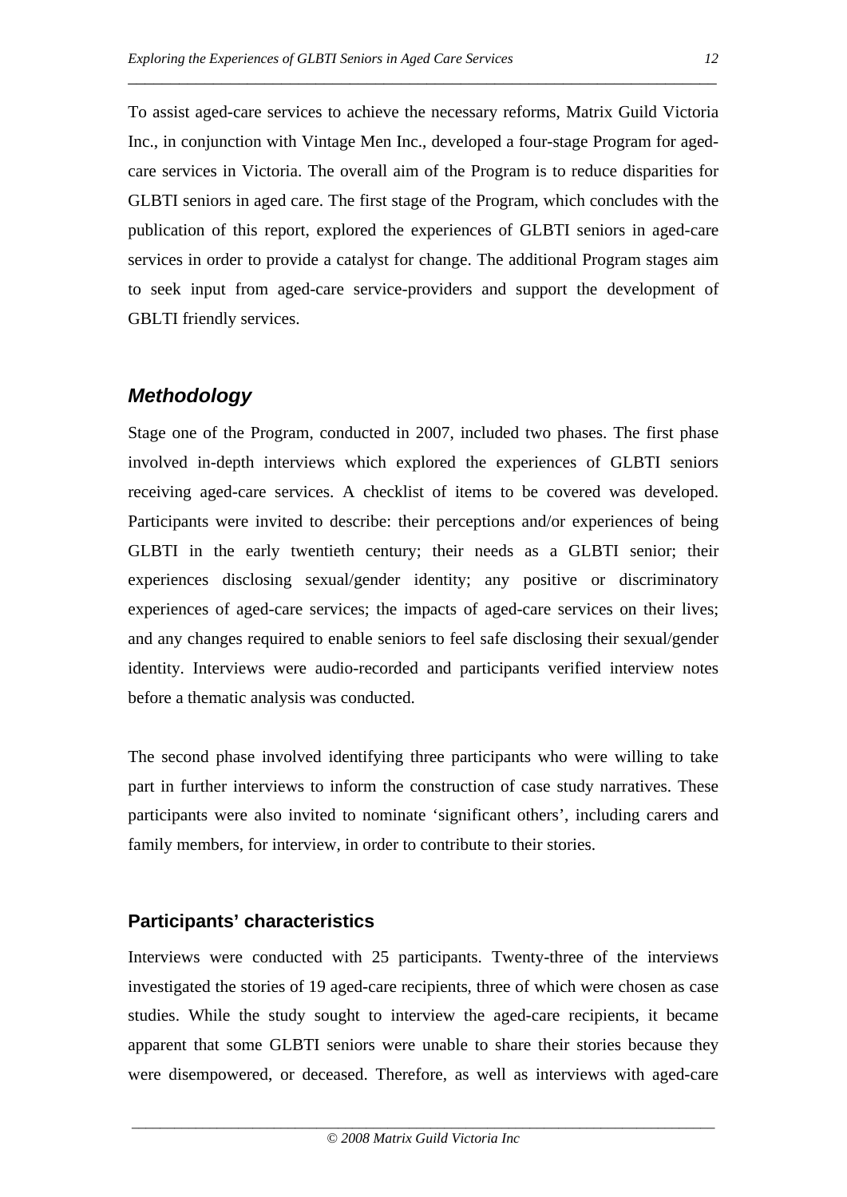To assist aged-care services to achieve the necessary reforms, Matrix Guild Victoria Inc., in conjunction with Vintage Men Inc., developed a four-stage Program for aged-care services in Victoria. The overall aim of the Program is to reduce disparities for GLBTI seniors in aged care. The first stage of the Program, which concludes with the publication of this report, explored the experiences of GLBTI seniors in aged-care services in order to provide a catalyst for change. The additional Program stages aim to seek input from aged-care service-providers and support the development of GBLTI friendly services.

## *Methodology*

Stage one of the Program, conducted in 2007, included two phases. The first phase involved in-depth interviews which explored the experiences of GLBTI seniors receiving aged-care services. A checklist of items to be covered was developed. Participants were invited to describe: their perceptions and/or experiences of being GLBTI in the early twentieth century; their needs as a GLBTI senior; their experiences disclosing sexual/gender identity; any positive or discriminatory experiences of aged-care services; the impacts of aged-care services on their lives; and any changes required to enable seniors to feel safe disclosing their sexual/gender identity. Interviews were audio-recorded and participants verified interview notes before a thematic analysis was conducted.

The second phase involved identifying three participants who were willing to take part in further interviews to inform the construction of case study narratives. These participants were also invited to nominate 'significant others', including carers and family members, for interview, in order to contribute to their stories.

### Participants' characteristics

Interviews were conducted with 25 participants. Twenty-three of the interviews investigated the stories of 19 aged-care recipients, three of which were chosen as case studies. While the study sought to interview the aged-care recipients, it became apparent that some GLBTI seniors were unable to share their stories because they were disempowered, or deceased. Therefore, as well as interviews with aged-care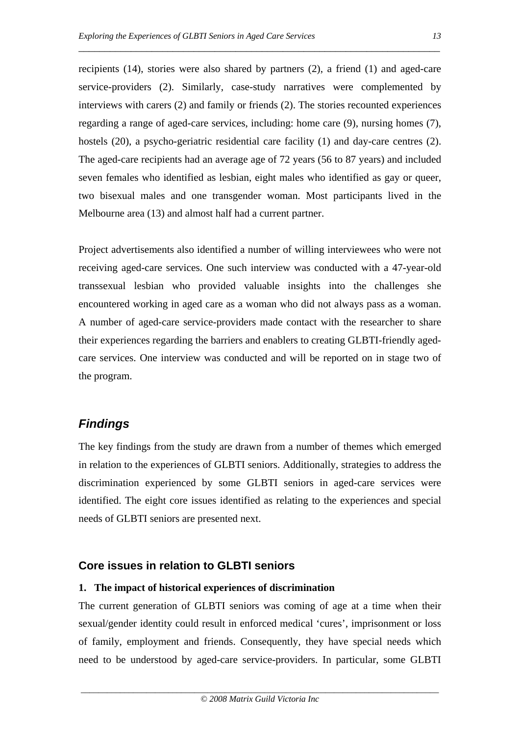recipients (14), stories were also shared by partners (2), a friend (1) and aged-care service-providers (2). Similarly, case-study narratives were complemented by interviews with carers (2) and family or friends (2). The stories recounted experiences regarding a range of aged-care services, including: home care (9), nursing homes (7), hostels (20), a psycho-geriatric residential care facility (1) and day-care centres (2). The aged-care recipients had an average age of 72 years (56 to 87 years) and included seven females who identified as lesbian, eight males who identified as gay or queer, two bisexual males and one transgender woman. Most participants lived in the Melbourne area (13) and almost half had a current partner.

Project advertisements also identified a number of willing interviewees who were not receiving aged-care services. One such interview was conducted with a 47-year-old transsexual lesbian who provided valuable insights into the challenges she encountered working in aged care as a woman who did not always pass as a woman. A number of aged-care service-providers made contact with the researcher to share their experiences regarding the barriers and enablers to creating GLBTI-friendly aged-care services. One interview was conducted and will be reported on in stage two of the program.

## *Findings*

The key findings from the study are drawn from a number of themes which emerged in relation to the experiences of GLBTI seniors. Additionally, strategies to address the discrimination experienced by some GLBTI seniors in aged-care services were identified. The eight core issues identified as relating to the experiences and special needs of GLBTI seniors are presented next.

### Core issues in relation to GLBTI seniors

**1. The impact of historical experiences of discrimination**

The current generation of GLBTI seniors was coming of age at a time when their sexual/gender identity could result in enforced medical 'cures', imprisonment or loss of family, employment and friends. Consequently, they have special needs which need to be understood by aged-care service-providers. In particular, some GLBTI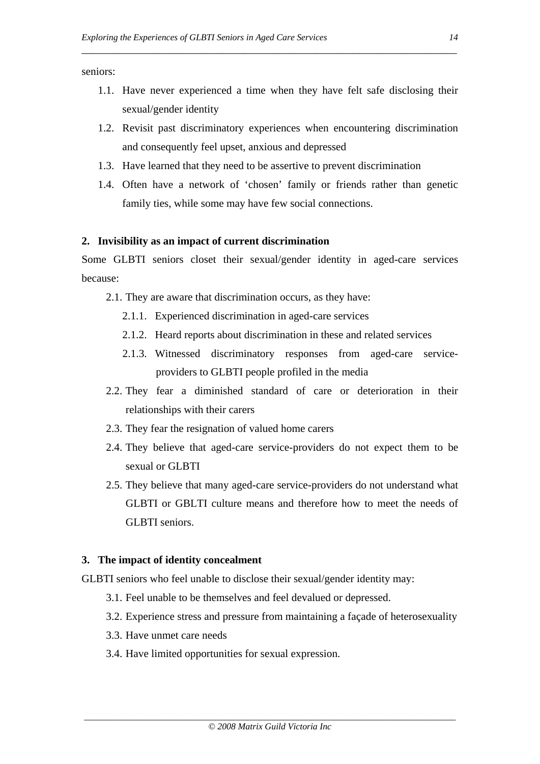seniors:

1.1. Have never experienced a time when they have felt safe disclosing their sexual/gender identity
1.2. Revisit past discriminatory experiences when encountering discrimination and consequently feel upset, anxious and depressed
1.3. Have learned that they need to be assertive to prevent discrimination
1.4. Often have a network of 'chosen' family or friends rather than genetic family ties, while some may have few social connections.

**2. Invisibility as an impact of current discrimination**

Some GLBTI seniors closet their sexual/gender identity in aged-care services because:

- 2.1. They are aware that discrimination occurs, as they have:
  - 2.1.1. Experienced discrimination in aged-care services
  - 2.1.2. Heard reports about discrimination in these and related services
  - 2.1.3. Witnessed discriminatory responses from aged-care service-providers to GLBTI people profiled in the media
- 2.2. They fear a diminished standard of care or deterioration in their relationships with their carers
- 2.3. They fear the resignation of valued home carers
- 2.4. They believe that aged-care service-providers do not expect them to be sexual or GLBTI
- 2.5. They believe that many aged-care service-providers do not understand what GLBTI or GBLTI culture means and therefore how to meet the needs of GLBTI seniors.

**3. The impact of identity concealment**

GLBTI seniors who feel unable to disclose their sexual/gender identity may:

- 3.1. Feel unable to be themselves and feel devalued or depressed.
- 3.2. Experience stress and pressure from maintaining a façade of heterosexuality
- 3.3. Have unmet care needs
- 3.4. Have limited opportunities for sexual expression.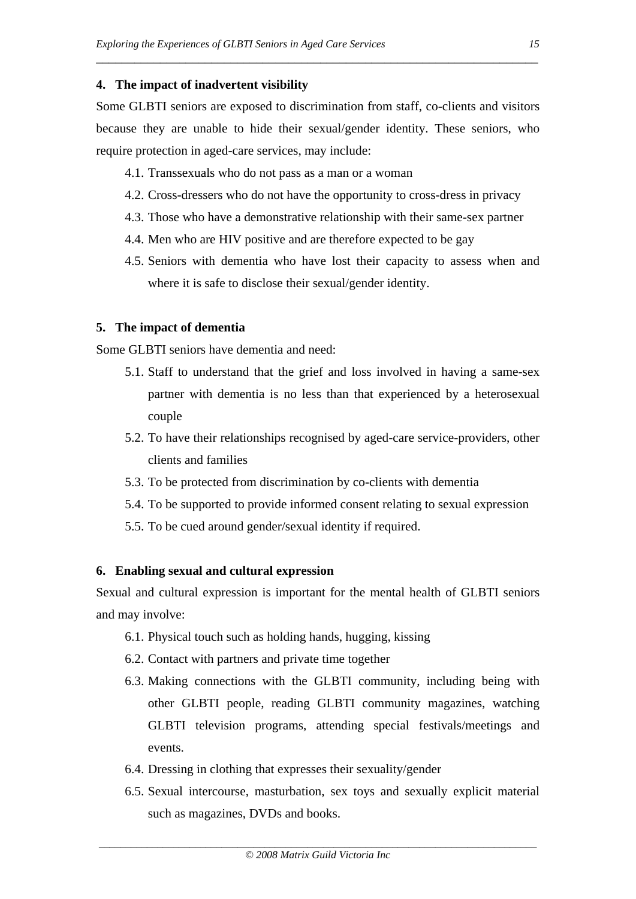**4. The impact of inadvertent visibility**

Some GLBTI seniors are exposed to discrimination from staff, co-clients and visitors because they are unable to hide their sexual/gender identity. These seniors, who require protection in aged-care services, may include:

- 4.1. Transsexuals who do not pass as a man or a woman
- 4.2. Cross-dressers who do not have the opportunity to cross-dress in privacy
- 4.3. Those who have a demonstrative relationship with their same-sex partner
- 4.4. Men who are HIV positive and are therefore expected to be gay
- 4.5. Seniors with dementia who have lost their capacity to assess when and where it is safe to disclose their sexual/gender identity.

**5. The impact of dementia**

Some GLBTI seniors have dementia and need:

- 5.1. Staff to understand that the grief and loss involved in having a same-sex partner with dementia is no less than that experienced by a heterosexual couple
- 5.2. To have their relationships recognised by aged-care service-providers, other clients and families
- 5.3. To be protected from discrimination by co-clients with dementia
- 5.4. To be supported to provide informed consent relating to sexual expression
- 5.5. To be cued around gender/sexual identity if required.

**6. Enabling sexual and cultural expression**

Sexual and cultural expression is important for the mental health of GLBTI seniors and may involve:

- 6.1. Physical touch such as holding hands, hugging, kissing
- 6.2. Contact with partners and private time together
- 6.3. Making connections with the GLBTI community, including being with other GLBTI people, reading GLBTI community magazines, watching GLBTI television programs, attending special festivals/meetings and events.
- 6.4. Dressing in clothing that expresses their sexuality/gender
- 6.5. Sexual intercourse, masturbation, sex toys and sexually explicit material such as magazines, DVDs and books.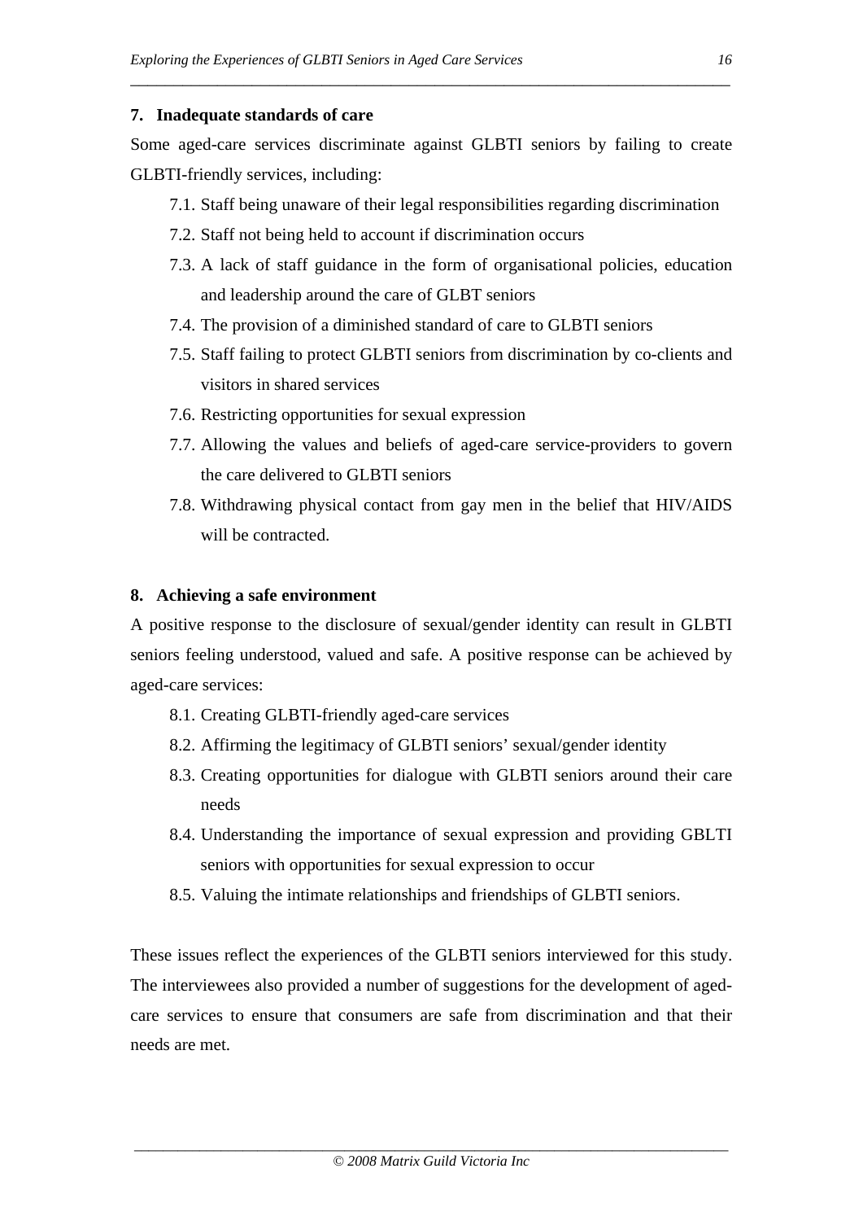**7. Inadequate standards of care**

Some aged-care services discriminate against GLBTI seniors by failing to create GLBTI-friendly services, including:

7.1. Staff being unaware of their legal responsibilities regarding discrimination

7.2. Staff not being held to account if discrimination occurs

7.3. A lack of staff guidance in the form of organisational policies, education and leadership around the care of GLBT seniors

7.4. The provision of a diminished standard of care to GLBTI seniors

7.5. Staff failing to protect GLBTI seniors from discrimination by co-clients and visitors in shared services

7.6. Restricting opportunities for sexual expression

7.7. Allowing the values and beliefs of aged-care service-providers to govern the care delivered to GLBTI seniors

7.8. Withdrawing physical contact from gay men in the belief that HIV/AIDS will be contracted.

**8. Achieving a safe environment**

A positive response to the disclosure of sexual/gender identity can result in GLBTI seniors feeling understood, valued and safe. A positive response can be achieved by aged-care services:

8.1. Creating GLBTI-friendly aged-care services

8.2. Affirming the legitimacy of GLBTI seniors' sexual/gender identity

8.3. Creating opportunities for dialogue with GLBTI seniors around their care needs

8.4. Understanding the importance of sexual expression and providing GBLTI seniors with opportunities for sexual expression to occur

8.5. Valuing the intimate relationships and friendships of GLBTI seniors.

These issues reflect the experiences of the GLBTI seniors interviewed for this study. The interviewees also provided a number of suggestions for the development of aged-care services to ensure that consumers are safe from discrimination and that their needs are met.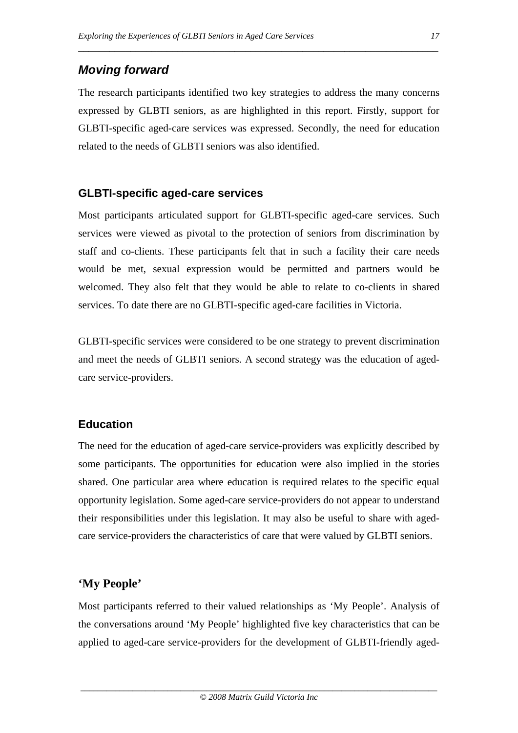## *Moving forward*

The research participants identified two key strategies to address the many concerns expressed by GLBTI seniors, as are highlighted in this report. Firstly, support for GLBTI-specific aged-care services was expressed. Secondly, the need for education related to the needs of GLBTI seniors was also identified.

### GLBTI-specific aged-care services

Most participants articulated support for GLBTI-specific aged-care services. Such services were viewed as pivotal to the protection of seniors from discrimination by staff and co-clients. These participants felt that in such a facility their care needs would be met, sexual expression would be permitted and partners would be welcomed. They also felt that they would be able to relate to co-clients in shared services. To date there are no GLBTI-specific aged-care facilities in Victoria.

GLBTI-specific services were considered to be one strategy to prevent discrimination and meet the needs of GLBTI seniors. A second strategy was the education of aged-care service-providers.

### Education

The need for the education of aged-care service-providers was explicitly described by some participants. The opportunities for education were also implied in the stories shared. One particular area where education is required relates to the specific equal opportunity legislation. Some aged-care service-providers do not appear to understand their responsibilities under this legislation. It may also be useful to share with aged-care service-providers the characteristics of care that were valued by GLBTI seniors.

### 'My People'

Most participants referred to their valued relationships as 'My People'. Analysis of the conversations around 'My People' highlighted five key characteristics that can be applied to aged-care service-providers for the development of GLBTI-friendly aged-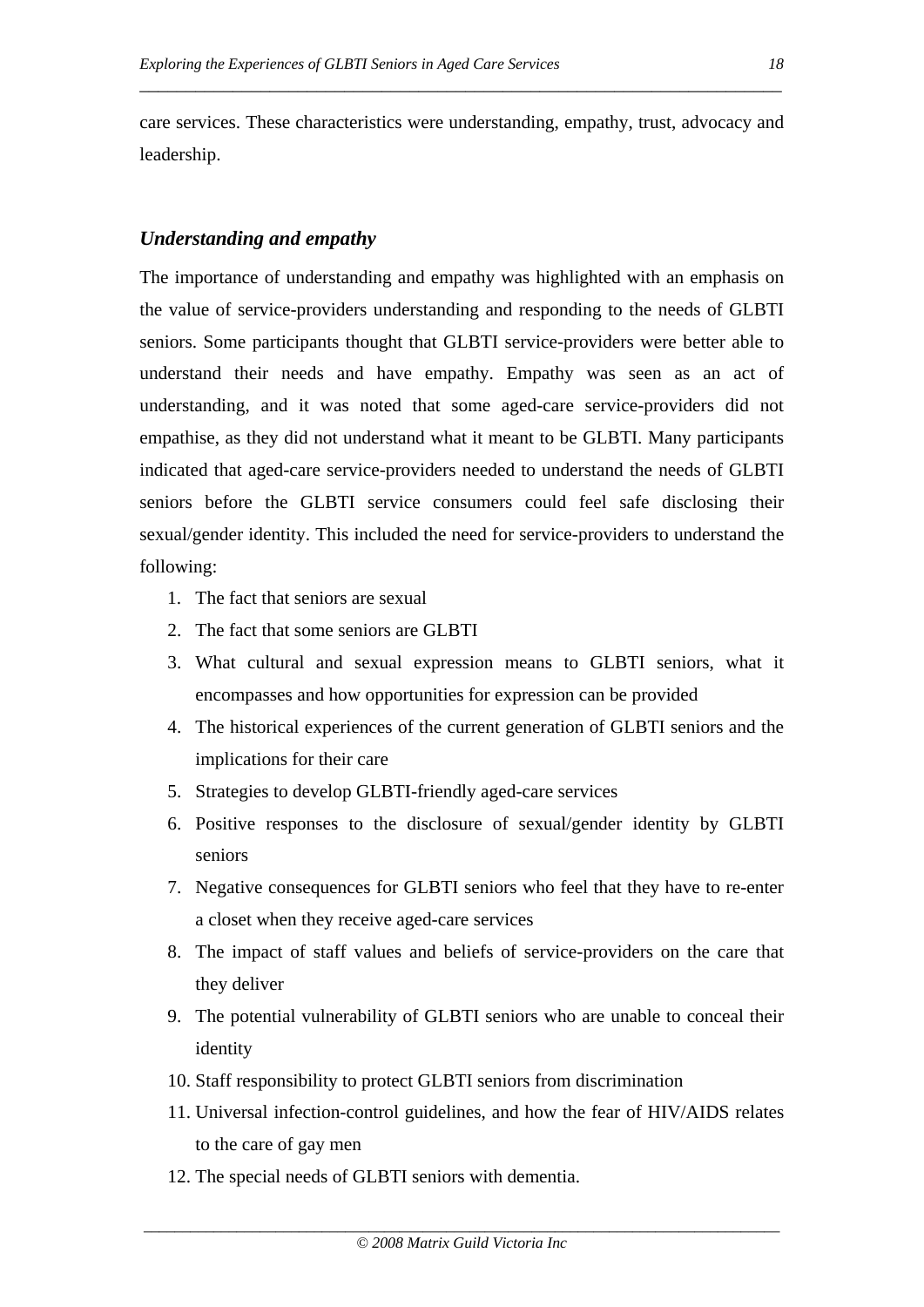care services. These characteristics were understanding, empathy, trust, advocacy and leadership.

### *Understanding and empathy*

The importance of understanding and empathy was highlighted with an emphasis on the value of service-providers understanding and responding to the needs of GLBTI seniors. Some participants thought that GLBTI service-providers were better able to understand their needs and have empathy. Empathy was seen as an act of understanding, and it was noted that some aged-care service-providers did not empathise, as they did not understand what it meant to be GLBTI. Many participants indicated that aged-care service-providers needed to understand the needs of GLBTI seniors before the GLBTI service consumers could feel safe disclosing their sexual/gender identity. This included the need for service-providers to understand the following:

1. The fact that seniors are sexual
2. The fact that some seniors are GLBTI
3. What cultural and sexual expression means to GLBTI seniors, what it encompasses and how opportunities for expression can be provided
4. The historical experiences of the current generation of GLBTI seniors and the implications for their care
5. Strategies to develop GLBTI-friendly aged-care services
6. Positive responses to the disclosure of sexual/gender identity by GLBTI seniors
7. Negative consequences for GLBTI seniors who feel that they have to re-enter a closet when they receive aged-care services
8. The impact of staff values and beliefs of service-providers on the care that they deliver
9. The potential vulnerability of GLBTI seniors who are unable to conceal their identity
10. Staff responsibility to protect GLBTI seniors from discrimination
11. Universal infection-control guidelines, and how the fear of HIV/AIDS relates to the care of gay men
12. The special needs of GLBTI seniors with dementia.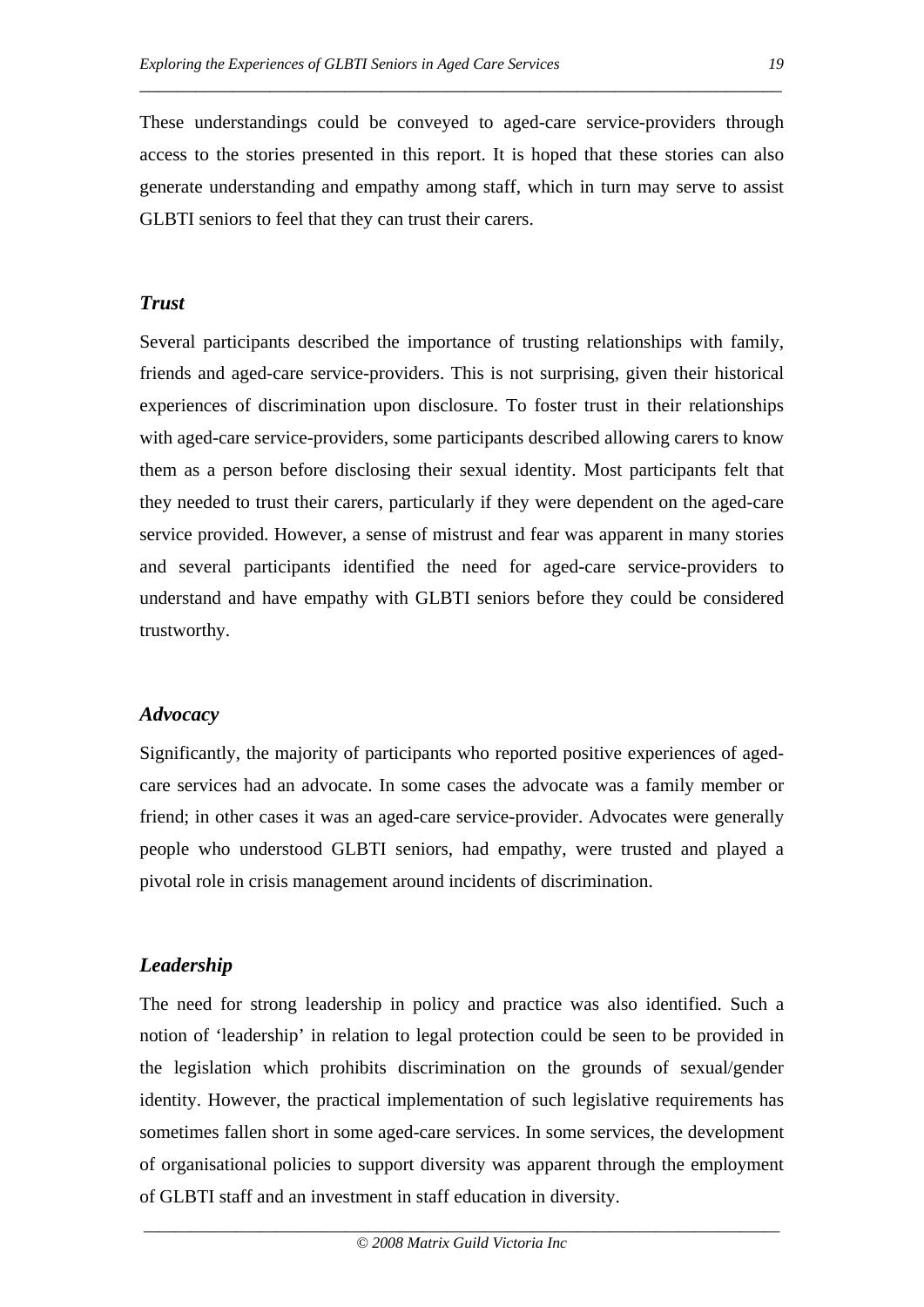These understandings could be conveyed to aged-care service-providers through access to the stories presented in this report. It is hoped that these stories can also generate understanding and empathy among staff, which in turn may serve to assist GLBTI seniors to feel that they can trust their carers.

### *Trust*

Several participants described the importance of trusting relationships with family, friends and aged-care service-providers. This is not surprising, given their historical experiences of discrimination upon disclosure. To foster trust in their relationships with aged-care service-providers, some participants described allowing carers to know them as a person before disclosing their sexual identity. Most participants felt that they needed to trust their carers, particularly if they were dependent on the aged-care service provided. However, a sense of mistrust and fear was apparent in many stories and several participants identified the need for aged-care service-providers to understand and have empathy with GLBTI seniors before they could be considered trustworthy.

### *Advocacy*

Significantly, the majority of participants who reported positive experiences of aged-care services had an advocate. In some cases the advocate was a family member or friend; in other cases it was an aged-care service-provider. Advocates were generally people who understood GLBTI seniors, had empathy, were trusted and played a pivotal role in crisis management around incidents of discrimination.

### *Leadership*

The need for strong leadership in policy and practice was also identified. Such a notion of 'leadership' in relation to legal protection could be seen to be provided in the legislation which prohibits discrimination on the grounds of sexual/gender identity. However, the practical implementation of such legislative requirements has sometimes fallen short in some aged-care services. In some services, the development of organisational policies to support diversity was apparent through the employment of GLBTI staff and an investment in staff education in diversity.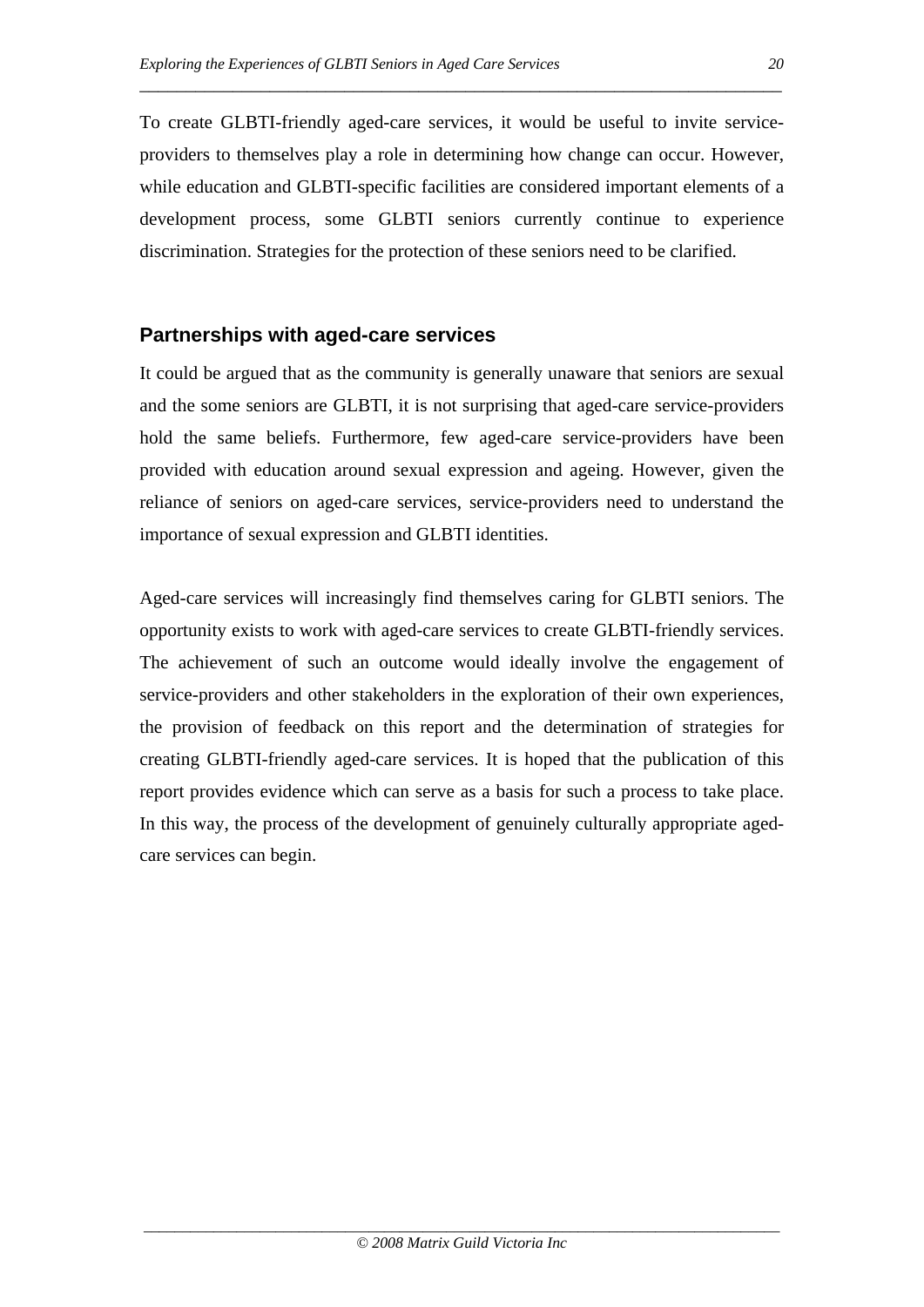To create GLBTI-friendly aged-care services, it would be useful to invite service-providers to themselves play a role in determining how change can occur. However, while education and GLBTI-specific facilities are considered important elements of a development process, some GLBTI seniors currently continue to experience discrimination. Strategies for the protection of these seniors need to be clarified.

## Partnerships with aged-care services

It could be argued that as the community is generally unaware that seniors are sexual and the some seniors are GLBTI, it is not surprising that aged-care service-providers hold the same beliefs. Furthermore, few aged-care service-providers have been provided with education around sexual expression and ageing. However, given the reliance of seniors on aged-care services, service-providers need to understand the importance of sexual expression and GLBTI identities.

Aged-care services will increasingly find themselves caring for GLBTI seniors. The opportunity exists to work with aged-care services to create GLBTI-friendly services. The achievement of such an outcome would ideally involve the engagement of service-providers and other stakeholders in the exploration of their own experiences, the provision of feedback on this report and the determination of strategies for creating GLBTI-friendly aged-care services. It is hoped that the publication of this report provides evidence which can serve as a basis for such a process to take place. In this way, the process of the development of genuinely culturally appropriate aged-care services can begin.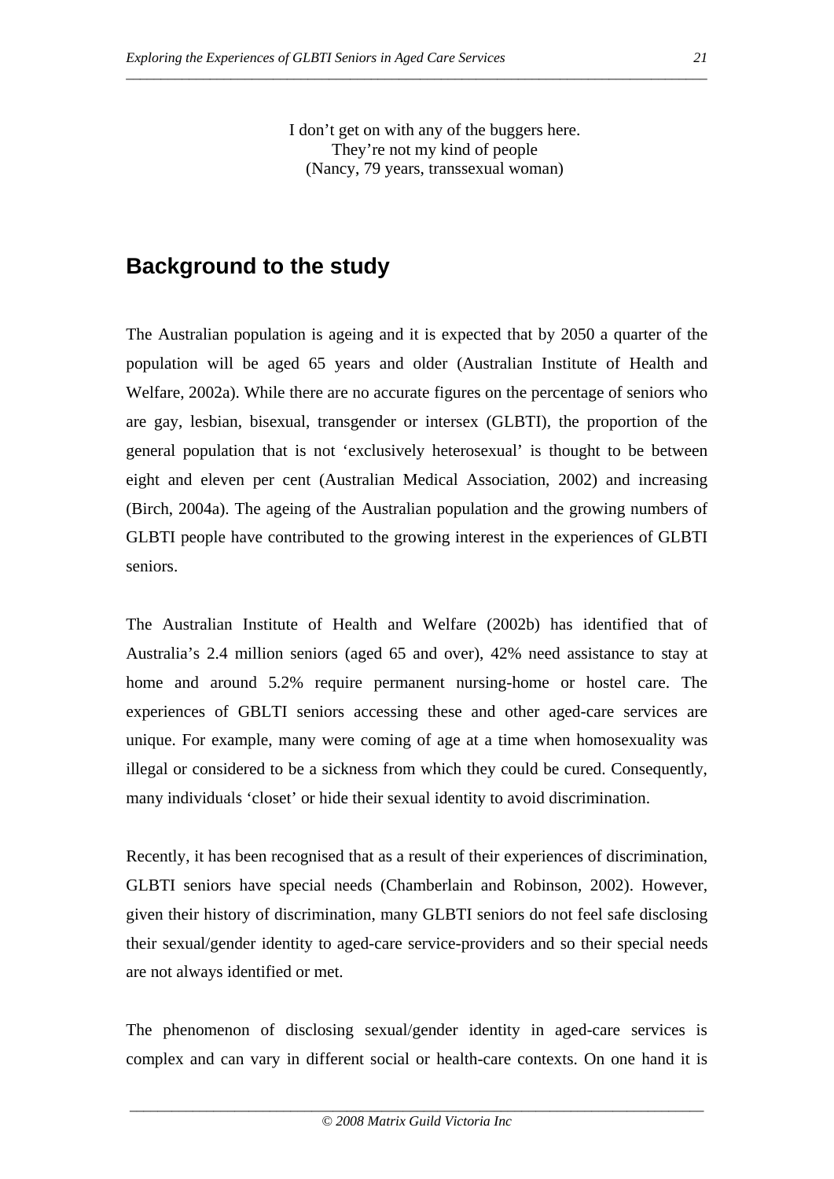I don't get on with any of the buggers here.  
They're not my kind of people  
(Nancy, 79 years, transsexual woman)

## Background to the study

The Australian population is ageing and it is expected that by 2050 a quarter of the population will be aged 65 years and older (Australian Institute of Health and Welfare, 2002a). While there are no accurate figures on the percentage of seniors who are gay, lesbian, bisexual, transgender or intersex (GLBTI), the proportion of the general population that is not 'exclusively heterosexual' is thought to be between eight and eleven per cent (Australian Medical Association, 2002) and increasing (Birch, 2004a). The ageing of the Australian population and the growing numbers of GLBTI people have contributed to the growing interest in the experiences of GLBTI seniors.

The Australian Institute of Health and Welfare (2002b) has identified that of Australia's 2.4 million seniors (aged 65 and over), 42% need assistance to stay at home and around 5.2% require permanent nursing-home or hostel care. The experiences of GBLTI seniors accessing these and other aged-care services are unique. For example, many were coming of age at a time when homosexuality was illegal or considered to be a sickness from which they could be cured. Consequently, many individuals 'closet' or hide their sexual identity to avoid discrimination.

Recently, it has been recognised that as a result of their experiences of discrimination, GLBTI seniors have special needs (Chamberlain and Robinson, 2002). However, given their history of discrimination, many GLBTI seniors do not feel safe disclosing their sexual/gender identity to aged-care service-providers and so their special needs are not always identified or met.

The phenomenon of disclosing sexual/gender identity in aged-care services is complex and can vary in different social or health-care contexts. On one hand it is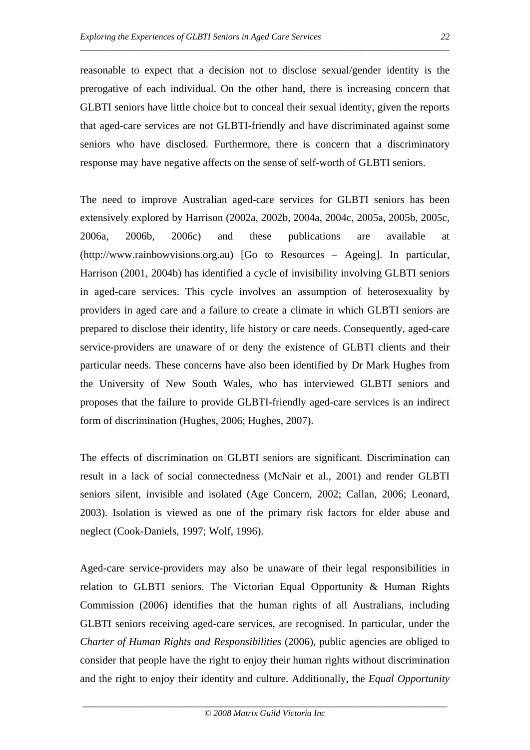reasonable to expect that a decision not to disclose sexual/gender identity is the prerogative of each individual. On the other hand, there is increasing concern that GLBTI seniors have little choice but to conceal their sexual identity, given the reports that aged-care services are not GLBTI-friendly and have discriminated against some seniors who have disclosed. Furthermore, there is concern that a discriminatory response may have negative affects on the sense of self-worth of GLBTI seniors.

The need to improve Australian aged-care services for GLBTI seniors has been extensively explored by Harrison (2002a, 2002b, 2004a, 2004c, 2005a, 2005b, 2005c, 2006a, 2006b, 2006c) and these publications are available at (http://www.rainbowvisions.org.au) [Go to Resources – Ageing]. In particular, Harrison (2001, 2004b) has identified a cycle of invisibility involving GLBTI seniors in aged-care services. This cycle involves an assumption of heterosexuality by providers in aged care and a failure to create a climate in which GLBTI seniors are prepared to disclose their identity, life history or care needs. Consequently, aged-care service-providers are unaware of or deny the existence of GLBTI clients and their particular needs. These concerns have also been identified by Dr Mark Hughes from the University of New South Wales, who has interviewed GLBTI seniors and proposes that the failure to provide GLBTI-friendly aged-care services is an indirect form of discrimination (Hughes, 2006; Hughes, 2007).

The effects of discrimination on GLBTI seniors are significant. Discrimination can result in a lack of social connectedness (McNair et al., 2001) and render GLBTI seniors silent, invisible and isolated (Age Concern, 2002; Callan, 2006; Leonard, 2003). Isolation is viewed as one of the primary risk factors for elder abuse and neglect (Cook-Daniels, 1997; Wolf, 1996).

Aged-care service-providers may also be unaware of their legal responsibilities in relation to GLBTI seniors. The Victorian Equal Opportunity & Human Rights Commission (2006) identifies that the human rights of all Australians, including GLBTI seniors receiving aged-care services, are recognised. In particular, under the *Charter of Human Rights and Responsibilities* (2006), public agencies are obliged to consider that people have the right to enjoy their human rights without discrimination and the right to enjoy their identity and culture. Additionally, the *Equal Opportunity*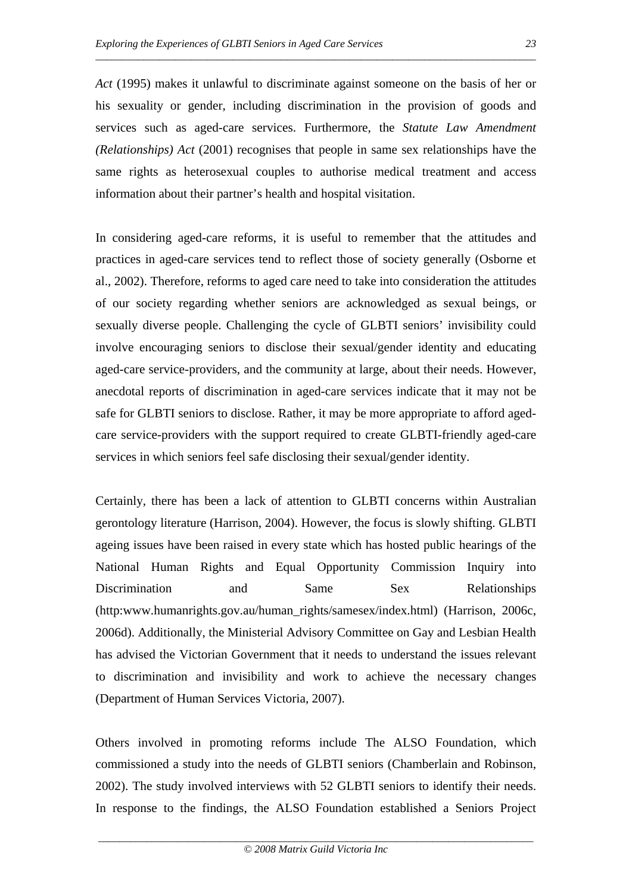*Act* (1995) makes it unlawful to discriminate against someone on the basis of her or his sexuality or gender, including discrimination in the provision of goods and services such as aged-care services. Furthermore, the *Statute Law Amendment (Relationships) Act* (2001) recognises that people in same sex relationships have the same rights as heterosexual couples to authorise medical treatment and access information about their partner's health and hospital visitation.

In considering aged-care reforms, it is useful to remember that the attitudes and practices in aged-care services tend to reflect those of society generally (Osborne et al., 2002). Therefore, reforms to aged care need to take into consideration the attitudes of our society regarding whether seniors are acknowledged as sexual beings, or sexually diverse people. Challenging the cycle of GLBTI seniors' invisibility could involve encouraging seniors to disclose their sexual/gender identity and educating aged-care service-providers, and the community at large, about their needs. However, anecdotal reports of discrimination in aged-care services indicate that it may not be safe for GLBTI seniors to disclose. Rather, it may be more appropriate to afford aged-care service-providers with the support required to create GLBTI-friendly aged-care services in which seniors feel safe disclosing their sexual/gender identity.

Certainly, there has been a lack of attention to GLBTI concerns within Australian gerontology literature (Harrison, 2004). However, the focus is slowly shifting. GLBTI ageing issues have been raised in every state which has hosted public hearings of the National Human Rights and Equal Opportunity Commission Inquiry into Discrimination and Same Sex Relationships (http:www.humanrights.gov.au/human_rights/samesex/index.html) (Harrison, 2006c, 2006d). Additionally, the Ministerial Advisory Committee on Gay and Lesbian Health has advised the Victorian Government that it needs to understand the issues relevant to discrimination and invisibility and work to achieve the necessary changes (Department of Human Services Victoria, 2007).

Others involved in promoting reforms include The ALSO Foundation, which commissioned a study into the needs of GLBTI seniors (Chamberlain and Robinson, 2002). The study involved interviews with 52 GLBTI seniors to identify their needs. In response to the findings, the ALSO Foundation established a Seniors Project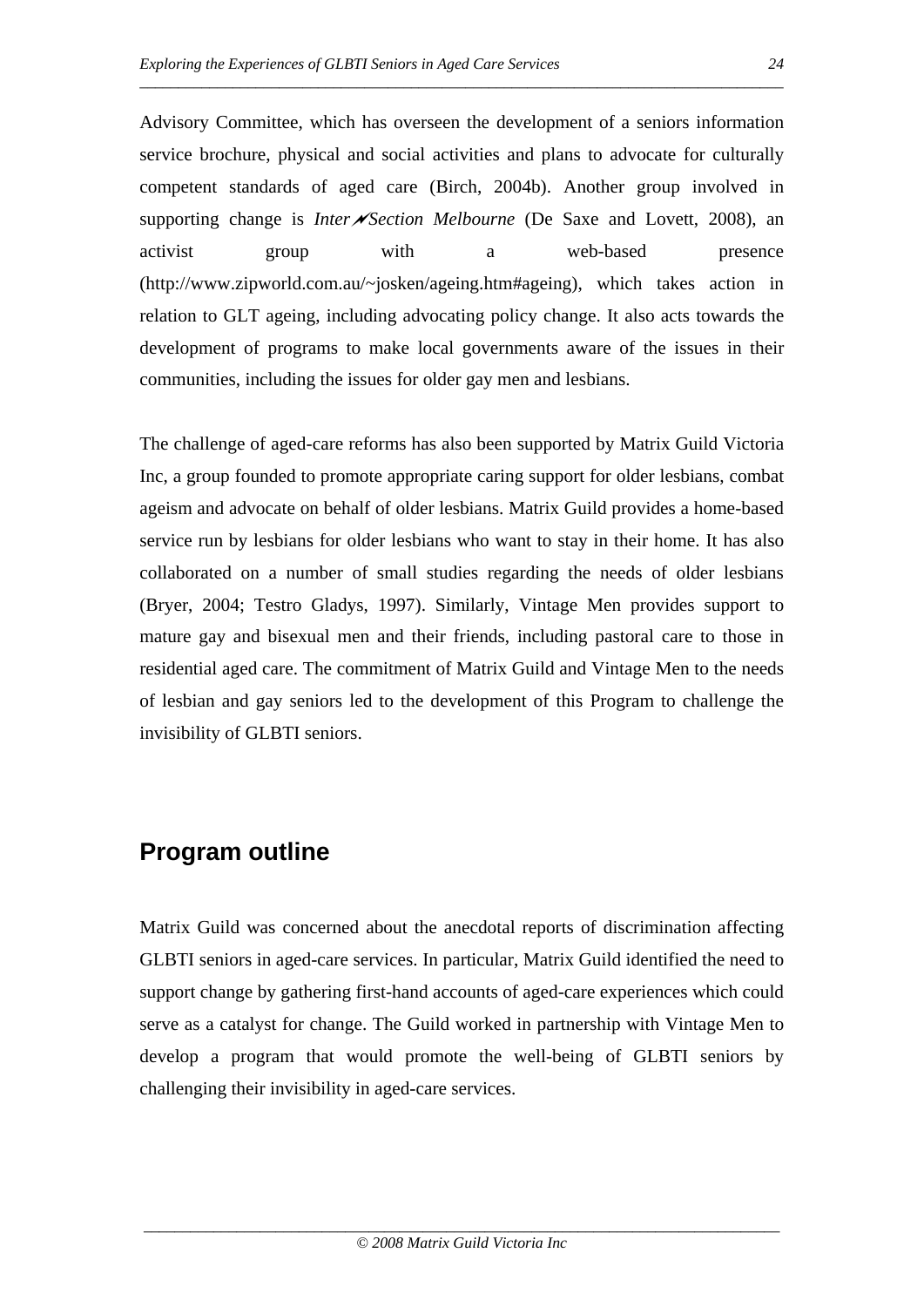Advisory Committee, which has overseen the development of a seniors information service brochure, physical and social activities and plans to advocate for culturally competent standards of aged care (Birch, 2004b). Another group involved in supporting change is *Inter≁Section Melbourne* (De Saxe and Lovett, 2008), an activist group with a web-based presence (http://www.zipworld.com.au/~josken/ageing.htm#ageing), which takes action in relation to GLT ageing, including advocating policy change. It also acts towards the development of programs to make local governments aware of the issues in their communities, including the issues for older gay men and lesbians.

The challenge of aged-care reforms has also been supported by Matrix Guild Victoria Inc, a group founded to promote appropriate caring support for older lesbians, combat ageism and advocate on behalf of older lesbians. Matrix Guild provides a home-based service run by lesbians for older lesbians who want to stay in their home. It has also collaborated on a number of small studies regarding the needs of older lesbians (Bryer, 2004; Testro Gladys, 1997). Similarly, Vintage Men provides support to mature gay and bisexual men and their friends, including pastoral care to those in residential aged care. The commitment of Matrix Guild and Vintage Men to the needs of lesbian and gay seniors led to the development of this Program to challenge the invisibility of GLBTI seniors.

## Program outline

Matrix Guild was concerned about the anecdotal reports of discrimination affecting GLBTI seniors in aged-care services. In particular, Matrix Guild identified the need to support change by gathering first-hand accounts of aged-care experiences which could serve as a catalyst for change. The Guild worked in partnership with Vintage Men to develop a program that would promote the well-being of GLBTI seniors by challenging their invisibility in aged-care services.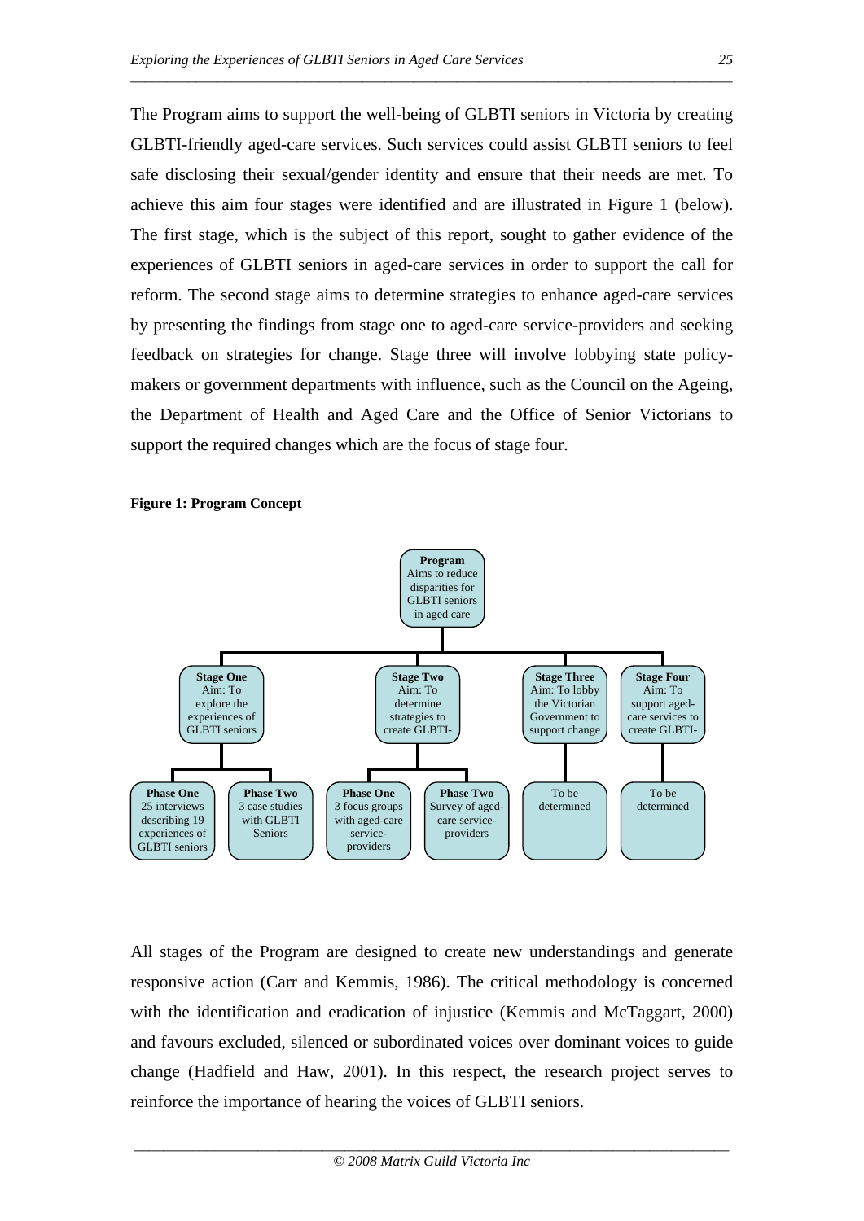The Program aims to support the well-being of GLBTI seniors in Victoria by creating GLBTI-friendly aged-care services. Such services could assist GLBTI seniors to feel safe disclosing their sexual/gender identity and ensure that their needs are met. To achieve this aim four stages were identified and are illustrated in Figure 1 (below). The first stage, which is the subject of this report, sought to gather evidence of the experiences of GLBTI seniors in aged-care services in order to support the call for reform. The second stage aims to determine strategies to enhance aged-care services by presenting the findings from stage one to aged-care service-providers and seeking feedback on strategies for change. Stage three will involve lobbying state policy-makers or government departments with influence, such as the Council on the Ageing, the Department of Health and Aged Care and the Office of Senior Victorians to support the required changes which are the focus of stage four.

**Figure 1: Program Concept**

- **Program** Aims to reduce disparities for GLBTI seniors in aged care
  - **Stage One** Aim: To explore the experiences of GLBTI seniors
    - **Phase One** 25 interviews describing 19 experiences of GLBTI seniors
    - **Phase Two** 3 case studies with GLBTI Seniors
  - **Stage Two** Aim: To determine strategies to create GLBTI-
    - **Phase One** 3 focus groups with aged-care service-providers
    - **Phase Two** Survey of aged-care service-providers
  - **Stage Three** Aim: To lobby the Victorian Government to support change
    - To be determined
  - **Stage Four** Aim: To support aged-care services to create GLBTI-
    - To be determined

All stages of the Program are designed to create new understandings and generate responsive action (Carr and Kemmis, 1986). The critical methodology is concerned with the identification and eradication of injustice (Kemmis and McTaggart, 2000) and favours excluded, silenced or subordinated voices over dominant voices to guide change (Hadfield and Haw, 2001). In this respect, the research project serves to reinforce the importance of hearing the voices of GLBTI seniors.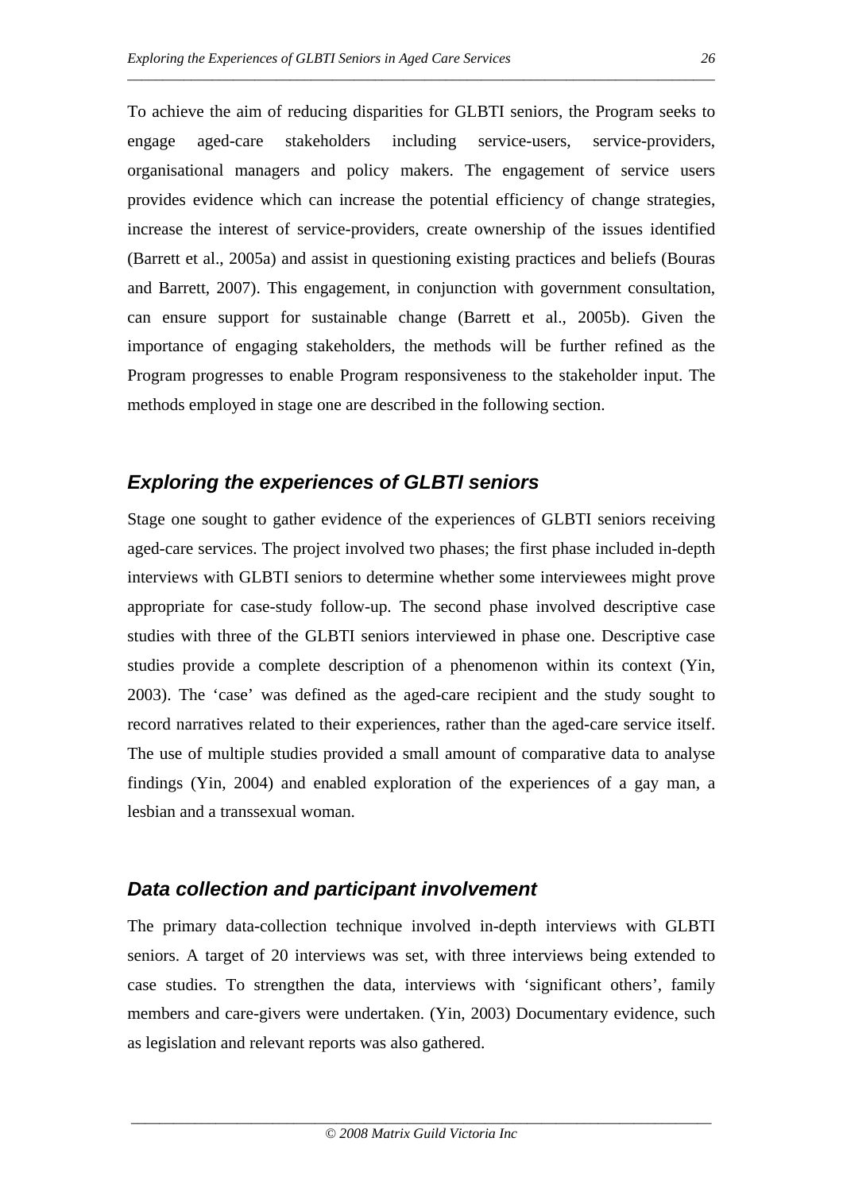To achieve the aim of reducing disparities for GLBTI seniors, the Program seeks to engage aged-care stakeholders including service-users, service-providers, organisational managers and policy makers. The engagement of service users provides evidence which can increase the potential efficiency of change strategies, increase the interest of service-providers, create ownership of the issues identified (Barrett et al., 2005a) and assist in questioning existing practices and beliefs (Bouras and Barrett, 2007). This engagement, in conjunction with government consultation, can ensure support for sustainable change (Barrett et al., 2005b). Given the importance of engaging stakeholders, the methods will be further refined as the Program progresses to enable Program responsiveness to the stakeholder input. The methods employed in stage one are described in the following section.

## *Exploring the experiences of GLBTI seniors*

Stage one sought to gather evidence of the experiences of GLBTI seniors receiving aged-care services. The project involved two phases; the first phase included in-depth interviews with GLBTI seniors to determine whether some interviewees might prove appropriate for case-study follow-up. The second phase involved descriptive case studies with three of the GLBTI seniors interviewed in phase one. Descriptive case studies provide a complete description of a phenomenon within its context (Yin, 2003). The 'case' was defined as the aged-care recipient and the study sought to record narratives related to their experiences, rather than the aged-care service itself. The use of multiple studies provided a small amount of comparative data to analyse findings (Yin, 2004) and enabled exploration of the experiences of a gay man, a lesbian and a transsexual woman.

## *Data collection and participant involvement*

The primary data-collection technique involved in-depth interviews with GLBTI seniors. A target of 20 interviews was set, with three interviews being extended to case studies. To strengthen the data, interviews with 'significant others', family members and care-givers were undertaken. (Yin, 2003) Documentary evidence, such as legislation and relevant reports was also gathered.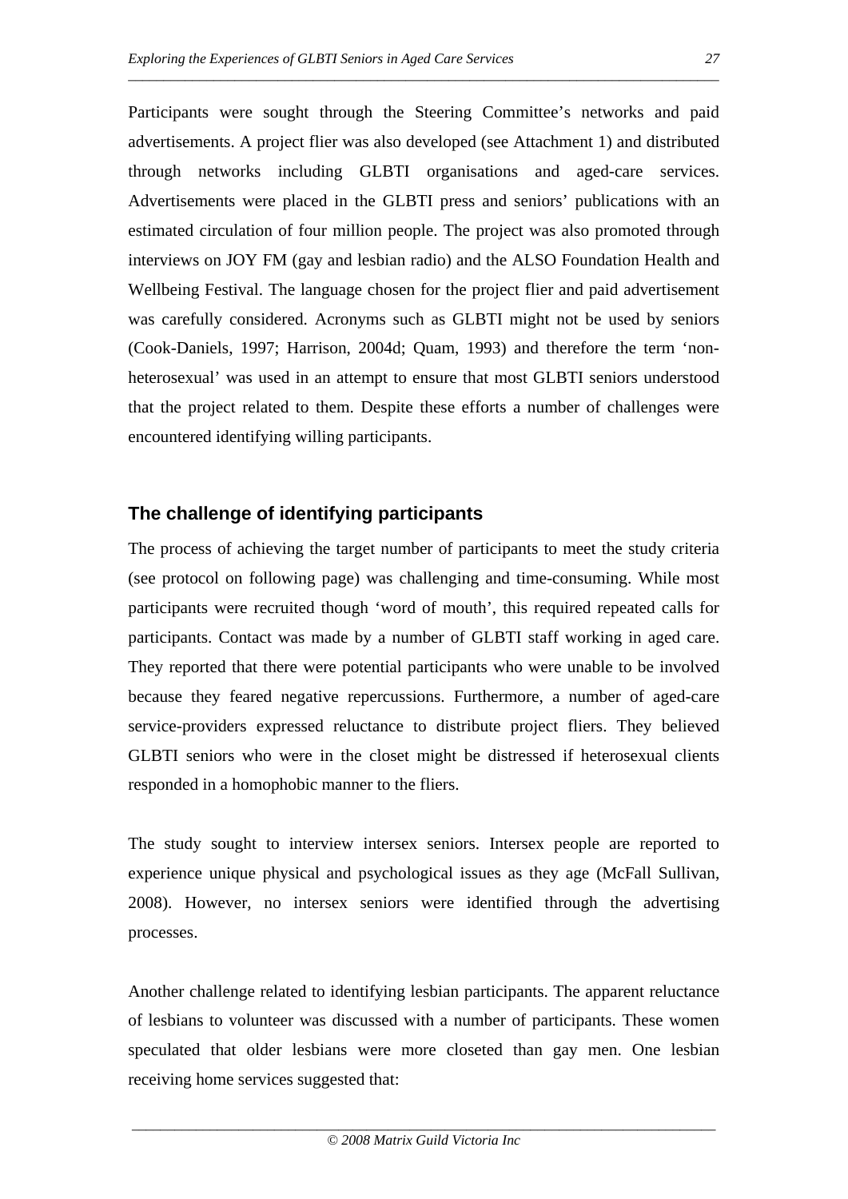Participants were sought through the Steering Committee's networks and paid advertisements. A project flier was also developed (see Attachment 1) and distributed through networks including GLBTI organisations and aged-care services. Advertisements were placed in the GLBTI press and seniors' publications with an estimated circulation of four million people. The project was also promoted through interviews on JOY FM (gay and lesbian radio) and the ALSO Foundation Health and Wellbeing Festival. The language chosen for the project flier and paid advertisement was carefully considered. Acronyms such as GLBTI might not be used by seniors (Cook-Daniels, 1997; Harrison, 2004d; Quam, 1993) and therefore the term 'non-heterosexual' was used in an attempt to ensure that most GLBTI seniors understood that the project related to them. Despite these efforts a number of challenges were encountered identifying willing participants.

## The challenge of identifying participants

The process of achieving the target number of participants to meet the study criteria (see protocol on following page) was challenging and time-consuming. While most participants were recruited though 'word of mouth', this required repeated calls for participants. Contact was made by a number of GLBTI staff working in aged care. They reported that there were potential participants who were unable to be involved because they feared negative repercussions. Furthermore, a number of aged-care service-providers expressed reluctance to distribute project fliers. They believed GLBTI seniors who were in the closet might be distressed if heterosexual clients responded in a homophobic manner to the fliers.

The study sought to interview intersex seniors. Intersex people are reported to experience unique physical and psychological issues as they age (McFall Sullivan, 2008). However, no intersex seniors were identified through the advertising processes.

Another challenge related to identifying lesbian participants. The apparent reluctance of lesbians to volunteer was discussed with a number of participants. These women speculated that older lesbians were more closeted than gay men. One lesbian receiving home services suggested that: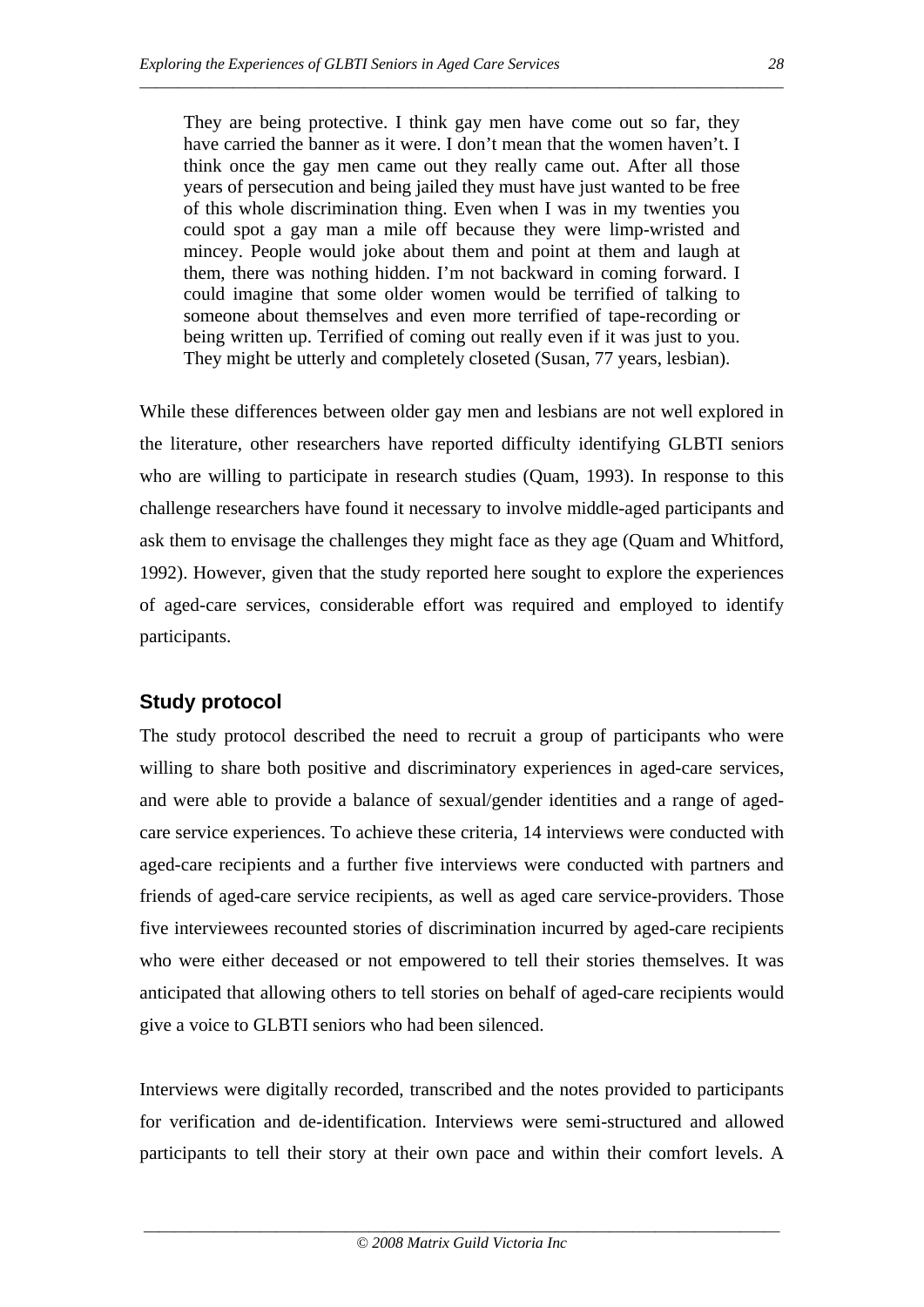> They are being protective. I think gay men have come out so far, they have carried the banner as it were. I don't mean that the women haven't. I think once the gay men came out they really came out. After all those years of persecution and being jailed they must have just wanted to be free of this whole discrimination thing. Even when I was in my twenties you could spot a gay man a mile off because they were limp-wristed and mincey. People would joke about them and point at them and laugh at them, there was nothing hidden. I'm not backward in coming forward. I could imagine that some older women would be terrified of talking to someone about themselves and even more terrified of tape-recording or being written up. Terrified of coming out really even if it was just to you. They might be utterly and completely closeted (Susan, 77 years, lesbian).

While these differences between older gay men and lesbians are not well explored in the literature, other researchers have reported difficulty identifying GLBTI seniors who are willing to participate in research studies (Quam, 1993). In response to this challenge researchers have found it necessary to involve middle-aged participants and ask them to envisage the challenges they might face as they age (Quam and Whitford, 1992). However, given that the study reported here sought to explore the experiences of aged-care services, considerable effort was required and employed to identify participants.

## Study protocol

The study protocol described the need to recruit a group of participants who were willing to share both positive and discriminatory experiences in aged-care services, and were able to provide a balance of sexual/gender identities and a range of aged-care service experiences. To achieve these criteria, 14 interviews were conducted with aged-care recipients and a further five interviews were conducted with partners and friends of aged-care service recipients, as well as aged care service-providers. Those five interviewees recounted stories of discrimination incurred by aged-care recipients who were either deceased or not empowered to tell their stories themselves. It was anticipated that allowing others to tell stories on behalf of aged-care recipients would give a voice to GLBTI seniors who had been silenced.

Interviews were digitally recorded, transcribed and the notes provided to participants for verification and de-identification. Interviews were semi-structured and allowed participants to tell their story at their own pace and within their comfort levels. A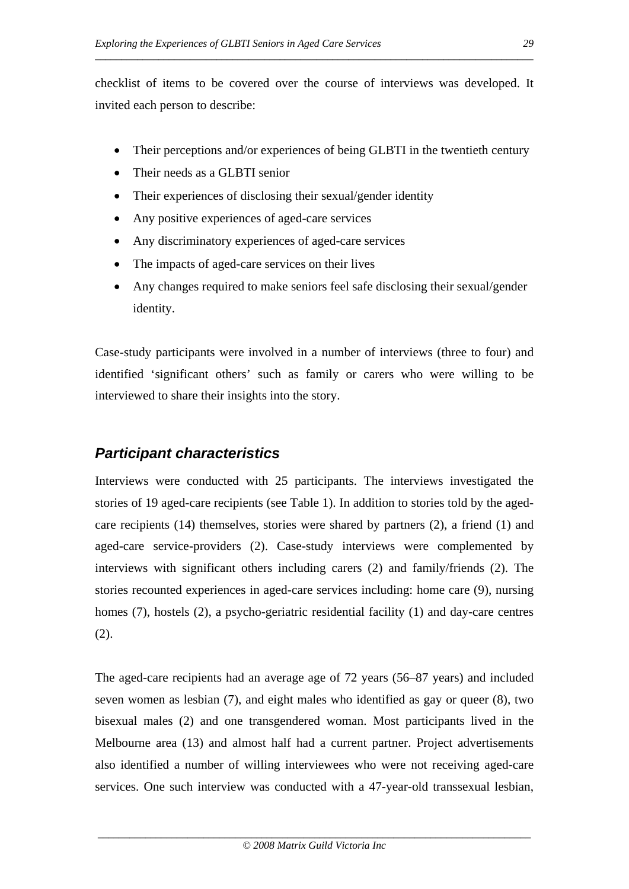checklist of items to be covered over the course of interviews was developed. It invited each person to describe:

- Their perceptions and/or experiences of being GLBTI in the twentieth century
- Their needs as a GLBTI senior
- Their experiences of disclosing their sexual/gender identity
- Any positive experiences of aged-care services
- Any discriminatory experiences of aged-care services
- The impacts of aged-care services on their lives
- Any changes required to make seniors feel safe disclosing their sexual/gender identity.

Case-study participants were involved in a number of interviews (three to four) and identified 'significant others' such as family or carers who were willing to be interviewed to share their insights into the story.

## *Participant characteristics*

Interviews were conducted with 25 participants. The interviews investigated the stories of 19 aged-care recipients (see Table 1). In addition to stories told by the aged-care recipients (14) themselves, stories were shared by partners (2), a friend (1) and aged-care service-providers (2). Case-study interviews were complemented by interviews with significant others including carers (2) and family/friends (2). The stories recounted experiences in aged-care services including: home care (9), nursing homes (7), hostels (2), a psycho-geriatric residential facility (1) and day-care centres (2).

The aged-care recipients had an average age of 72 years (56–87 years) and included seven women as lesbian (7), and eight males who identified as gay or queer (8), two bisexual males (2) and one transgendered woman. Most participants lived in the Melbourne area (13) and almost half had a current partner. Project advertisements also identified a number of willing interviewees who were not receiving aged-care services. One such interview was conducted with a 47-year-old transsexual lesbian,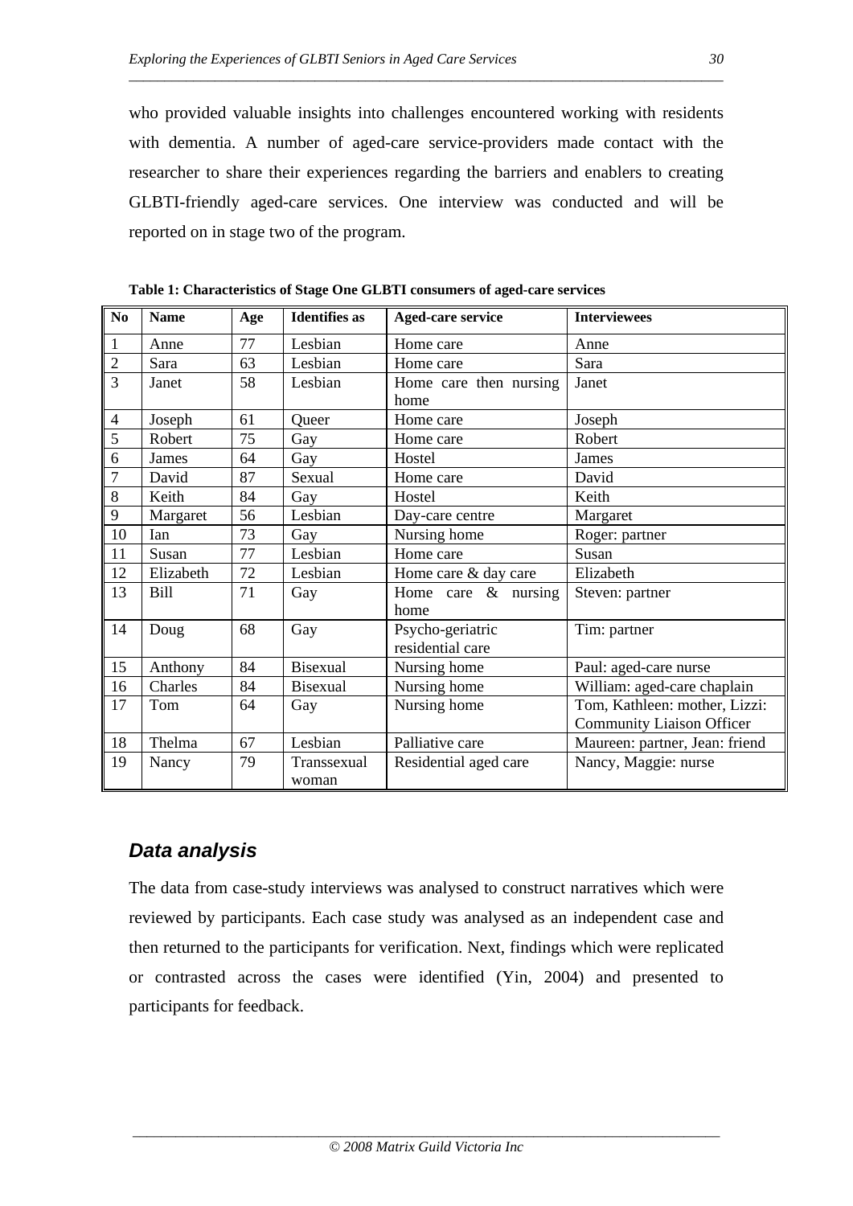who provided valuable insights into challenges encountered working with residents with dementia. A number of aged-care service-providers made contact with the researcher to share their experiences regarding the barriers and enablers to creating GLBTI-friendly aged-care services. One interview was conducted and will be reported on in stage two of the program.

**Table 1: Characteristics of Stage One GLBTI consumers of aged-care services**

| No | Name | Age | Identifies as | Aged-care service | Interviewees |
|---|---|---|---|---|---|
| 1 | Anne | 77 | Lesbian | Home care | Anne |
| 2 | Sara | 63 | Lesbian | Home care | Sara |
| 3 | Janet | 58 | Lesbian | Home care then nursing home | Janet |
| 4 | Joseph | 61 | Queer | Home care | Joseph |
| 5 | Robert | 75 | Gay | Home care | Robert |
| 6 | James | 64 | Gay | Hostel | James |
| 7 | David | 87 | Sexual | Home care | David |
| 8 | Keith | 84 | Gay | Hostel | Keith |
| 9 | Margaret | 56 | Lesbian | Day-care centre | Margaret |
| 10 | Ian | 73 | Gay | Nursing home | Roger: partner |
| 11 | Susan | 77 | Lesbian | Home care | Susan |
| 12 | Elizabeth | 72 | Lesbian | Home care & day care | Elizabeth |
| 13 | Bill | 71 | Gay | Home care & nursing home | Steven: partner |
| 14 | Doug | 68 | Gay | Psycho-geriatric residential care | Tim: partner |
| 15 | Anthony | 84 | Bisexual | Nursing home | Paul: aged-care nurse |
| 16 | Charles | 84 | Bisexual | Nursing home | William: aged-care chaplain |
| 17 | Tom | 64 | Gay | Nursing home | Tom, Kathleen: mother, Lizzi: Community Liaison Officer |
| 18 | Thelma | 67 | Lesbian | Palliative care | Maureen: partner, Jean: friend |
| 19 | Nancy | 79 | Transsexual woman | Residential aged care | Nancy, Maggie: nurse |

## *Data analysis*

The data from case-study interviews was analysed to construct narratives which were reviewed by participants. Each case study was analysed as an independent case and then returned to the participants for verification. Next, findings which were replicated or contrasted across the cases were identified (Yin, 2004) and presented to participants for feedback.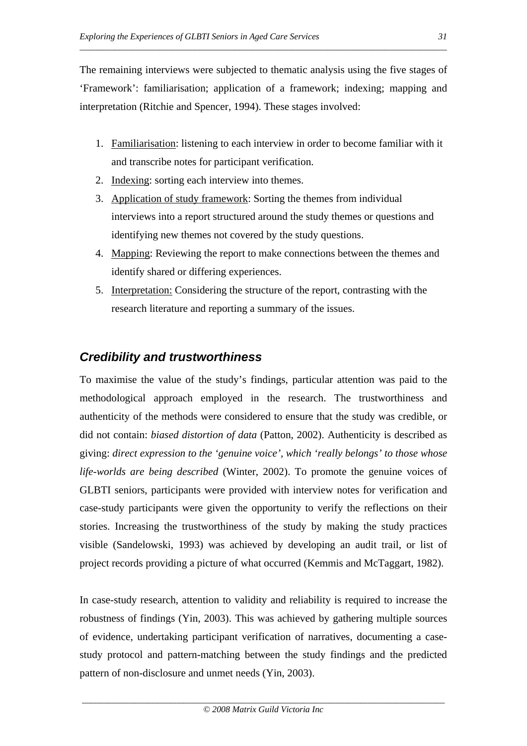The remaining interviews were subjected to thematic analysis using the five stages of 'Framework': familiarisation; application of a framework; indexing; mapping and interpretation (Ritchie and Spencer, 1994). These stages involved:

1. Familiarisation: listening to each interview in order to become familiar with it and transcribe notes for participant verification.
2. Indexing: sorting each interview into themes.
3. Application of study framework: Sorting the themes from individual interviews into a report structured around the study themes or questions and identifying new themes not covered by the study questions.
4. Mapping: Reviewing the report to make connections between the themes and identify shared or differing experiences.
5. Interpretation: Considering the structure of the report, contrasting with the research literature and reporting a summary of the issues.

## *Credibility and trustworthiness*

To maximise the value of the study's findings, particular attention was paid to the methodological approach employed in the research. The trustworthiness and authenticity of the methods were considered to ensure that the study was credible, or did not contain: *biased distortion of data* (Patton, 2002). Authenticity is described as giving: *direct expression to the 'genuine voice', which 'really belongs' to those whose life-worlds are being described* (Winter, 2002). To promote the genuine voices of GLBTI seniors, participants were provided with interview notes for verification and case-study participants were given the opportunity to verify the reflections on their stories. Increasing the trustworthiness of the study by making the study practices visible (Sandelowski, 1993) was achieved by developing an audit trail, or list of project records providing a picture of what occurred (Kemmis and McTaggart, 1982).

In case-study research, attention to validity and reliability is required to increase the robustness of findings (Yin, 2003). This was achieved by gathering multiple sources of evidence, undertaking participant verification of narratives, documenting a case-study protocol and pattern-matching between the study findings and the predicted pattern of non-disclosure and unmet needs (Yin, 2003).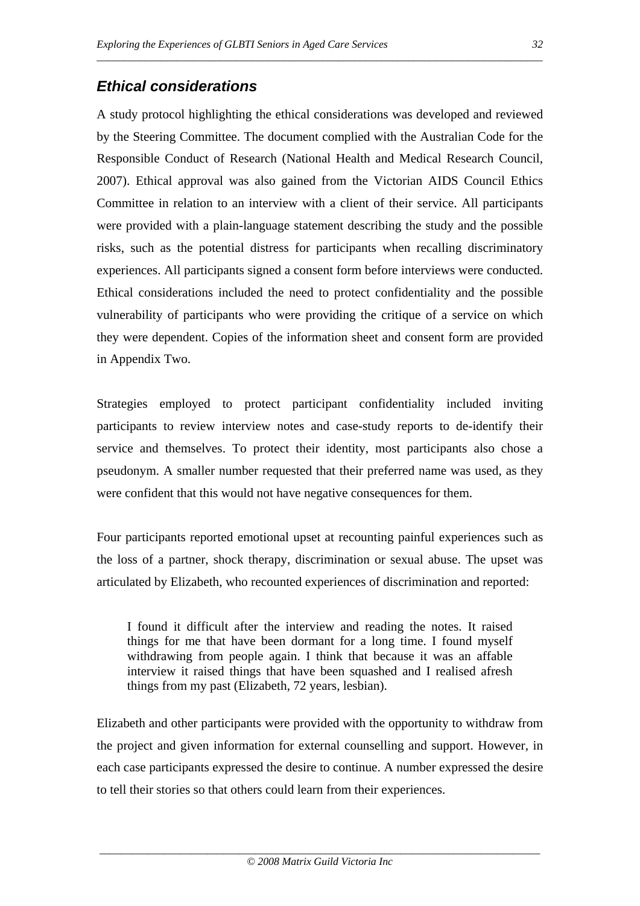### *Ethical considerations*

A study protocol highlighting the ethical considerations was developed and reviewed by the Steering Committee. The document complied with the Australian Code for the Responsible Conduct of Research (National Health and Medical Research Council, 2007). Ethical approval was also gained from the Victorian AIDS Council Ethics Committee in relation to an interview with a client of their service. All participants were provided with a plain-language statement describing the study and the possible risks, such as the potential distress for participants when recalling discriminatory experiences. All participants signed a consent form before interviews were conducted. Ethical considerations included the need to protect confidentiality and the possible vulnerability of participants who were providing the critique of a service on which they were dependent. Copies of the information sheet and consent form are provided in Appendix Two.

Strategies employed to protect participant confidentiality included inviting participants to review interview notes and case-study reports to de-identify their service and themselves. To protect their identity, most participants also chose a pseudonym. A smaller number requested that their preferred name was used, as they were confident that this would not have negative consequences for them.

Four participants reported emotional upset at recounting painful experiences such as the loss of a partner, shock therapy, discrimination or sexual abuse. The upset was articulated by Elizabeth, who recounted experiences of discrimination and reported:

> I found it difficult after the interview and reading the notes. It raised things for me that have been dormant for a long time. I found myself withdrawing from people again. I think that because it was an affable interview it raised things that have been squashed and I realised afresh things from my past (Elizabeth, 72 years, lesbian).

Elizabeth and other participants were provided with the opportunity to withdraw from the project and given information for external counselling and support. However, in each case participants expressed the desire to continue. A number expressed the desire to tell their stories so that others could learn from their experiences.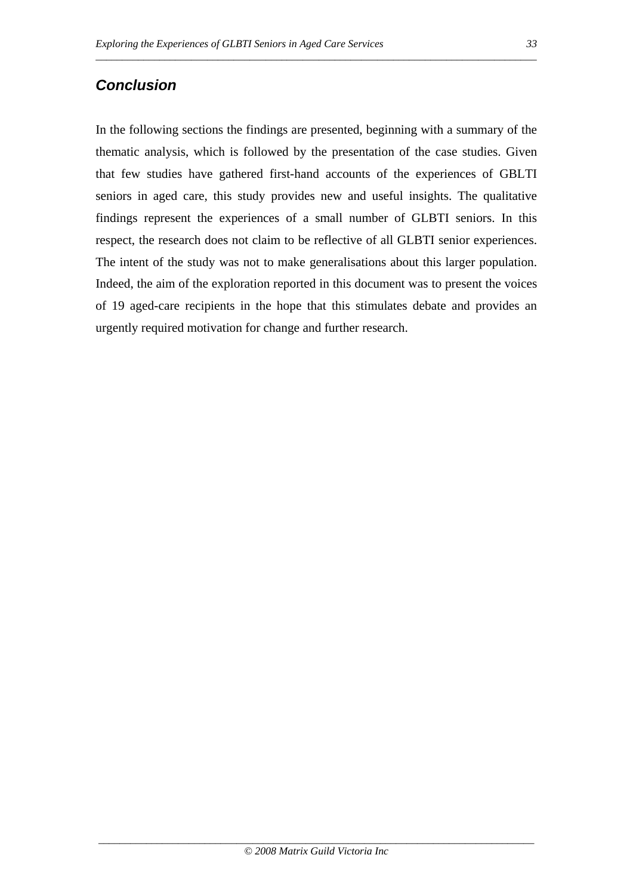## *Conclusion*

In the following sections the findings are presented, beginning with a summary of the thematic analysis, which is followed by the presentation of the case studies. Given that few studies have gathered first-hand accounts of the experiences of GBLTI seniors in aged care, this study provides new and useful insights. The qualitative findings represent the experiences of a small number of GLBTI seniors. In this respect, the research does not claim to be reflective of all GLBTI senior experiences. The intent of the study was not to make generalisations about this larger population. Indeed, the aim of the exploration reported in this document was to present the voices of 19 aged-care recipients in the hope that this stimulates debate and provides an urgently required motivation for change and further research.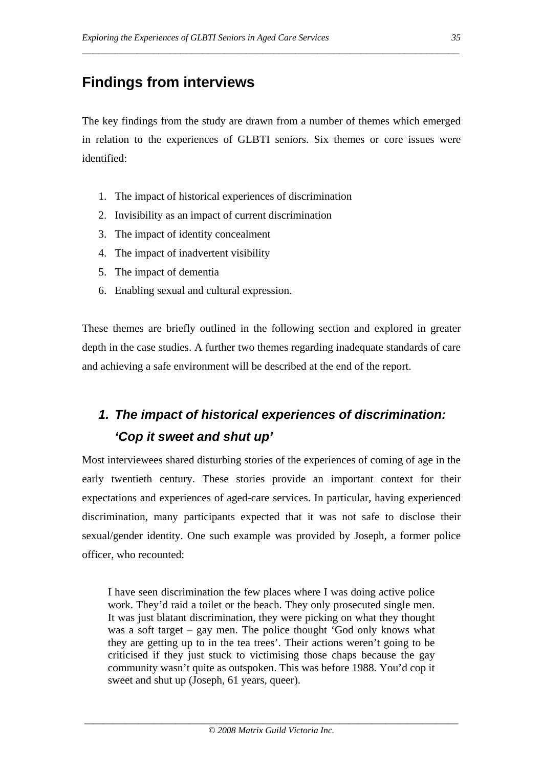## Findings from interviews

The key findings from the study are drawn from a number of themes which emerged in relation to the experiences of GLBTI seniors. Six themes or core issues were identified:

1. The impact of historical experiences of discrimination
2. Invisibility as an impact of current discrimination
3. The impact of identity concealment
4. The impact of inadvertent visibility
5. The impact of dementia
6. Enabling sexual and cultural expression.

These themes are briefly outlined in the following section and explored in greater depth in the case studies. A further two themes regarding inadequate standards of care and achieving a safe environment will be described at the end of the report.

### *1. The impact of historical experiences of discrimination: 'Cop it sweet and shut up'*

Most interviewees shared disturbing stories of the experiences of coming of age in the early twentieth century. These stories provide an important context for their expectations and experiences of aged-care services. In particular, having experienced discrimination, many participants expected that it was not safe to disclose their sexual/gender identity. One such example was provided by Joseph, a former police officer, who recounted:

> I have seen discrimination the few places where I was doing active police work. They'd raid a toilet or the beach. They only prosecuted single men. It was just blatant discrimination, they were picking on what they thought was a soft target – gay men. The police thought 'God only knows what they are getting up to in the tea trees'. Their actions weren't going to be criticised if they just stuck to victimising those chaps because the gay community wasn't quite as outspoken. This was before 1988. You'd cop it sweet and shut up (Joseph, 61 years, queer).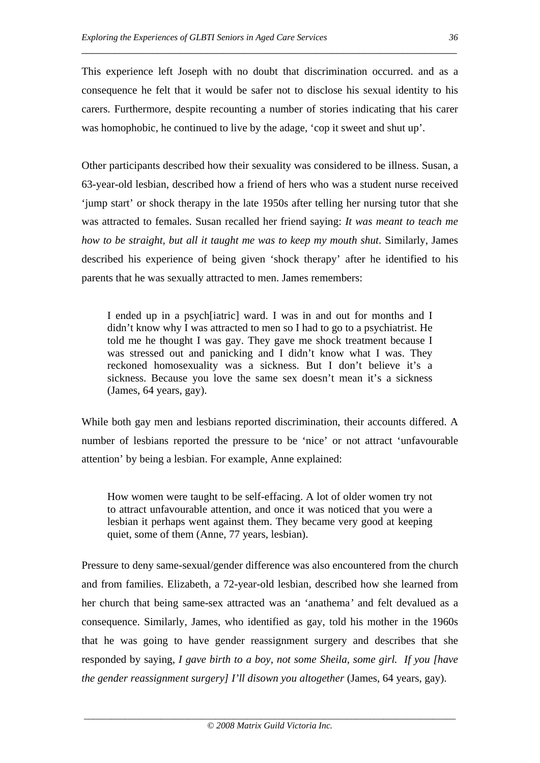This experience left Joseph with no doubt that discrimination occurred. and as a consequence he felt that it would be safer not to disclose his sexual identity to his carers. Furthermore, despite recounting a number of stories indicating that his carer was homophobic, he continued to live by the adage, 'cop it sweet and shut up'.

Other participants described how their sexuality was considered to be illness. Susan, a 63-year-old lesbian, described how a friend of hers who was a student nurse received 'jump start' or shock therapy in the late 1950s after telling her nursing tutor that she was attracted to females. Susan recalled her friend saying: *It was meant to teach me how to be straight, but all it taught me was to keep my mouth shut*. Similarly, James described his experience of being given 'shock therapy' after he identified to his parents that he was sexually attracted to men. James remembers:

> I ended up in a psych[iatric] ward. I was in and out for months and I didn't know why I was attracted to men so I had to go to a psychiatrist. He told me he thought I was gay. They gave me shock treatment because I was stressed out and panicking and I didn't know what I was. They reckoned homosexuality was a sickness. But I don't believe it's a sickness. Because you love the same sex doesn't mean it's a sickness (James, 64 years, gay).

While both gay men and lesbians reported discrimination, their accounts differed. A number of lesbians reported the pressure to be 'nice' or not attract 'unfavourable attention' by being a lesbian. For example, Anne explained:

> How women were taught to be self-effacing. A lot of older women try not to attract unfavourable attention, and once it was noticed that you were a lesbian it perhaps went against them. They became very good at keeping quiet, some of them (Anne, 77 years, lesbian).

Pressure to deny same-sexual/gender difference was also encountered from the church and from families. Elizabeth, a 72-year-old lesbian, described how she learned from her church that being same-sex attracted was an 'anathema' and felt devalued as a consequence. Similarly, James, who identified as gay, told his mother in the 1960s that he was going to have gender reassignment surgery and describes that she responded by saying, *I gave birth to a boy, not some Sheila, some girl. If you [have the gender reassignment surgery] I'll disown you altogether* (James, 64 years, gay).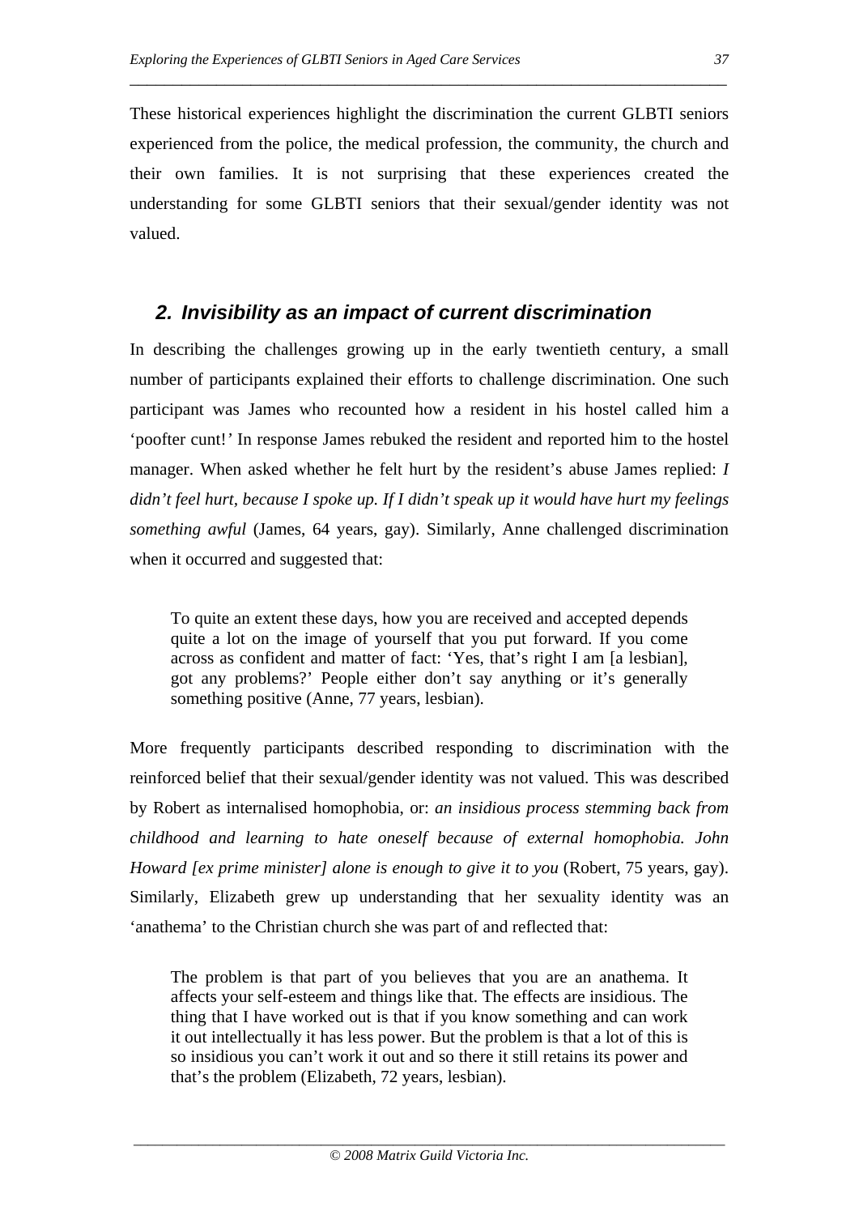These historical experiences highlight the discrimination the current GLBTI seniors experienced from the police, the medical profession, the community, the church and their own families. It is not surprising that these experiences created the understanding for some GLBTI seniors that their sexual/gender identity was not valued.

## 2. Invisibility as an impact of current discrimination

In describing the challenges growing up in the early twentieth century, a small number of participants explained their efforts to challenge discrimination. One such participant was James who recounted how a resident in his hostel called him a 'poofter cunt!' In response James rebuked the resident and reported him to the hostel manager. When asked whether he felt hurt by the resident's abuse James replied: *I didn't feel hurt, because I spoke up. If I didn't speak up it would have hurt my feelings something awful* (James, 64 years, gay). Similarly, Anne challenged discrimination when it occurred and suggested that:

> To quite an extent these days, how you are received and accepted depends quite a lot on the image of yourself that you put forward. If you come across as confident and matter of fact: 'Yes, that's right I am [a lesbian], got any problems?' People either don't say anything or it's generally something positive (Anne, 77 years, lesbian).

More frequently participants described responding to discrimination with the reinforced belief that their sexual/gender identity was not valued. This was described by Robert as internalised homophobia, or: *an insidious process stemming back from childhood and learning to hate oneself because of external homophobia. John Howard [ex prime minister] alone is enough to give it to you* (Robert, 75 years, gay). Similarly, Elizabeth grew up understanding that her sexuality identity was an 'anathema' to the Christian church she was part of and reflected that:

> The problem is that part of you believes that you are an anathema. It affects your self-esteem and things like that. The effects are insidious. The thing that I have worked out is that if you know something and can work it out intellectually it has less power. But the problem is that a lot of this is so insidious you can't work it out and so there it still retains its power and that's the problem (Elizabeth, 72 years, lesbian).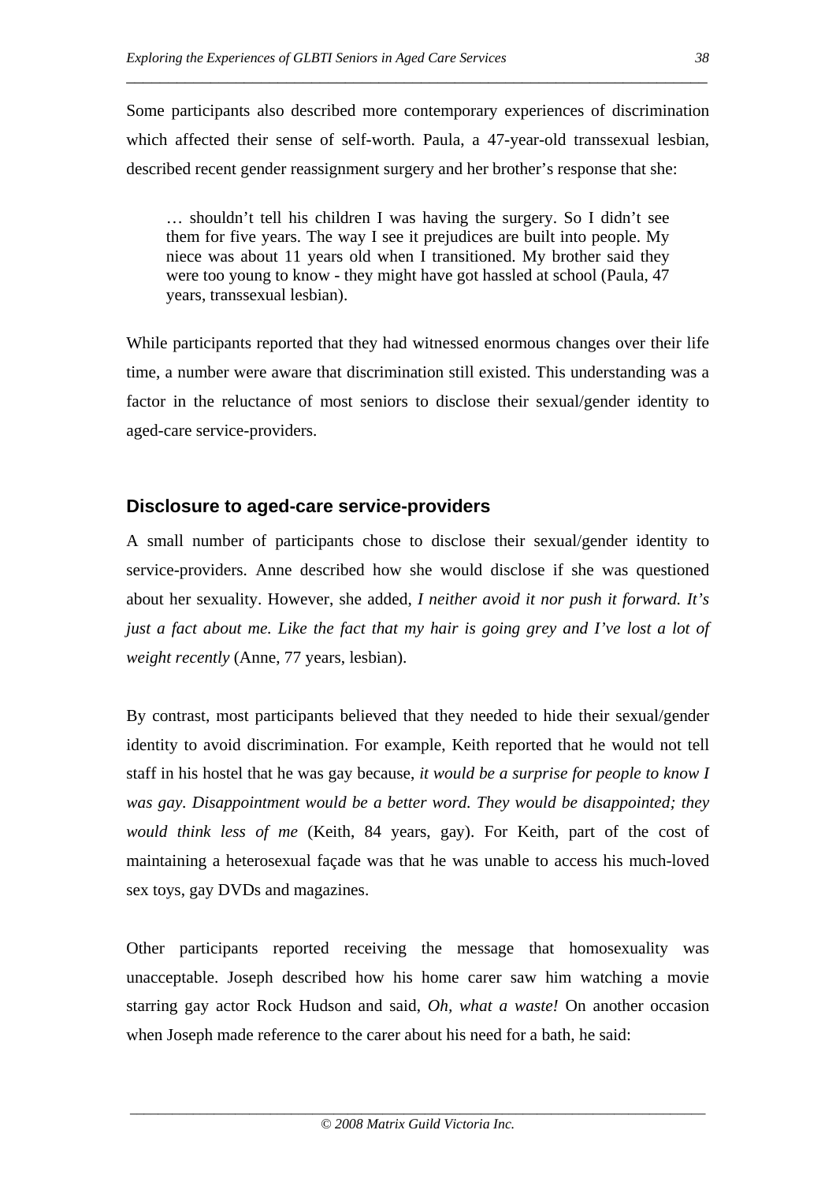Some participants also described more contemporary experiences of discrimination which affected their sense of self-worth. Paula, a 47-year-old transsexual lesbian, described recent gender reassignment surgery and her brother's response that she:

> … shouldn't tell his children I was having the surgery. So I didn't see them for five years. The way I see it prejudices are built into people. My niece was about 11 years old when I transitioned. My brother said they were too young to know - they might have got hassled at school (Paula, 47 years, transsexual lesbian).

While participants reported that they had witnessed enormous changes over their life time, a number were aware that discrimination still existed. This understanding was a factor in the reluctance of most seniors to disclose their sexual/gender identity to aged-care service-providers.

## Disclosure to aged-care service-providers

A small number of participants chose to disclose their sexual/gender identity to service-providers. Anne described how she would disclose if she was questioned about her sexuality. However, she added, *I neither avoid it nor push it forward. It's just a fact about me. Like the fact that my hair is going grey and I've lost a lot of weight recently* (Anne, 77 years, lesbian).

By contrast, most participants believed that they needed to hide their sexual/gender identity to avoid discrimination. For example, Keith reported that he would not tell staff in his hostel that he was gay because, *it would be a surprise for people to know I was gay. Disappointment would be a better word. They would be disappointed; they would think less of me* (Keith, 84 years, gay). For Keith, part of the cost of maintaining a heterosexual façade was that he was unable to access his much-loved sex toys, gay DVDs and magazines.

Other participants reported receiving the message that homosexuality was unacceptable. Joseph described how his home carer saw him watching a movie starring gay actor Rock Hudson and said, *Oh, what a waste!* On another occasion when Joseph made reference to the carer about his need for a bath, he said: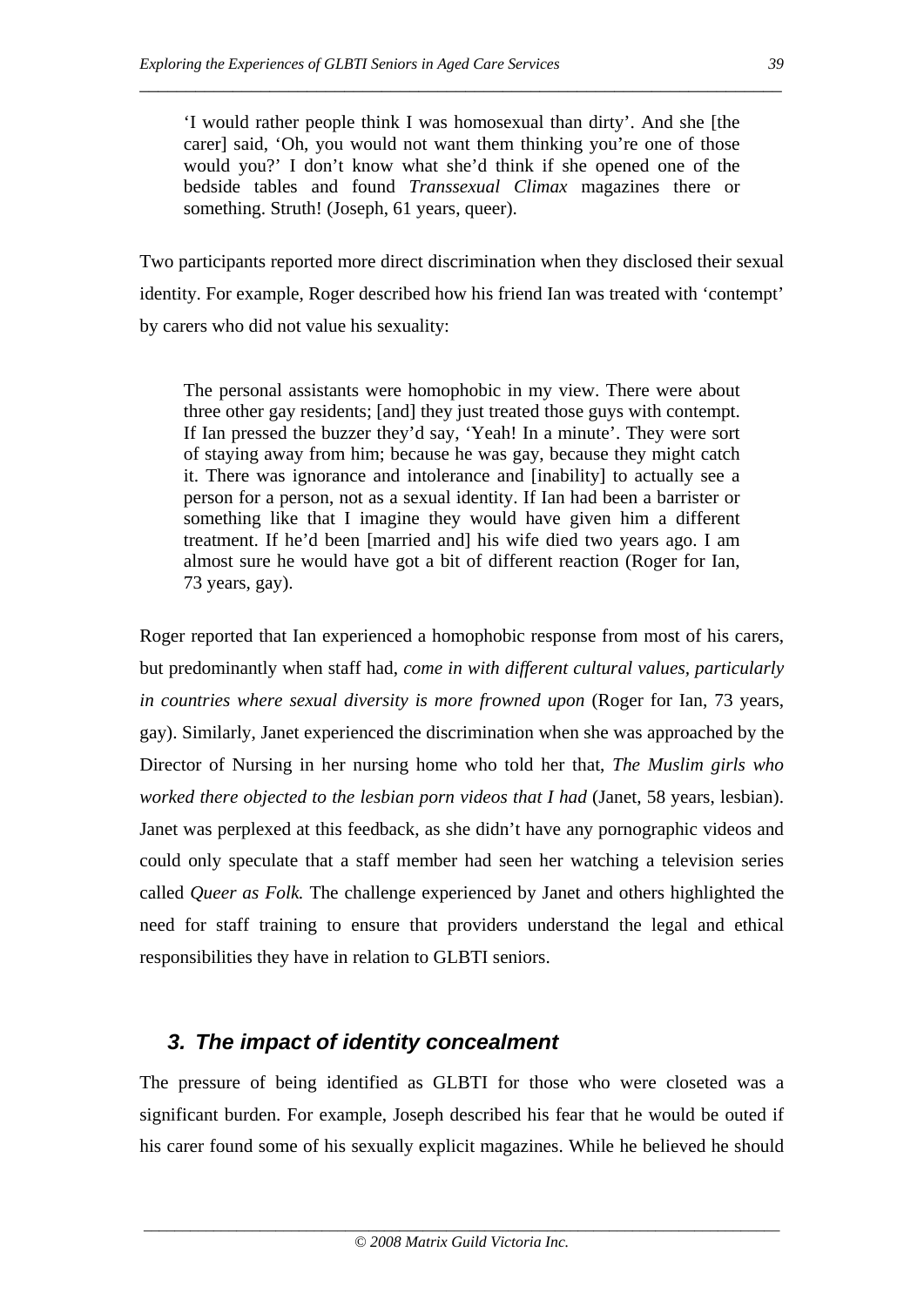> 'I would rather people think I was homosexual than dirty'. And she [the carer] said, 'Oh, you would not want them thinking you're one of those would you?' I don't know what she'd think if she opened one of the bedside tables and found *Transsexual Climax* magazines there or something. Struth! (Joseph, 61 years, queer).

Two participants reported more direct discrimination when they disclosed their sexual identity. For example, Roger described how his friend Ian was treated with 'contempt' by carers who did not value his sexuality:

> The personal assistants were homophobic in my view. There were about three other gay residents; [and] they just treated those guys with contempt. If Ian pressed the buzzer they'd say, 'Yeah! In a minute'. They were sort of staying away from him; because he was gay, because they might catch it. There was ignorance and intolerance and [inability] to actually see a person for a person, not as a sexual identity. If Ian had been a barrister or something like that I imagine they would have given him a different treatment. If he'd been [married and] his wife died two years ago. I am almost sure he would have got a bit of different reaction (Roger for Ian, 73 years, gay).

Roger reported that Ian experienced a homophobic response from most of his carers, but predominantly when staff had, *come in with different cultural values, particularly in countries where sexual diversity is more frowned upon* (Roger for Ian, 73 years, gay). Similarly, Janet experienced the discrimination when she was approached by the Director of Nursing in her nursing home who told her that, *The Muslim girls who worked there objected to the lesbian porn videos that I had* (Janet, 58 years, lesbian). Janet was perplexed at this feedback, as she didn't have any pornographic videos and could only speculate that a staff member had seen her watching a television series called *Queer as Folk.* The challenge experienced by Janet and others highlighted the need for staff training to ensure that providers understand the legal and ethical responsibilities they have in relation to GLBTI seniors.

## 3. The impact of identity concealment

The pressure of being identified as GLBTI for those who were closeted was a significant burden. For example, Joseph described his fear that he would be outed if his carer found some of his sexually explicit magazines. While he believed he should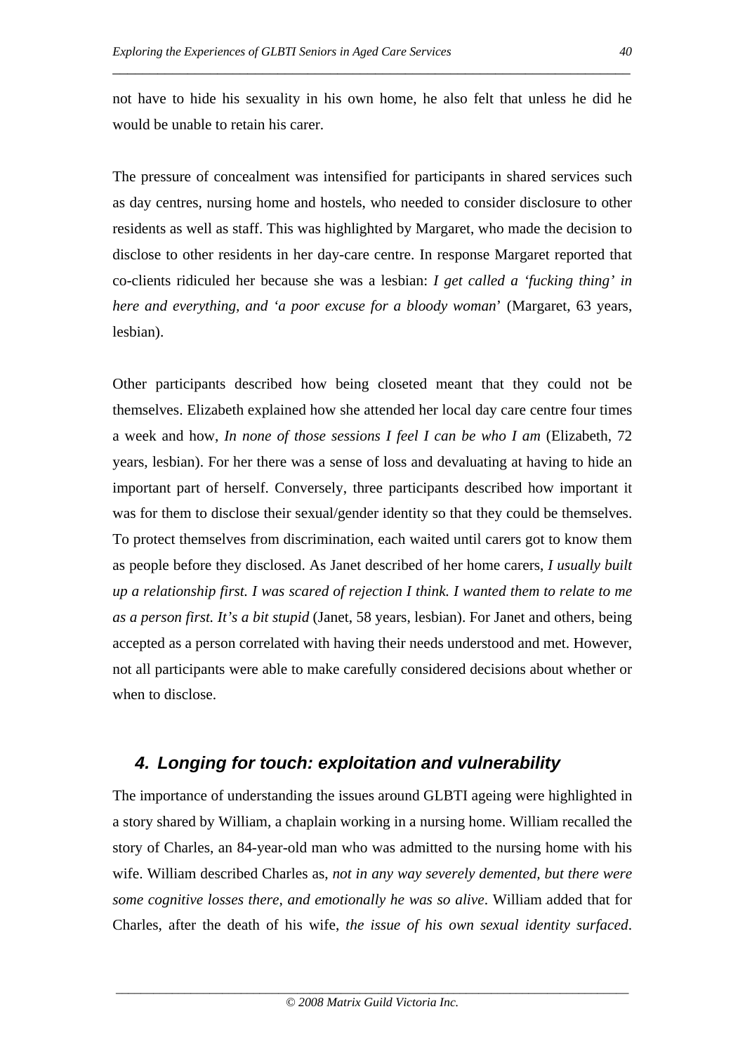not have to hide his sexuality in his own home, he also felt that unless he did he would be unable to retain his carer.

The pressure of concealment was intensified for participants in shared services such as day centres, nursing home and hostels, who needed to consider disclosure to other residents as well as staff. This was highlighted by Margaret, who made the decision to disclose to other residents in her day-care centre. In response Margaret reported that co-clients ridiculed her because she was a lesbian: *I get called a 'fucking thing' in here and everything, and 'a poor excuse for a bloody woman*' (Margaret, 63 years, lesbian).

Other participants described how being closeted meant that they could not be themselves. Elizabeth explained how she attended her local day care centre four times a week and how, *In none of those sessions I feel I can be who I am* (Elizabeth, 72 years, lesbian). For her there was a sense of loss and devaluating at having to hide an important part of herself. Conversely, three participants described how important it was for them to disclose their sexual/gender identity so that they could be themselves. To protect themselves from discrimination, each waited until carers got to know them as people before they disclosed. As Janet described of her home carers, *I usually built up a relationship first. I was scared of rejection I think. I wanted them to relate to me as a person first. It's a bit stupid* (Janet, 58 years, lesbian). For Janet and others, being accepted as a person correlated with having their needs understood and met. However, not all participants were able to make carefully considered decisions about whether or when to disclose.

## 4. Longing for touch: exploitation and vulnerability

The importance of understanding the issues around GLBTI ageing were highlighted in a story shared by William, a chaplain working in a nursing home. William recalled the story of Charles, an 84-year-old man who was admitted to the nursing home with his wife. William described Charles as, *not in any way severely demented, but there were some cognitive losses there, and emotionally he was so alive*. William added that for Charles, after the death of his wife, *the issue of his own sexual identity surfaced*.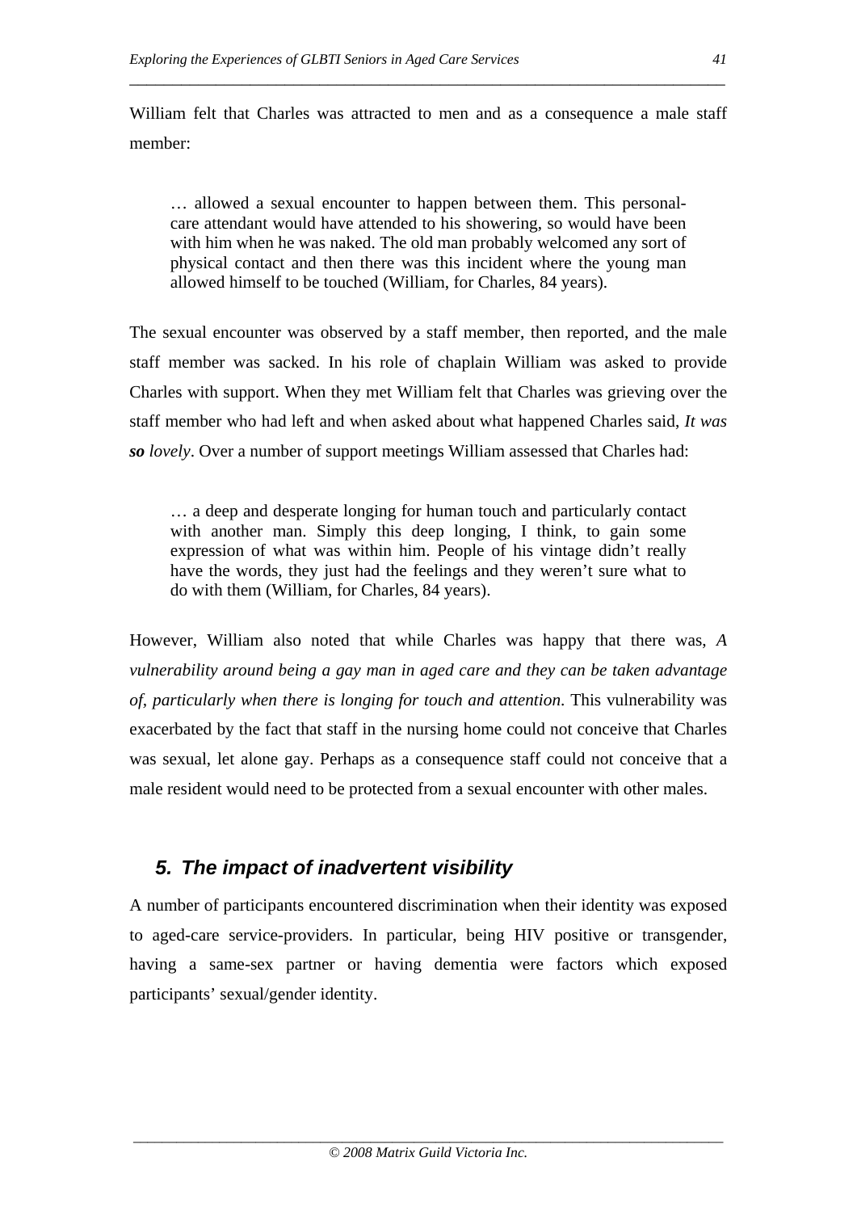William felt that Charles was attracted to men and as a consequence a male staff member:

> … allowed a sexual encounter to happen between them. This personal-care attendant would have attended to his showering, so would have been with him when he was naked. The old man probably welcomed any sort of physical contact and then there was this incident where the young man allowed himself to be touched (William, for Charles, 84 years).

The sexual encounter was observed by a staff member, then reported, and the male staff member was sacked. In his role of chaplain William was asked to provide Charles with support. When they met William felt that Charles was grieving over the staff member who had left and when asked about what happened Charles said, *It was **so** lovely*. Over a number of support meetings William assessed that Charles had:

> … a deep and desperate longing for human touch and particularly contact with another man. Simply this deep longing, I think, to gain some expression of what was within him. People of his vintage didn't really have the words, they just had the feelings and they weren't sure what to do with them (William, for Charles, 84 years).

However, William also noted that while Charles was happy that there was, *A vulnerability around being a gay man in aged care and they can be taken advantage of, particularly when there is longing for touch and attention*. This vulnerability was exacerbated by the fact that staff in the nursing home could not conceive that Charles was sexual, let alone gay. Perhaps as a consequence staff could not conceive that a male resident would need to be protected from a sexual encounter with other males.

## 5. The impact of inadvertent visibility

A number of participants encountered discrimination when their identity was exposed to aged-care service-providers. In particular, being HIV positive or transgender, having a same-sex partner or having dementia were factors which exposed participants' sexual/gender identity.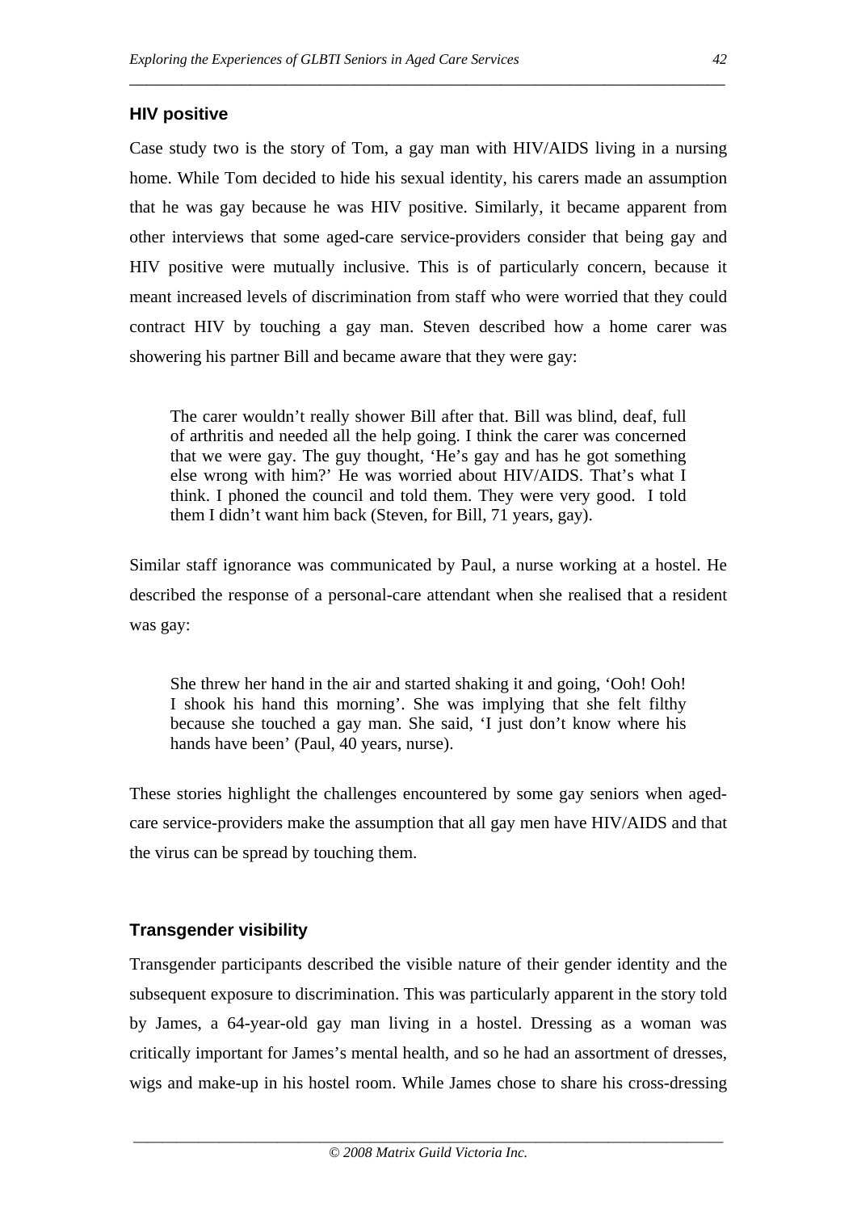### HIV positive

Case study two is the story of Tom, a gay man with HIV/AIDS living in a nursing home. While Tom decided to hide his sexual identity, his carers made an assumption that he was gay because he was HIV positive. Similarly, it became apparent from other interviews that some aged-care service-providers consider that being gay and HIV positive were mutually inclusive. This is of particularly concern, because it meant increased levels of discrimination from staff who were worried that they could contract HIV by touching a gay man. Steven described how a home carer was showering his partner Bill and became aware that they were gay:

> The carer wouldn't really shower Bill after that. Bill was blind, deaf, full of arthritis and needed all the help going. I think the carer was concerned that we were gay. The guy thought, 'He's gay and has he got something else wrong with him?' He was worried about HIV/AIDS. That's what I think. I phoned the council and told them. They were very good. I told them I didn't want him back (Steven, for Bill, 71 years, gay).

Similar staff ignorance was communicated by Paul, a nurse working at a hostel. He described the response of a personal-care attendant when she realised that a resident was gay:

> She threw her hand in the air and started shaking it and going, 'Ooh! Ooh! I shook his hand this morning'. She was implying that she felt filthy because she touched a gay man. She said, 'I just don't know where his hands have been' (Paul, 40 years, nurse).

These stories highlight the challenges encountered by some gay seniors when aged-care service-providers make the assumption that all gay men have HIV/AIDS and that the virus can be spread by touching them.

### Transgender visibility

Transgender participants described the visible nature of their gender identity and the subsequent exposure to discrimination. This was particularly apparent in the story told by James, a 64-year-old gay man living in a hostel. Dressing as a woman was critically important for James's mental health, and so he had an assortment of dresses, wigs and make-up in his hostel room. While James chose to share his cross-dressing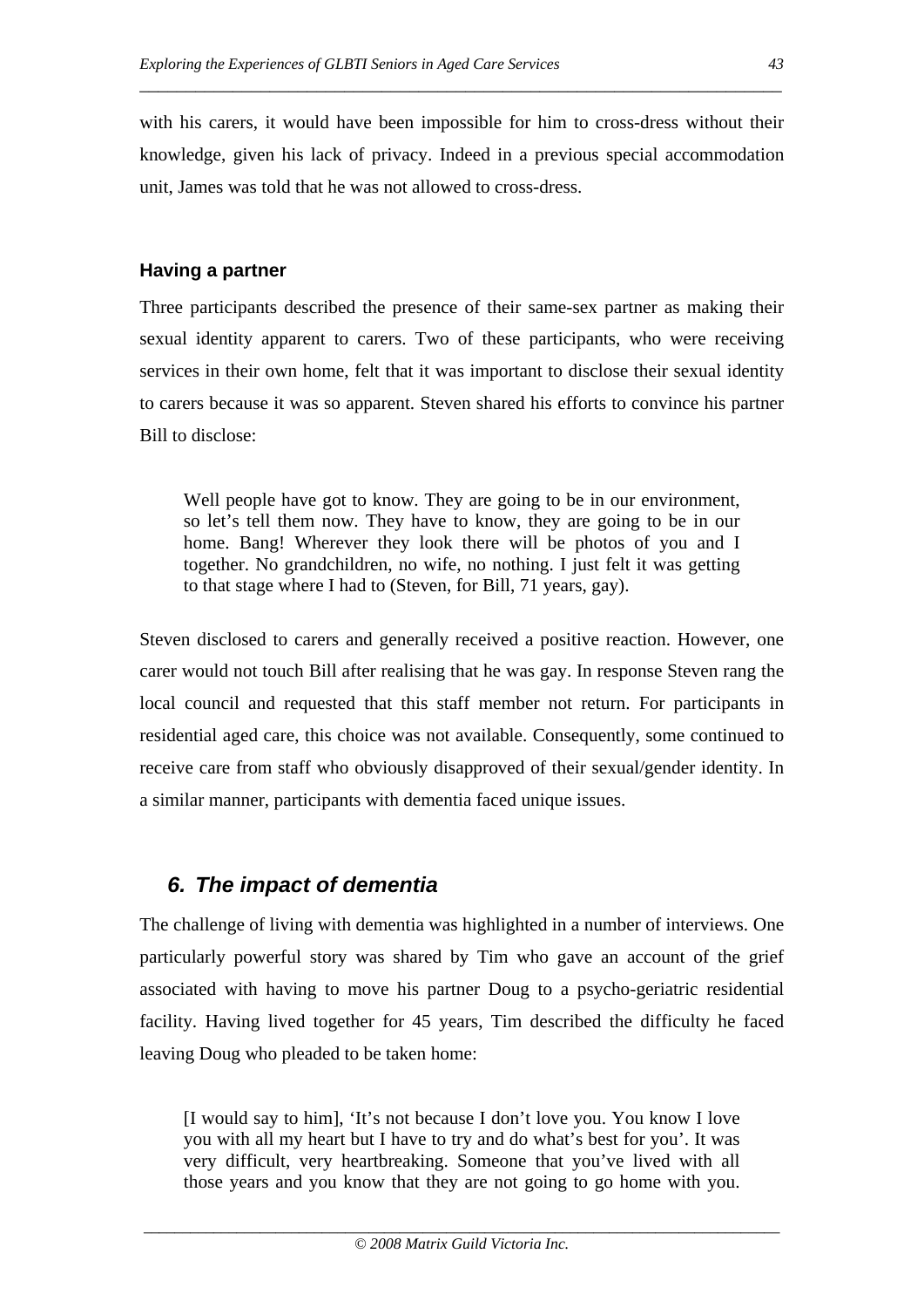with his carers, it would have been impossible for him to cross-dress without their knowledge, given his lack of privacy. Indeed in a previous special accommodation unit, James was told that he was not allowed to cross-dress.

#### Having a partner

Three participants described the presence of their same-sex partner as making their sexual identity apparent to carers. Two of these participants, who were receiving services in their own home, felt that it was important to disclose their sexual identity to carers because it was so apparent. Steven shared his efforts to convince his partner Bill to disclose:

> Well people have got to know. They are going to be in our environment, so let's tell them now. They have to know, they are going to be in our home. Bang! Wherever they look there will be photos of you and I together. No grandchildren, no wife, no nothing. I just felt it was getting to that stage where I had to (Steven, for Bill, 71 years, gay).

Steven disclosed to carers and generally received a positive reaction. However, one carer would not touch Bill after realising that he was gay. In response Steven rang the local council and requested that this staff member not return. For participants in residential aged care, this choice was not available. Consequently, some continued to receive care from staff who obviously disapproved of their sexual/gender identity. In a similar manner, participants with dementia faced unique issues.

### *6. The impact of dementia*

The challenge of living with dementia was highlighted in a number of interviews. One particularly powerful story was shared by Tim who gave an account of the grief associated with having to move his partner Doug to a psycho-geriatric residential facility. Having lived together for 45 years, Tim described the difficulty he faced leaving Doug who pleaded to be taken home:

> [I would say to him], 'It's not because I don't love you. You know I love you with all my heart but I have to try and do what's best for you'. It was very difficult, very heartbreaking. Someone that you've lived with all those years and you know that they are not going to go home with you.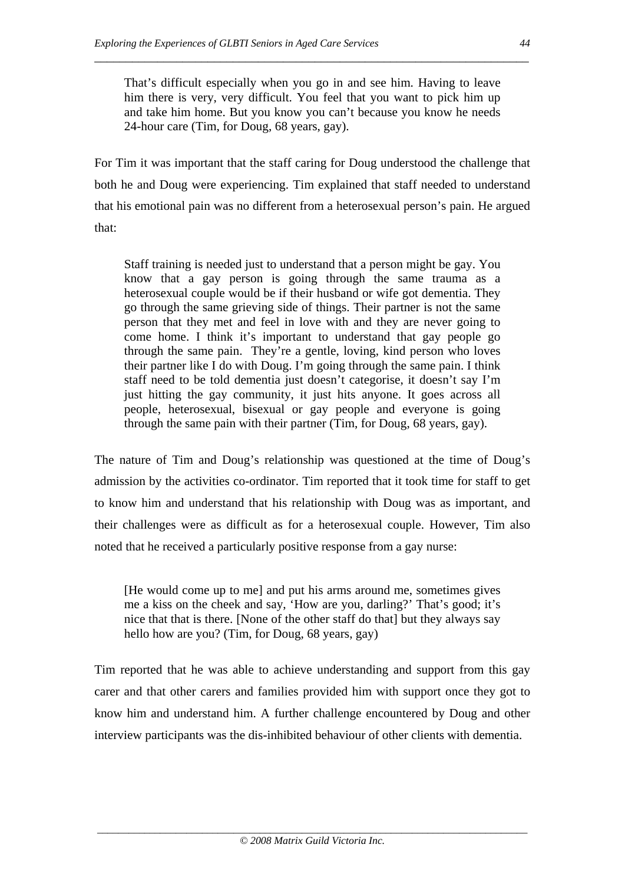> That's difficult especially when you go in and see him. Having to leave him there is very, very difficult. You feel that you want to pick him up and take him home. But you know you can't because you know he needs 24-hour care (Tim, for Doug, 68 years, gay).

For Tim it was important that the staff caring for Doug understood the challenge that both he and Doug were experiencing. Tim explained that staff needed to understand that his emotional pain was no different from a heterosexual person's pain. He argued that:

> Staff training is needed just to understand that a person might be gay. You know that a gay person is going through the same trauma as a heterosexual couple would be if their husband or wife got dementia. They go through the same grieving side of things. Their partner is not the same person that they met and feel in love with and they are never going to come home. I think it's important to understand that gay people go through the same pain. They're a gentle, loving, kind person who loves their partner like I do with Doug. I'm going through the same pain. I think staff need to be told dementia just doesn't categorise, it doesn't say I'm just hitting the gay community, it just hits anyone. It goes across all people, heterosexual, bisexual or gay people and everyone is going through the same pain with their partner (Tim, for Doug, 68 years, gay).

The nature of Tim and Doug's relationship was questioned at the time of Doug's admission by the activities co-ordinator. Tim reported that it took time for staff to get to know him and understand that his relationship with Doug was as important, and their challenges were as difficult as for a heterosexual couple. However, Tim also noted that he received a particularly positive response from a gay nurse:

> [He would come up to me] and put his arms around me, sometimes gives me a kiss on the cheek and say, 'How are you, darling?' That's good; it's nice that that is there. [None of the other staff do that] but they always say hello how are you? (Tim, for Doug, 68 years, gay)

Tim reported that he was able to achieve understanding and support from this gay carer and that other carers and families provided him with support once they got to know him and understand him. A further challenge encountered by Doug and other interview participants was the dis-inhibited behaviour of other clients with dementia.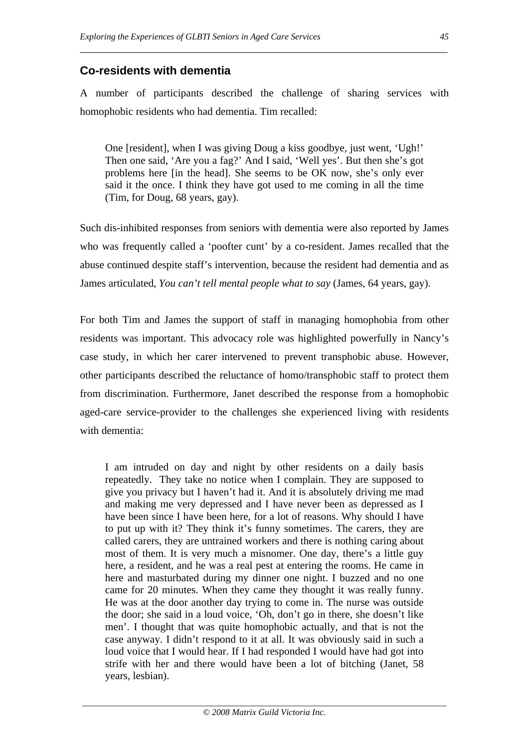## Co-residents with dementia

A number of participants described the challenge of sharing services with homophobic residents who had dementia. Tim recalled:

> One [resident], when I was giving Doug a kiss goodbye, just went, 'Ugh!' Then one said, 'Are you a fag?' And I said, 'Well yes'. But then she's got problems here [in the head]. She seems to be OK now, she's only ever said it the once. I think they have got used to me coming in all the time (Tim, for Doug, 68 years, gay).

Such dis-inhibited responses from seniors with dementia were also reported by James who was frequently called a 'poofter cunt' by a co-resident. James recalled that the abuse continued despite staff's intervention, because the resident had dementia and as James articulated, *You can't tell mental people what to say* (James, 64 years, gay).

For both Tim and James the support of staff in managing homophobia from other residents was important. This advocacy role was highlighted powerfully in Nancy's case study, in which her carer intervened to prevent transphobic abuse. However, other participants described the reluctance of homo/transphobic staff to protect them from discrimination. Furthermore, Janet described the response from a homophobic aged-care service-provider to the challenges she experienced living with residents with dementia:

> I am intruded on day and night by other residents on a daily basis repeatedly. They take no notice when I complain. They are supposed to give you privacy but I haven't had it. And it is absolutely driving me mad and making me very depressed and I have never been as depressed as I have been since I have been here, for a lot of reasons. Why should I have to put up with it? They think it's funny sometimes. The carers, they are called carers, they are untrained workers and there is nothing caring about most of them. It is very much a misnomer. One day, there's a little guy here, a resident, and he was a real pest at entering the rooms. He came in here and masturbated during my dinner one night. I buzzed and no one came for 20 minutes. When they came they thought it was really funny. He was at the door another day trying to come in. The nurse was outside the door; she said in a loud voice, 'Oh, don't go in there, she doesn't like men'. I thought that was quite homophobic actually, and that is not the case anyway. I didn't respond to it at all. It was obviously said in such a loud voice that I would hear. If I had responded I would have had got into strife with her and there would have been a lot of bitching (Janet, 58 years, lesbian).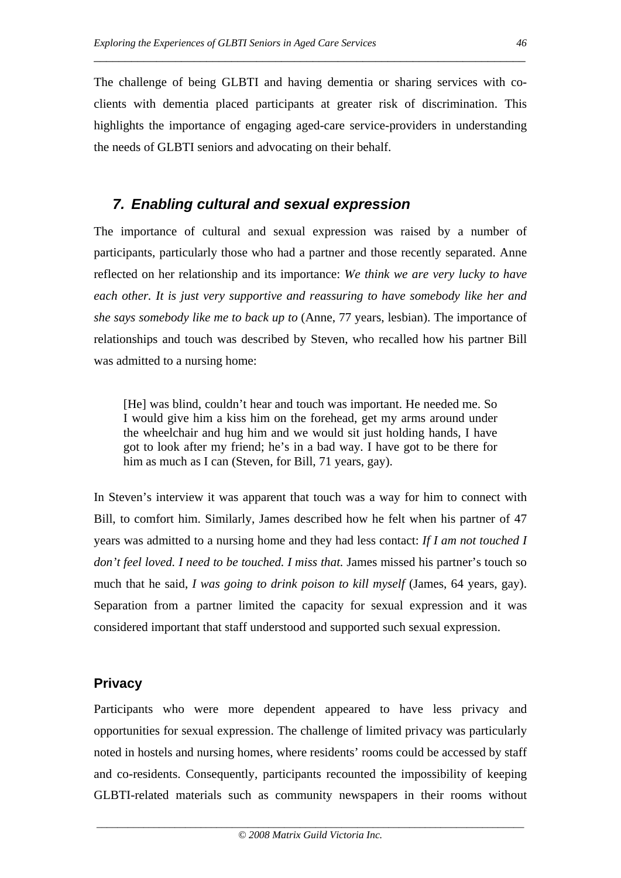The challenge of being GLBTI and having dementia or sharing services with co-clients with dementia placed participants at greater risk of discrimination. This highlights the importance of engaging aged-care service-providers in understanding the needs of GLBTI seniors and advocating on their behalf.

## *7. Enabling cultural and sexual expression*

The importance of cultural and sexual expression was raised by a number of participants, particularly those who had a partner and those recently separated. Anne reflected on her relationship and its importance: *We think we are very lucky to have each other. It is just very supportive and reassuring to have somebody like her and she says somebody like me to back up to* (Anne, 77 years, lesbian). The importance of relationships and touch was described by Steven, who recalled how his partner Bill was admitted to a nursing home:

> [He] was blind, couldn't hear and touch was important. He needed me. So I would give him a kiss him on the forehead, get my arms around under the wheelchair and hug him and we would sit just holding hands, I have got to look after my friend; he's in a bad way. I have got to be there for him as much as I can (Steven, for Bill, 71 years, gay).

In Steven's interview it was apparent that touch was a way for him to connect with Bill, to comfort him. Similarly, James described how he felt when his partner of 47 years was admitted to a nursing home and they had less contact: *If I am not touched I don't feel loved. I need to be touched. I miss that.* James missed his partner's touch so much that he said, *I was going to drink poison to kill myself* (James, 64 years, gay). Separation from a partner limited the capacity for sexual expression and it was considered important that staff understood and supported such sexual expression.

### Privacy

Participants who were more dependent appeared to have less privacy and opportunities for sexual expression. The challenge of limited privacy was particularly noted in hostels and nursing homes, where residents' rooms could be accessed by staff and co-residents. Consequently, participants recounted the impossibility of keeping GLBTI-related materials such as community newspapers in their rooms without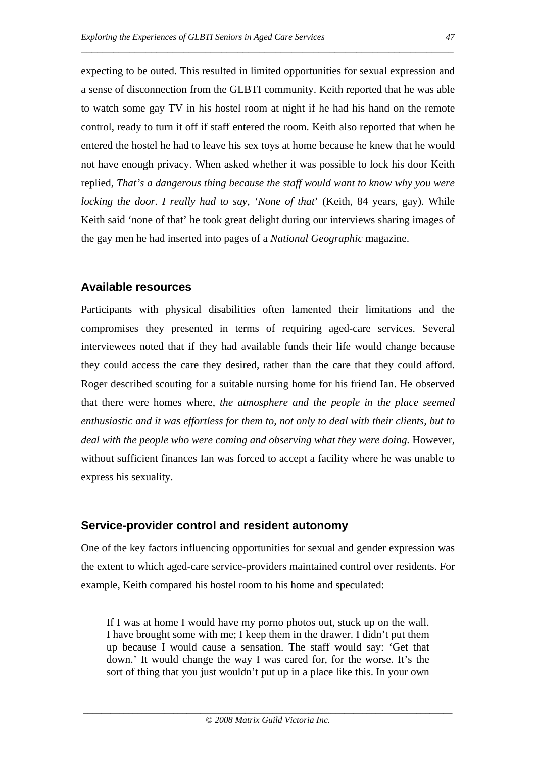expecting to be outed. This resulted in limited opportunities for sexual expression and a sense of disconnection from the GLBTI community. Keith reported that he was able to watch some gay TV in his hostel room at night if he had his hand on the remote control, ready to turn it off if staff entered the room. Keith also reported that when he entered the hostel he had to leave his sex toys at home because he knew that he would not have enough privacy. When asked whether it was possible to lock his door Keith replied, *That's a dangerous thing because the staff would want to know why you were locking the door. I really had to say, 'None of that'* (Keith, 84 years, gay). While Keith said 'none of that' he took great delight during our interviews sharing images of the gay men he had inserted into pages of a *National Geographic* magazine.

### Available resources

Participants with physical disabilities often lamented their limitations and the compromises they presented in terms of requiring aged-care services. Several interviewees noted that if they had available funds their life would change because they could access the care they desired, rather than the care that they could afford. Roger described scouting for a suitable nursing home for his friend Ian. He observed that there were homes where, *the atmosphere and the people in the place seemed enthusiastic and it was effortless for them to, not only to deal with their clients, but to deal with the people who were coming and observing what they were doing.* However, without sufficient finances Ian was forced to accept a facility where he was unable to express his sexuality.

### Service-provider control and resident autonomy

One of the key factors influencing opportunities for sexual and gender expression was the extent to which aged-care service-providers maintained control over residents. For example, Keith compared his hostel room to his home and speculated:

> If I was at home I would have my porno photos out, stuck up on the wall. I have brought some with me; I keep them in the drawer. I didn't put them up because I would cause a sensation. The staff would say: 'Get that down.' It would change the way I was cared for, for the worse. It's the sort of thing that you just wouldn't put up in a place like this. In your own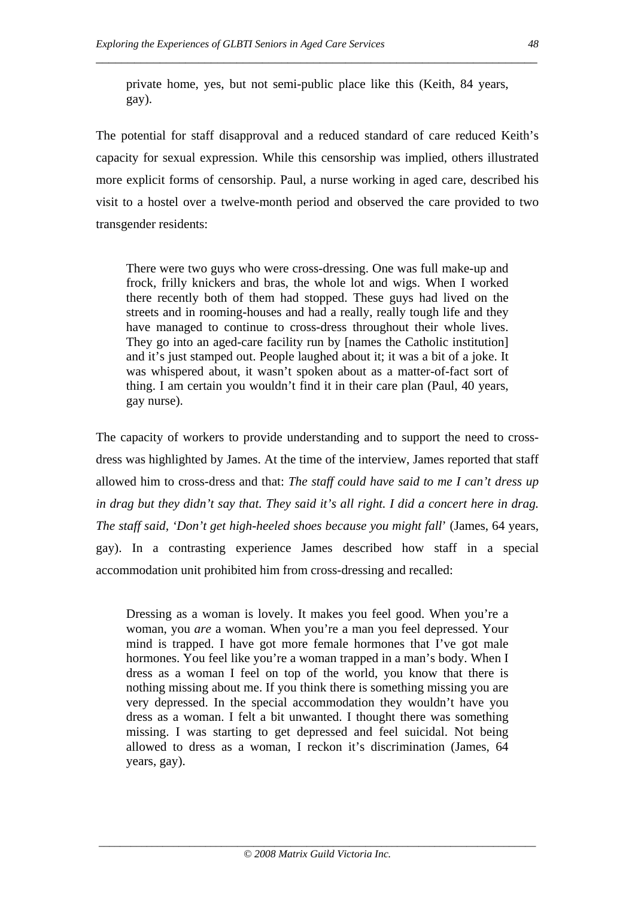> private home, yes, but not semi-public place like this (Keith, 84 years, gay).

The potential for staff disapproval and a reduced standard of care reduced Keith's capacity for sexual expression. While this censorship was implied, others illustrated more explicit forms of censorship. Paul, a nurse working in aged care, described his visit to a hostel over a twelve-month period and observed the care provided to two transgender residents:

> There were two guys who were cross-dressing. One was full make-up and frock, frilly knickers and bras, the whole lot and wigs. When I worked there recently both of them had stopped. These guys had lived on the streets and in rooming-houses and had a really, really tough life and they have managed to continue to cross-dress throughout their whole lives. They go into an aged-care facility run by [names the Catholic institution] and it's just stamped out. People laughed about it; it was a bit of a joke. It was whispered about, it wasn't spoken about as a matter-of-fact sort of thing. I am certain you wouldn't find it in their care plan (Paul, 40 years, gay nurse).

The capacity of workers to provide understanding and to support the need to cross-dress was highlighted by James. At the time of the interview, James reported that staff allowed him to cross-dress and that: *The staff could have said to me I can't dress up in drag but they didn't say that. They said it's all right. I did a concert here in drag. The staff said, 'Don't get high-heeled shoes because you might fall*' (James, 64 years, gay). In a contrasting experience James described how staff in a special accommodation unit prohibited him from cross-dressing and recalled:

> Dressing as a woman is lovely. It makes you feel good. When you're a woman, you *are* a woman. When you're a man you feel depressed. Your mind is trapped. I have got more female hormones that I've got male hormones. You feel like you're a woman trapped in a man's body. When I dress as a woman I feel on top of the world, you know that there is nothing missing about me. If you think there is something missing you are very depressed. In the special accommodation they wouldn't have you dress as a woman. I felt a bit unwanted. I thought there was something missing. I was starting to get depressed and feel suicidal. Not being allowed to dress as a woman, I reckon it's discrimination (James, 64 years, gay).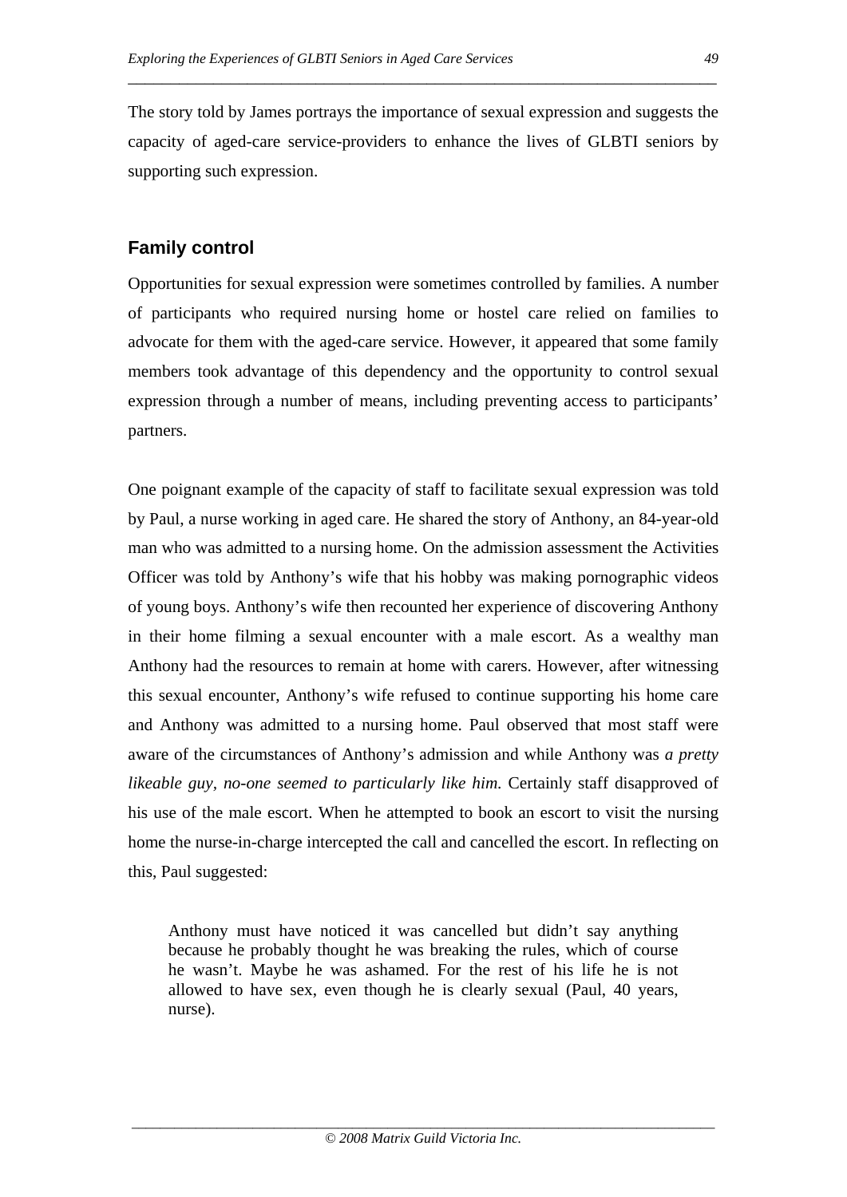The story told by James portrays the importance of sexual expression and suggests the capacity of aged-care service-providers to enhance the lives of GLBTI seniors by supporting such expression.

### Family control

Opportunities for sexual expression were sometimes controlled by families. A number of participants who required nursing home or hostel care relied on families to advocate for them with the aged-care service. However, it appeared that some family members took advantage of this dependency and the opportunity to control sexual expression through a number of means, including preventing access to participants' partners.

One poignant example of the capacity of staff to facilitate sexual expression was told by Paul, a nurse working in aged care. He shared the story of Anthony, an 84-year-old man who was admitted to a nursing home. On the admission assessment the Activities Officer was told by Anthony's wife that his hobby was making pornographic videos of young boys. Anthony's wife then recounted her experience of discovering Anthony in their home filming a sexual encounter with a male escort. As a wealthy man Anthony had the resources to remain at home with carers. However, after witnessing this sexual encounter, Anthony's wife refused to continue supporting his home care and Anthony was admitted to a nursing home. Paul observed that most staff were aware of the circumstances of Anthony's admission and while Anthony was *a pretty likeable guy, no-one seemed to particularly like him.* Certainly staff disapproved of his use of the male escort. When he attempted to book an escort to visit the nursing home the nurse-in-charge intercepted the call and cancelled the escort. In reflecting on this, Paul suggested:

> Anthony must have noticed it was cancelled but didn't say anything because he probably thought he was breaking the rules, which of course he wasn't. Maybe he was ashamed. For the rest of his life he is not allowed to have sex, even though he is clearly sexual (Paul, 40 years, nurse).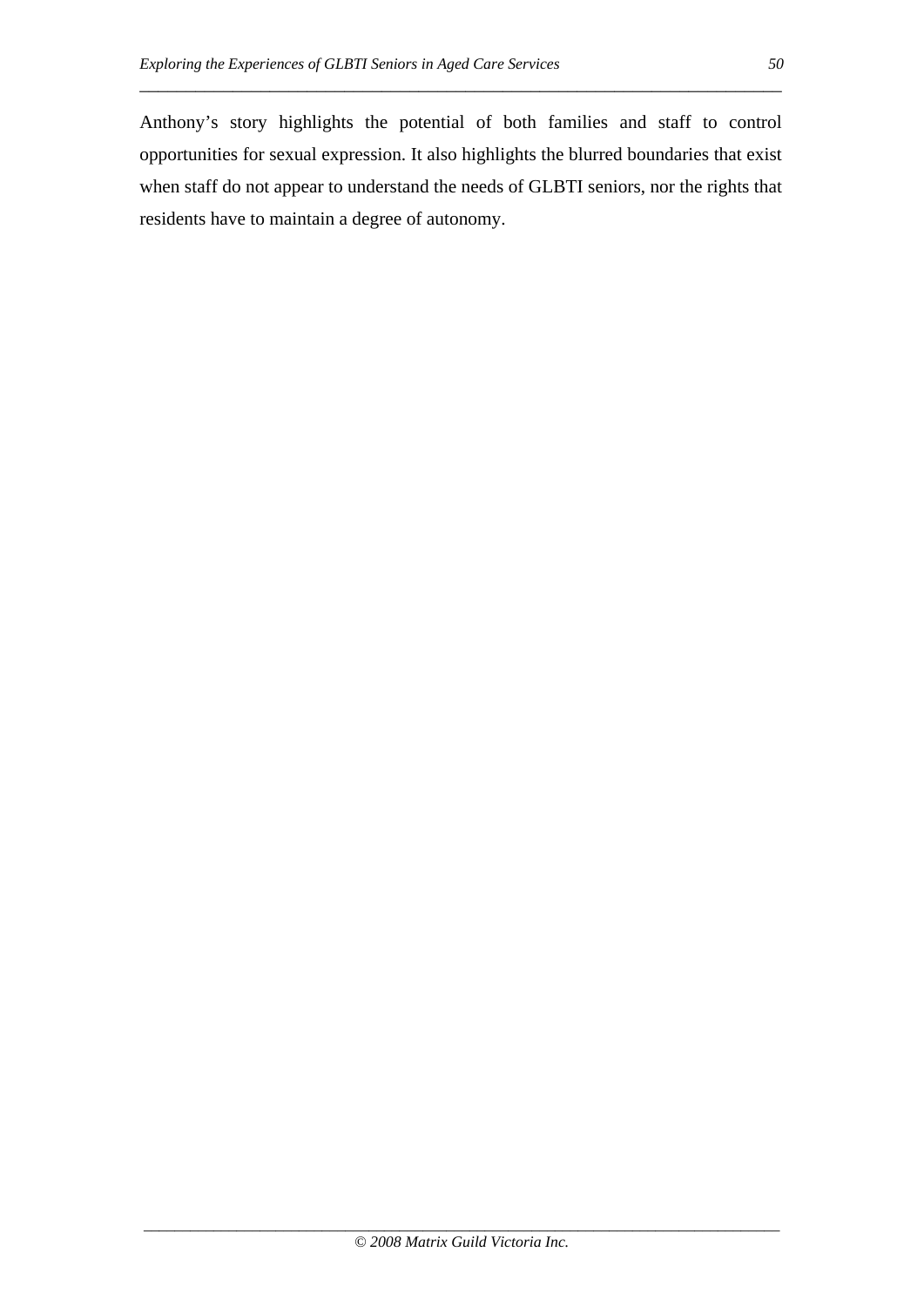Anthony's story highlights the potential of both families and staff to control opportunities for sexual expression. It also highlights the blurred boundaries that exist when staff do not appear to understand the needs of GLBTI seniors, nor the rights that residents have to maintain a degree of autonomy.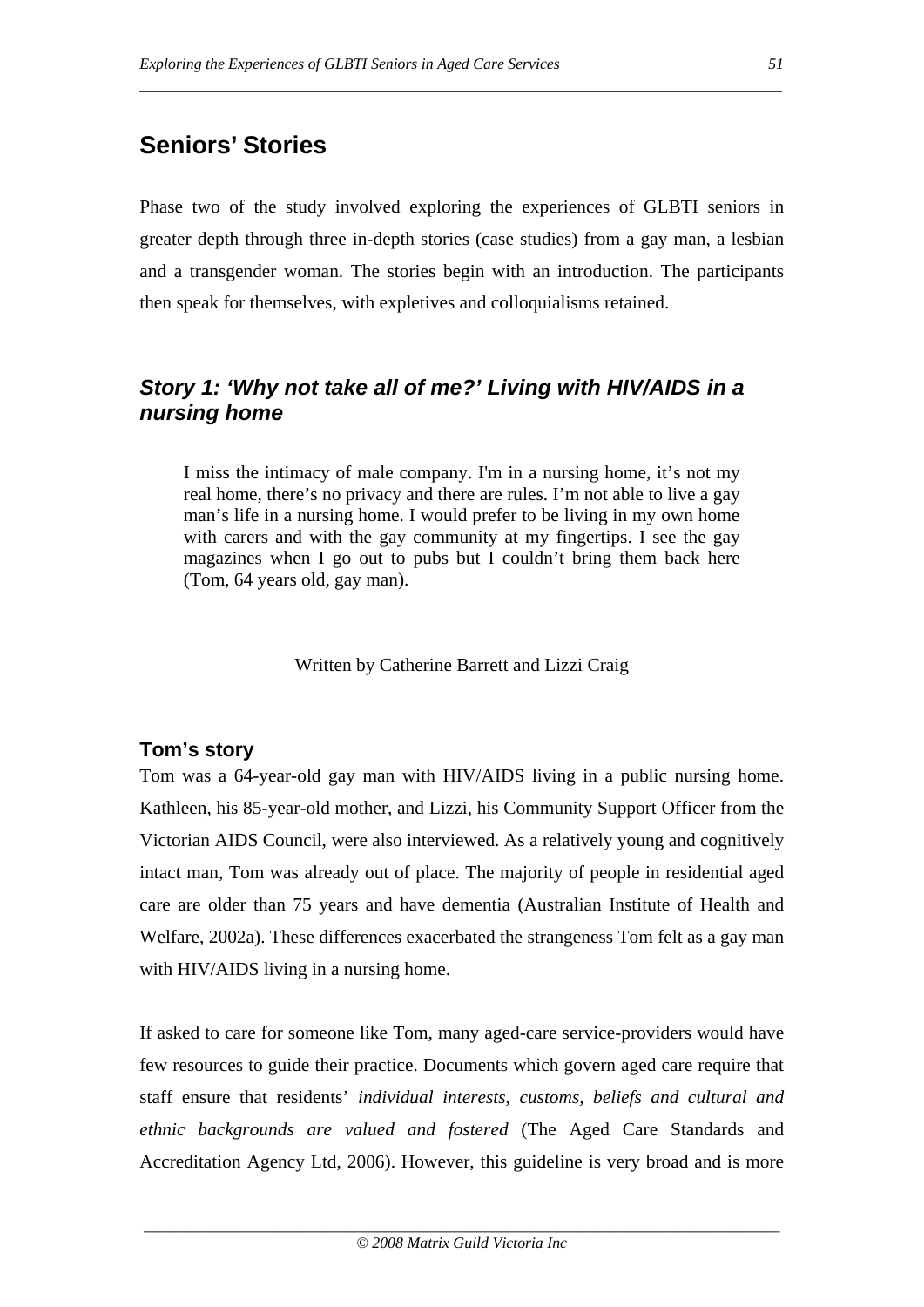## Seniors' Stories

Phase two of the study involved exploring the experiences of GLBTI seniors in greater depth through three in-depth stories (case studies) from a gay man, a lesbian and a transgender woman. The stories begin with an introduction. The participants then speak for themselves, with expletives and colloquialisms retained.

### *Story 1: 'Why not take all of me?' Living with HIV/AIDS in a nursing home*

> I miss the intimacy of male company. I'm in a nursing home, it's not my real home, there's no privacy and there are rules. I'm not able to live a gay man's life in a nursing home. I would prefer to be living in my own home with carers and with the gay community at my fingertips. I see the gay magazines when I go out to pubs but I couldn't bring them back here (Tom, 64 years old, gay man).

Written by Catherine Barrett and Lizzi Craig

#### Tom's story

Tom was a 64-year-old gay man with HIV/AIDS living in a public nursing home. Kathleen, his 85-year-old mother, and Lizzi, his Community Support Officer from the Victorian AIDS Council, were also interviewed. As a relatively young and cognitively intact man, Tom was already out of place. The majority of people in residential aged care are older than 75 years and have dementia (Australian Institute of Health and Welfare, 2002a). These differences exacerbated the strangeness Tom felt as a gay man with HIV/AIDS living in a nursing home.

If asked to care for someone like Tom, many aged-care service-providers would have few resources to guide their practice. Documents which govern aged care require that staff ensure that residents' *individual interests, customs, beliefs and cultural and ethnic backgrounds are valued and fostered* (The Aged Care Standards and Accreditation Agency Ltd, 2006). However, this guideline is very broad and is more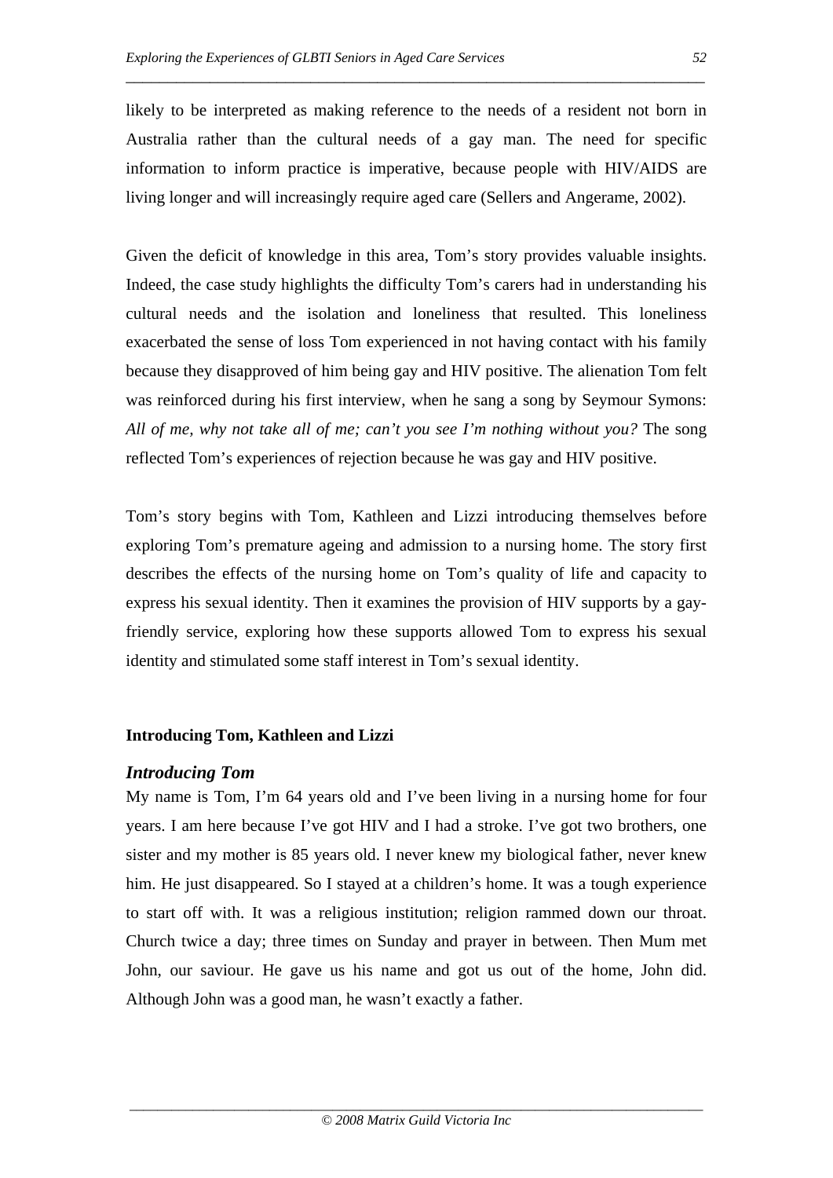likely to be interpreted as making reference to the needs of a resident not born in Australia rather than the cultural needs of a gay man. The need for specific information to inform practice is imperative, because people with HIV/AIDS are living longer and will increasingly require aged care (Sellers and Angerame, 2002).

Given the deficit of knowledge in this area, Tom's story provides valuable insights. Indeed, the case study highlights the difficulty Tom's carers had in understanding his cultural needs and the isolation and loneliness that resulted. This loneliness exacerbated the sense of loss Tom experienced in not having contact with his family because they disapproved of him being gay and HIV positive. The alienation Tom felt was reinforced during his first interview, when he sang a song by Seymour Symons: *All of me, why not take all of me; can't you see I'm nothing without you?* The song reflected Tom's experiences of rejection because he was gay and HIV positive.

Tom's story begins with Tom, Kathleen and Lizzi introducing themselves before exploring Tom's premature ageing and admission to a nursing home. The story first describes the effects of the nursing home on Tom's quality of life and capacity to express his sexual identity. Then it examines the provision of HIV supports by a gay-friendly service, exploring how these supports allowed Tom to express his sexual identity and stimulated some staff interest in Tom's sexual identity.

## Introducing Tom, Kathleen and Lizzi

### *Introducing Tom*

My name is Tom, I'm 64 years old and I've been living in a nursing home for four years. I am here because I've got HIV and I had a stroke. I've got two brothers, one sister and my mother is 85 years old. I never knew my biological father, never knew him. He just disappeared. So I stayed at a children's home. It was a tough experience to start off with. It was a religious institution; religion rammed down our throat. Church twice a day; three times on Sunday and prayer in between. Then Mum met John, our saviour. He gave us his name and got us out of the home, John did. Although John was a good man, he wasn't exactly a father.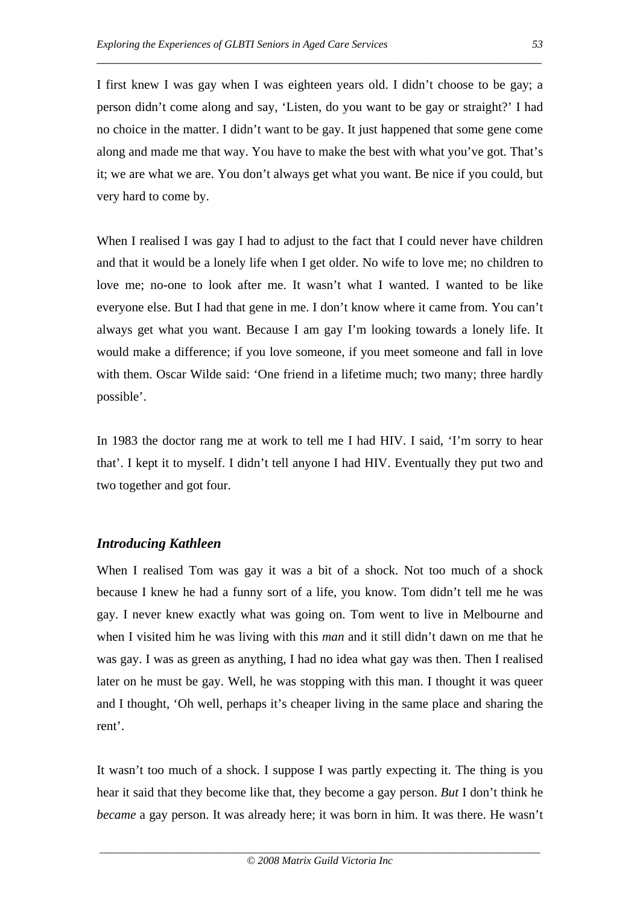I first knew I was gay when I was eighteen years old. I didn't choose to be gay; a person didn't come along and say, 'Listen, do you want to be gay or straight?' I had no choice in the matter. I didn't want to be gay. It just happened that some gene come along and made me that way. You have to make the best with what you've got. That's it; we are what we are. You don't always get what you want. Be nice if you could, but very hard to come by.

When I realised I was gay I had to adjust to the fact that I could never have children and that it would be a lonely life when I get older. No wife to love me; no children to love me; no-one to look after me. It wasn't what I wanted. I wanted to be like everyone else. But I had that gene in me. I don't know where it came from. You can't always get what you want. Because I am gay I'm looking towards a lonely life. It would make a difference; if you love someone, if you meet someone and fall in love with them. Oscar Wilde said: 'One friend in a lifetime much; two many; three hardly possible'.

In 1983 the doctor rang me at work to tell me I had HIV. I said, 'I'm sorry to hear that'. I kept it to myself. I didn't tell anyone I had HIV. Eventually they put two and two together and got four.

### *Introducing Kathleen*

When I realised Tom was gay it was a bit of a shock. Not too much of a shock because I knew he had a funny sort of a life, you know. Tom didn't tell me he was gay. I never knew exactly what was going on. Tom went to live in Melbourne and when I visited him he was living with this *man* and it still didn't dawn on me that he was gay. I was as green as anything, I had no idea what gay was then. Then I realised later on he must be gay. Well, he was stopping with this man. I thought it was queer and I thought, 'Oh well, perhaps it's cheaper living in the same place and sharing the rent'.

It wasn't too much of a shock. I suppose I was partly expecting it. The thing is you hear it said that they become like that, they become a gay person. *But* I don't think he *became* a gay person. It was already here; it was born in him. It was there. He wasn't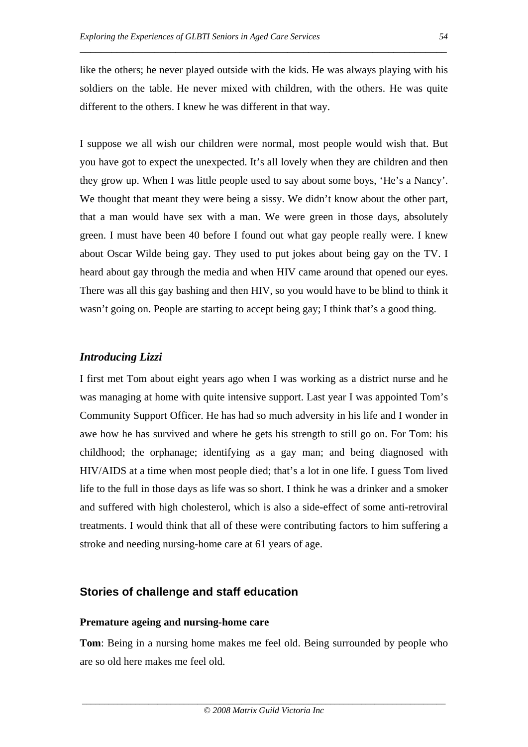like the others; he never played outside with the kids. He was always playing with his soldiers on the table. He never mixed with children, with the others. He was quite different to the others. I knew he was different in that way.

I suppose we all wish our children were normal, most people would wish that. But you have got to expect the unexpected. It's all lovely when they are children and then they grow up. When I was little people used to say about some boys, 'He's a Nancy'. We thought that meant they were being a sissy. We didn't know about the other part, that a man would have sex with a man. We were green in those days, absolutely green. I must have been 40 before I found out what gay people really were. I knew about Oscar Wilde being gay. They used to put jokes about being gay on the TV. I heard about gay through the media and when HIV came around that opened our eyes. There was all this gay bashing and then HIV, so you would have to be blind to think it wasn't going on. People are starting to accept being gay; I think that's a good thing.

### *Introducing Lizzi*

I first met Tom about eight years ago when I was working as a district nurse and he was managing at home with quite intensive support. Last year I was appointed Tom's Community Support Officer. He has had so much adversity in his life and I wonder in awe how he has survived and where he gets his strength to still go on. For Tom: his childhood; the orphanage; identifying as a gay man; and being diagnosed with HIV/AIDS at a time when most people died; that's a lot in one life. I guess Tom lived life to the full in those days as life was so short. I think he was a drinker and a smoker and suffered with high cholesterol, which is also a side-effect of some anti-retroviral treatments. I would think that all of these were contributing factors to him suffering a stroke and needing nursing-home care at 61 years of age.

## Stories of challenge and staff education

#### Premature ageing and nursing-home care

**Tom**: Being in a nursing home makes me feel old. Being surrounded by people who are so old here makes me feel old.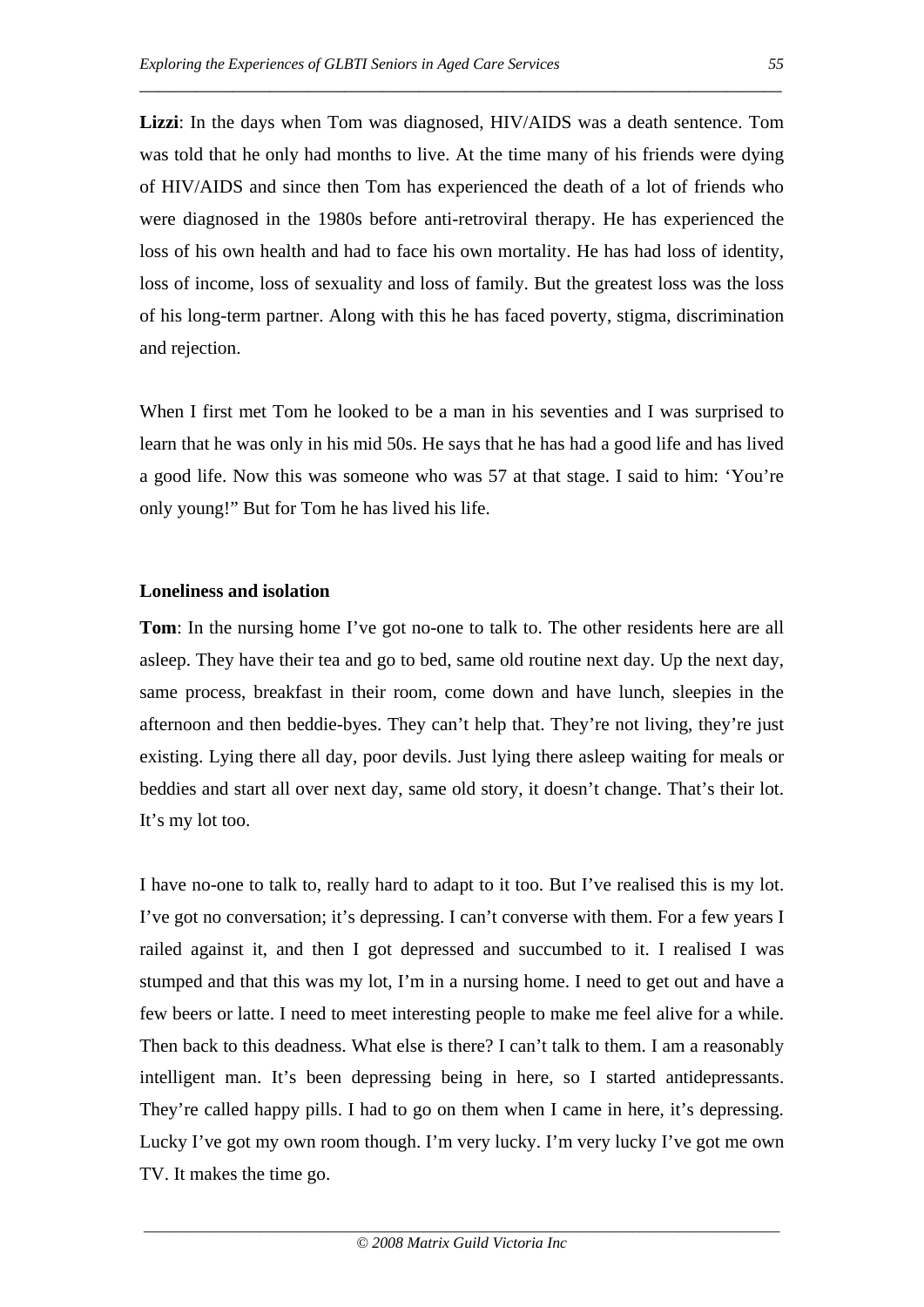**Lizzi**: In the days when Tom was diagnosed, HIV/AIDS was a death sentence. Tom was told that he only had months to live. At the time many of his friends were dying of HIV/AIDS and since then Tom has experienced the death of a lot of friends who were diagnosed in the 1980s before anti-retroviral therapy. He has experienced the loss of his own health and had to face his own mortality. He has had loss of identity, loss of income, loss of sexuality and loss of family. But the greatest loss was the loss of his long-term partner. Along with this he has faced poverty, stigma, discrimination and rejection.

When I first met Tom he looked to be a man in his seventies and I was surprised to learn that he was only in his mid 50s. He says that he has had a good life and has lived a good life. Now this was someone who was 57 at that stage. I said to him: 'You're only young!" But for Tom he has lived his life.

**Loneliness and isolation**

**Tom**: In the nursing home I've got no-one to talk to. The other residents here are all asleep. They have their tea and go to bed, same old routine next day. Up the next day, same process, breakfast in their room, come down and have lunch, sleepies in the afternoon and then beddie-byes. They can't help that. They're not living, they're just existing. Lying there all day, poor devils. Just lying there asleep waiting for meals or beddies and start all over next day, same old story, it doesn't change. That's their lot. It's my lot too.

I have no-one to talk to, really hard to adapt to it too. But I've realised this is my lot. I've got no conversation; it's depressing. I can't converse with them. For a few years I railed against it, and then I got depressed and succumbed to it. I realised I was stumped and that this was my lot, I'm in a nursing home. I need to get out and have a few beers or latte. I need to meet interesting people to make me feel alive for a while. Then back to this deadness. What else is there? I can't talk to them. I am a reasonably intelligent man. It's been depressing being in here, so I started antidepressants. They're called happy pills. I had to go on them when I came in here, it's depressing. Lucky I've got my own room though. I'm very lucky. I'm very lucky I've got me own TV. It makes the time go.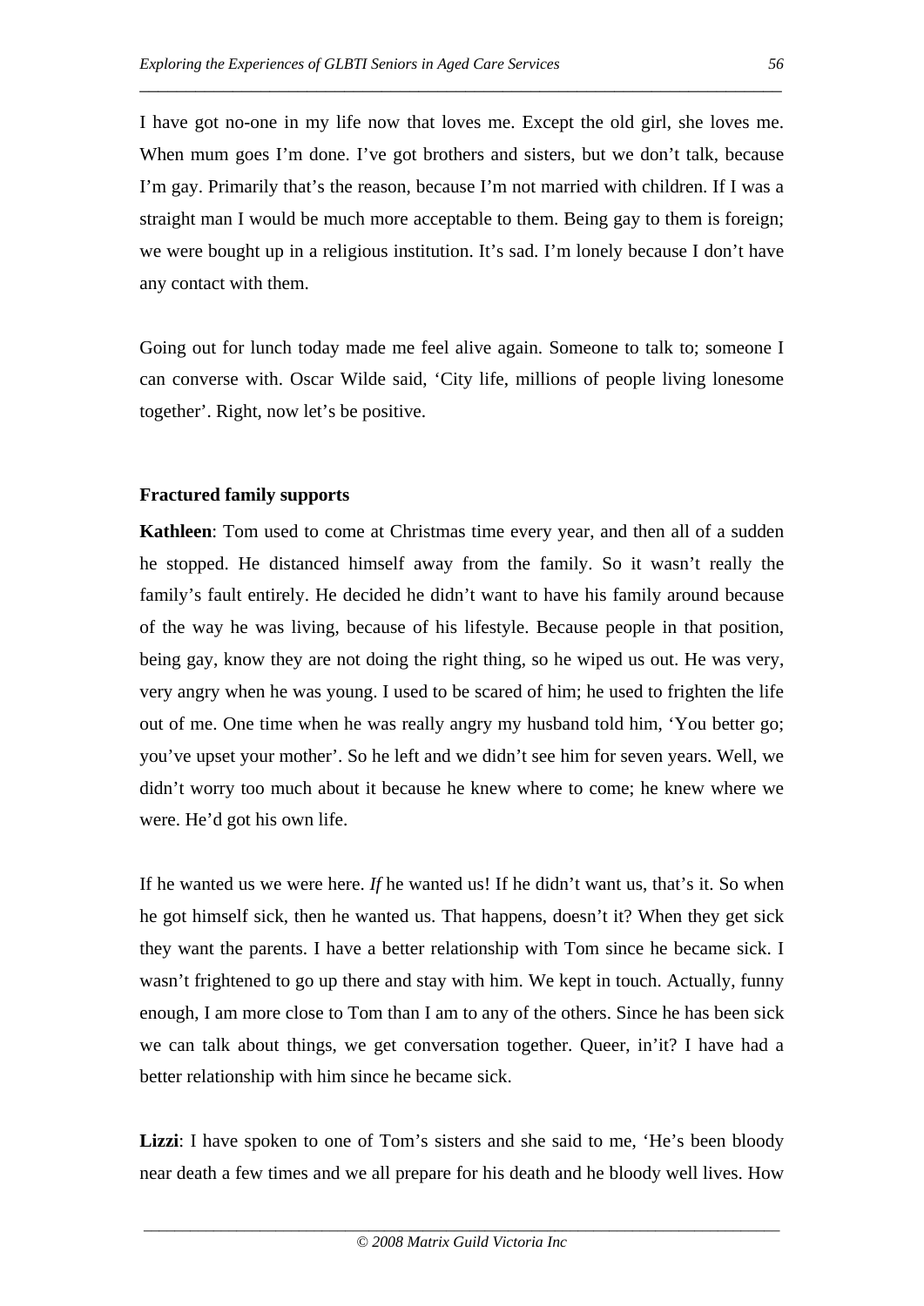I have got no-one in my life now that loves me. Except the old girl, she loves me. When mum goes I'm done. I've got brothers and sisters, but we don't talk, because I'm gay. Primarily that's the reason, because I'm not married with children. If I was a straight man I would be much more acceptable to them. Being gay to them is foreign; we were bought up in a religious institution. It's sad. I'm lonely because I don't have any contact with them.

Going out for lunch today made me feel alive again. Someone to talk to; someone I can converse with. Oscar Wilde said, 'City life, millions of people living lonesome together'. Right, now let's be positive.

### Fractured family supports

**Kathleen**: Tom used to come at Christmas time every year, and then all of a sudden he stopped. He distanced himself away from the family. So it wasn't really the family's fault entirely. He decided he didn't want to have his family around because of the way he was living, because of his lifestyle. Because people in that position, being gay, know they are not doing the right thing, so he wiped us out. He was very, very angry when he was young. I used to be scared of him; he used to frighten the life out of me. One time when he was really angry my husband told him, 'You better go; you've upset your mother'. So he left and we didn't see him for seven years. Well, we didn't worry too much about it because he knew where to come; he knew where we were. He'd got his own life.

If he wanted us we were here. *If* he wanted us! If he didn't want us, that's it. So when he got himself sick, then he wanted us. That happens, doesn't it? When they get sick they want the parents. I have a better relationship with Tom since he became sick. I wasn't frightened to go up there and stay with him. We kept in touch. Actually, funny enough, I am more close to Tom than I am to any of the others. Since he has been sick we can talk about things, we get conversation together. Queer, in'it? I have had a better relationship with him since he became sick.

**Lizzi**: I have spoken to one of Tom's sisters and she said to me, 'He's been bloody near death a few times and we all prepare for his death and he bloody well lives. How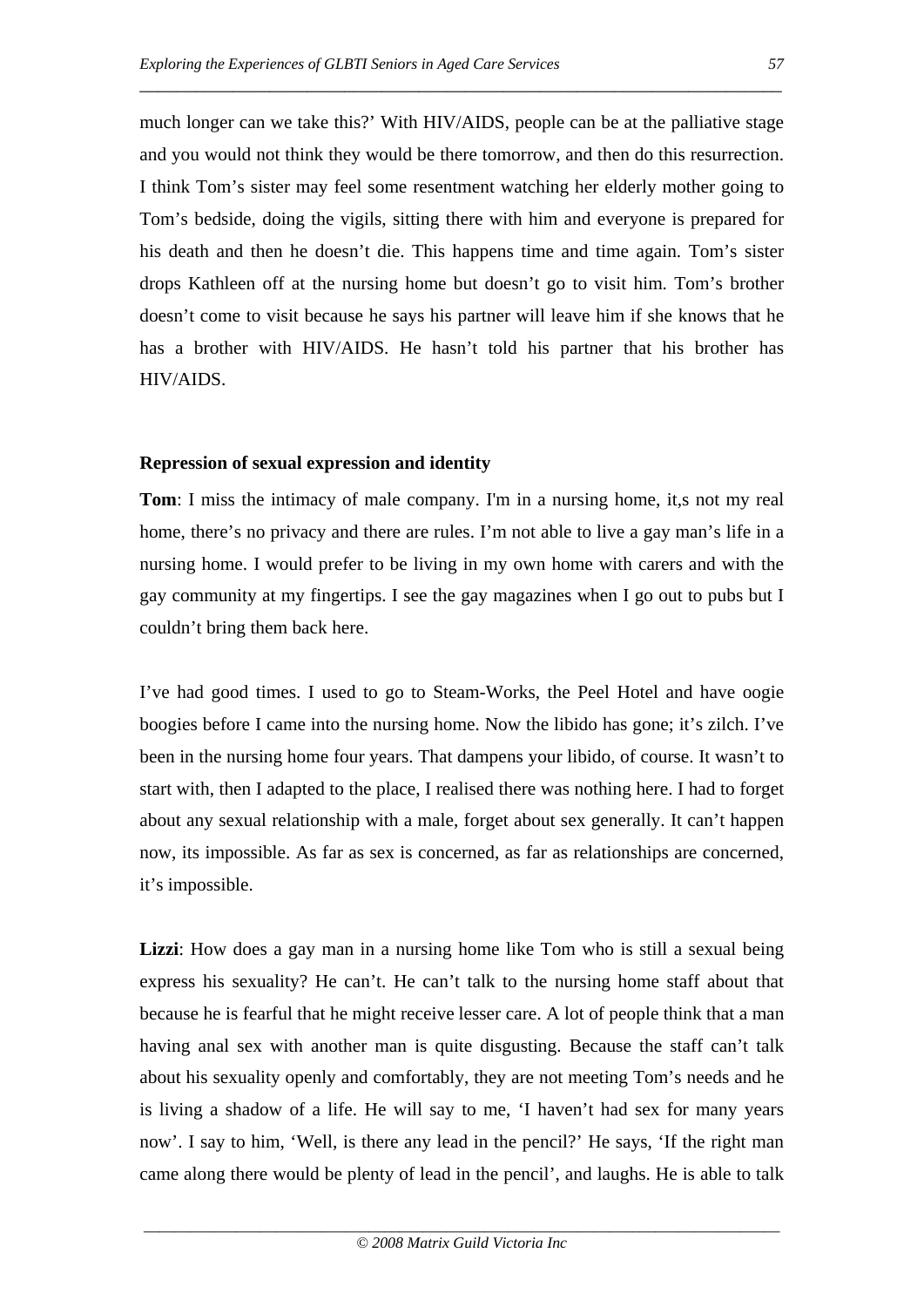much longer can we take this?' With HIV/AIDS, people can be at the palliative stage and you would not think they would be there tomorrow, and then do this resurrection. I think Tom's sister may feel some resentment watching her elderly mother going to Tom's bedside, doing the vigils, sitting there with him and everyone is prepared for his death and then he doesn't die. This happens time and time again. Tom's sister drops Kathleen off at the nursing home but doesn't go to visit him. Tom's brother doesn't come to visit because he says his partner will leave him if she knows that he has a brother with HIV/AIDS. He hasn't told his partner that his brother has HIV/AIDS.

**Repression of sexual expression and identity**

**Tom**: I miss the intimacy of male company. I'm in a nursing home, it,s not my real home, there's no privacy and there are rules. I'm not able to live a gay man's life in a nursing home. I would prefer to be living in my own home with carers and with the gay community at my fingertips. I see the gay magazines when I go out to pubs but I couldn't bring them back here.

I've had good times. I used to go to Steam-Works, the Peel Hotel and have oogie boogies before I came into the nursing home. Now the libido has gone; it's zilch. I've been in the nursing home four years. That dampens your libido, of course. It wasn't to start with, then I adapted to the place, I realised there was nothing here. I had to forget about any sexual relationship with a male, forget about sex generally. It can't happen now, its impossible. As far as sex is concerned, as far as relationships are concerned, it's impossible.

**Lizzi**: How does a gay man in a nursing home like Tom who is still a sexual being express his sexuality? He can't. He can't talk to the nursing home staff about that because he is fearful that he might receive lesser care. A lot of people think that a man having anal sex with another man is quite disgusting. Because the staff can't talk about his sexuality openly and comfortably, they are not meeting Tom's needs and he is living a shadow of a life. He will say to me, 'I haven't had sex for many years now'. I say to him, 'Well, is there any lead in the pencil?' He says, 'If the right man came along there would be plenty of lead in the pencil', and laughs. He is able to talk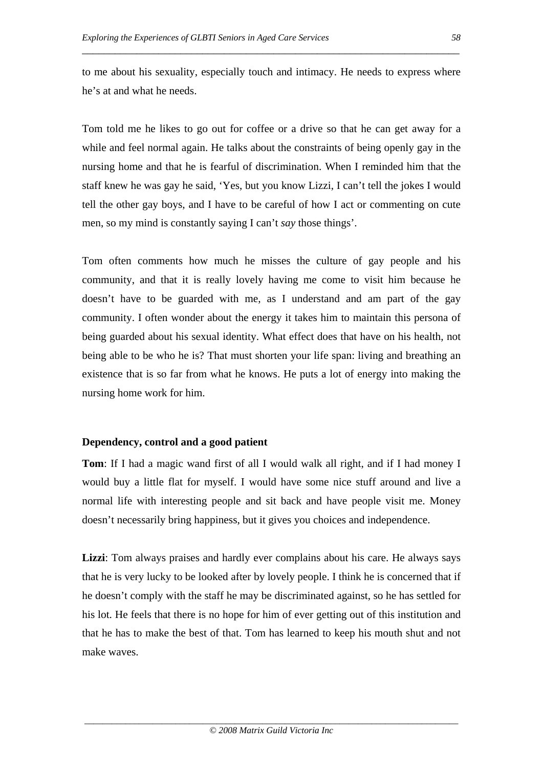to me about his sexuality, especially touch and intimacy. He needs to express where he's at and what he needs.

Tom told me he likes to go out for coffee or a drive so that he can get away for a while and feel normal again. He talks about the constraints of being openly gay in the nursing home and that he is fearful of discrimination. When I reminded him that the staff knew he was gay he said, 'Yes, but you know Lizzi, I can't tell the jokes I would tell the other gay boys, and I have to be careful of how I act or commenting on cute men, so my mind is constantly saying I can't *say* those things'.

Tom often comments how much he misses the culture of gay people and his community, and that it is really lovely having me come to visit him because he doesn't have to be guarded with me, as I understand and am part of the gay community. I often wonder about the energy it takes him to maintain this persona of being guarded about his sexual identity. What effect does that have on his health, not being able to be who he is? That must shorten your life span: living and breathing an existence that is so far from what he knows. He puts a lot of energy into making the nursing home work for him.

**Dependency, control and a good patient**

**Tom**: If I had a magic wand first of all I would walk all right, and if I had money I would buy a little flat for myself. I would have some nice stuff around and live a normal life with interesting people and sit back and have people visit me. Money doesn't necessarily bring happiness, but it gives you choices and independence.

**Lizzi**: Tom always praises and hardly ever complains about his care. He always says that he is very lucky to be looked after by lovely people. I think he is concerned that if he doesn't comply with the staff he may be discriminated against, so he has settled for his lot. He feels that there is no hope for him of ever getting out of this institution and that he has to make the best of that. Tom has learned to keep his mouth shut and not make waves.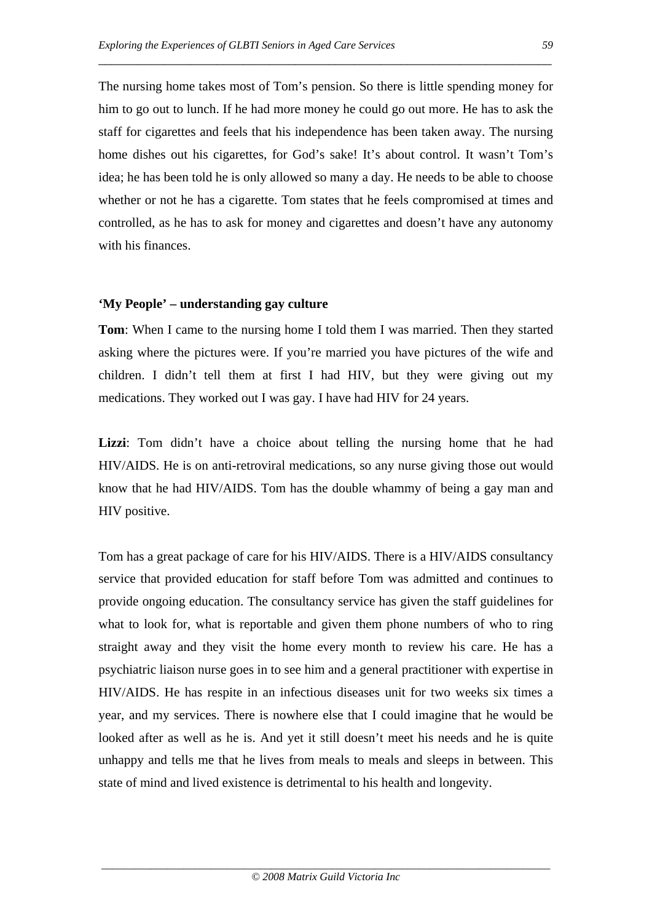The nursing home takes most of Tom's pension. So there is little spending money for him to go out to lunch. If he had more money he could go out more. He has to ask the staff for cigarettes and feels that his independence has been taken away. The nursing home dishes out his cigarettes, for God's sake! It's about control. It wasn't Tom's idea; he has been told he is only allowed so many a day. He needs to be able to choose whether or not he has a cigarette. Tom states that he feels compromised at times and controlled, as he has to ask for money and cigarettes and doesn't have any autonomy with his finances.

### 'My People' – understanding gay culture

**Tom**: When I came to the nursing home I told them I was married. Then they started asking where the pictures were. If you're married you have pictures of the wife and children. I didn't tell them at first I had HIV, but they were giving out my medications. They worked out I was gay. I have had HIV for 24 years.

**Lizzi**: Tom didn't have a choice about telling the nursing home that he had HIV/AIDS. He is on anti-retroviral medications, so any nurse giving those out would know that he had HIV/AIDS. Tom has the double whammy of being a gay man and HIV positive.

Tom has a great package of care for his HIV/AIDS. There is a HIV/AIDS consultancy service that provided education for staff before Tom was admitted and continues to provide ongoing education. The consultancy service has given the staff guidelines for what to look for, what is reportable and given them phone numbers of who to ring straight away and they visit the home every month to review his care. He has a psychiatric liaison nurse goes in to see him and a general practitioner with expertise in HIV/AIDS. He has respite in an infectious diseases unit for two weeks six times a year, and my services. There is nowhere else that I could imagine that he would be looked after as well as he is. And yet it still doesn't meet his needs and he is quite unhappy and tells me that he lives from meals to meals and sleeps in between. This state of mind and lived existence is detrimental to his health and longevity.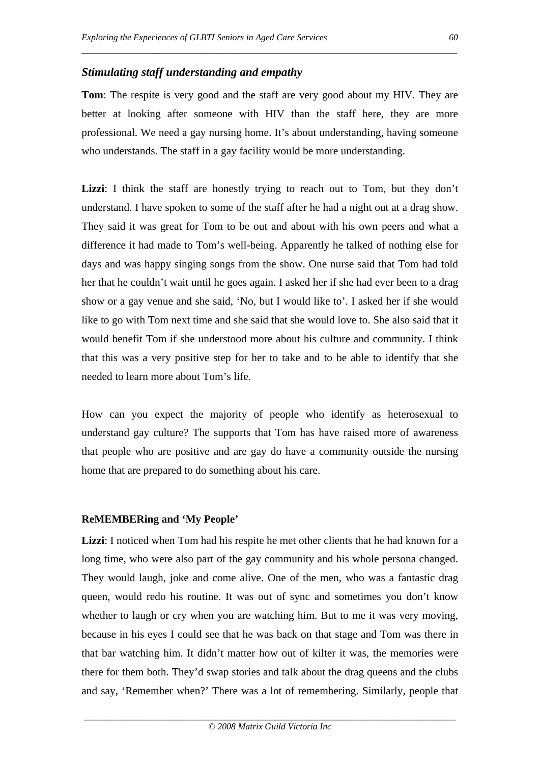### *Stimulating staff understanding and empathy*

**Tom**: The respite is very good and the staff are very good about my HIV. They are better at looking after someone with HIV than the staff here, they are more professional. We need a gay nursing home. It's about understanding, having someone who understands. The staff in a gay facility would be more understanding.

**Lizzi**: I think the staff are honestly trying to reach out to Tom, but they don't understand. I have spoken to some of the staff after he had a night out at a drag show. They said it was great for Tom to be out and about with his own peers and what a difference it had made to Tom's well-being. Apparently he talked of nothing else for days and was happy singing songs from the show. One nurse said that Tom had told her that he couldn't wait until he goes again. I asked her if she had ever been to a drag show or a gay venue and she said, 'No, but I would like to'. I asked her if she would like to go with Tom next time and she said that she would love to. She also said that it would benefit Tom if she understood more about his culture and community. I think that this was a very positive step for her to take and to be able to identify that she needed to learn more about Tom's life.

How can you expect the majority of people who identify as heterosexual to understand gay culture? The supports that Tom has have raised more of awareness that people who are positive and are gay do have a community outside the nursing home that are prepared to do something about his care.

#### ReMEMBERing and 'My People'

**Lizzi**: I noticed when Tom had his respite he met other clients that he had known for a long time, who were also part of the gay community and his whole persona changed. They would laugh, joke and come alive. One of the men, who was a fantastic drag queen, would redo his routine. It was out of sync and sometimes you don't know whether to laugh or cry when you are watching him. But to me it was very moving, because in his eyes I could see that he was back on that stage and Tom was there in that bar watching him. It didn't matter how out of kilter it was, the memories were there for them both. They'd swap stories and talk about the drag queens and the clubs and say, 'Remember when?' There was a lot of remembering. Similarly, people that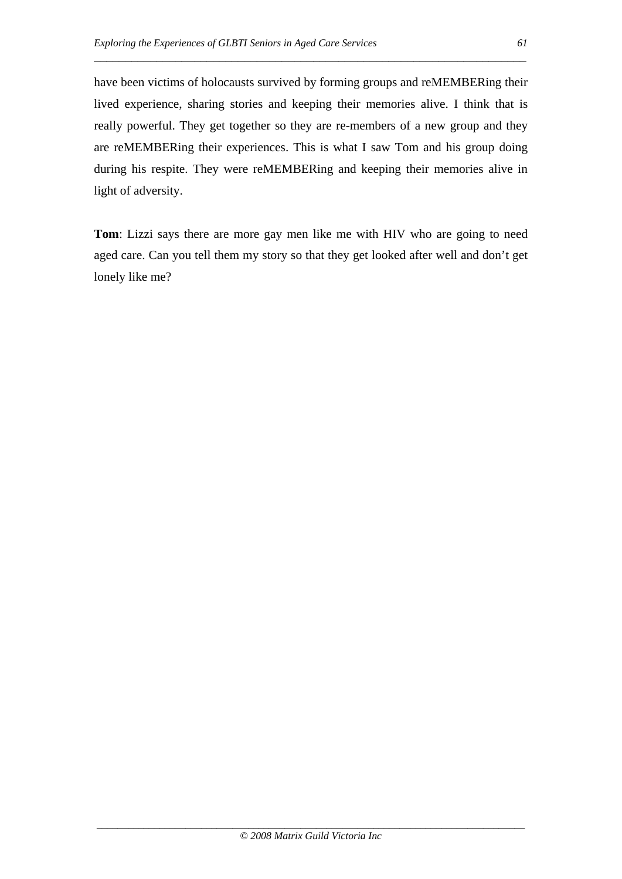have been victims of holocausts survived by forming groups and reMEMBERing their lived experience, sharing stories and keeping their memories alive. I think that is really powerful. They get together so they are re-members of a new group and they are reMEMBERing their experiences. This is what I saw Tom and his group doing during his respite. They were reMEMBERing and keeping their memories alive in light of adversity.

**Tom**: Lizzi says there are more gay men like me with HIV who are going to need aged care. Can you tell them my story so that they get looked after well and don't get lonely like me?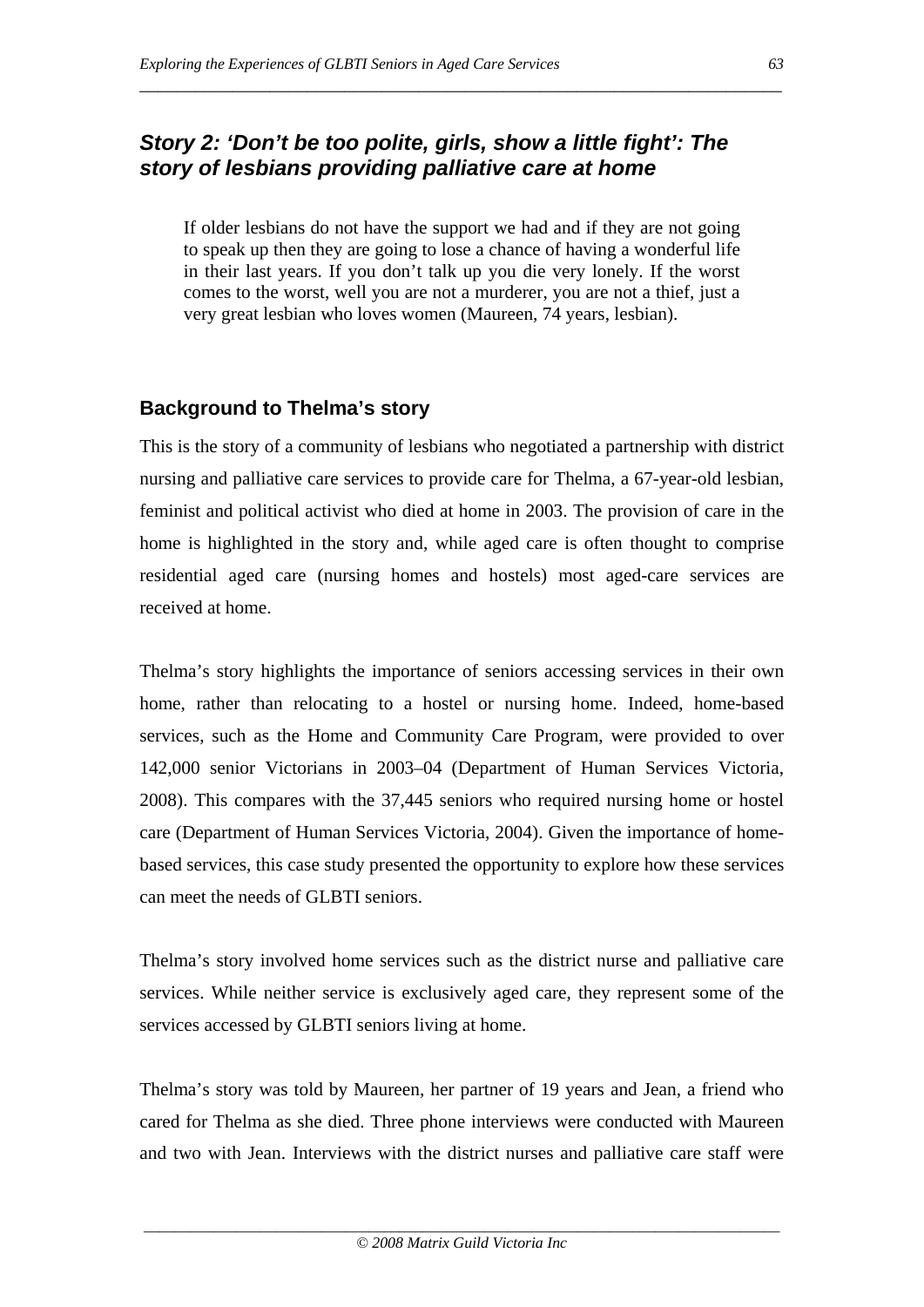## *Story 2: 'Don't be too polite, girls, show a little fight': The story of lesbians providing palliative care at home*

> If older lesbians do not have the support we had and if they are not going to speak up then they are going to lose a chance of having a wonderful life in their last years. If you don't talk up you die very lonely. If the worst comes to the worst, well you are not a murderer, you are not a thief, just a very great lesbian who loves women (Maureen, 74 years, lesbian).

### Background to Thelma's story

This is the story of a community of lesbians who negotiated a partnership with district nursing and palliative care services to provide care for Thelma, a 67-year-old lesbian, feminist and political activist who died at home in 2003. The provision of care in the home is highlighted in the story and, while aged care is often thought to comprise residential aged care (nursing homes and hostels) most aged-care services are received at home.

Thelma's story highlights the importance of seniors accessing services in their own home, rather than relocating to a hostel or nursing home. Indeed, home-based services, such as the Home and Community Care Program, were provided to over 142,000 senior Victorians in 2003–04 (Department of Human Services Victoria, 2008). This compares with the 37,445 seniors who required nursing home or hostel care (Department of Human Services Victoria, 2004). Given the importance of home-based services, this case study presented the opportunity to explore how these services can meet the needs of GLBTI seniors.

Thelma's story involved home services such as the district nurse and palliative care services. While neither service is exclusively aged care, they represent some of the services accessed by GLBTI seniors living at home.

Thelma's story was told by Maureen, her partner of 19 years and Jean, a friend who cared for Thelma as she died. Three phone interviews were conducted with Maureen and two with Jean. Interviews with the district nurses and palliative care staff were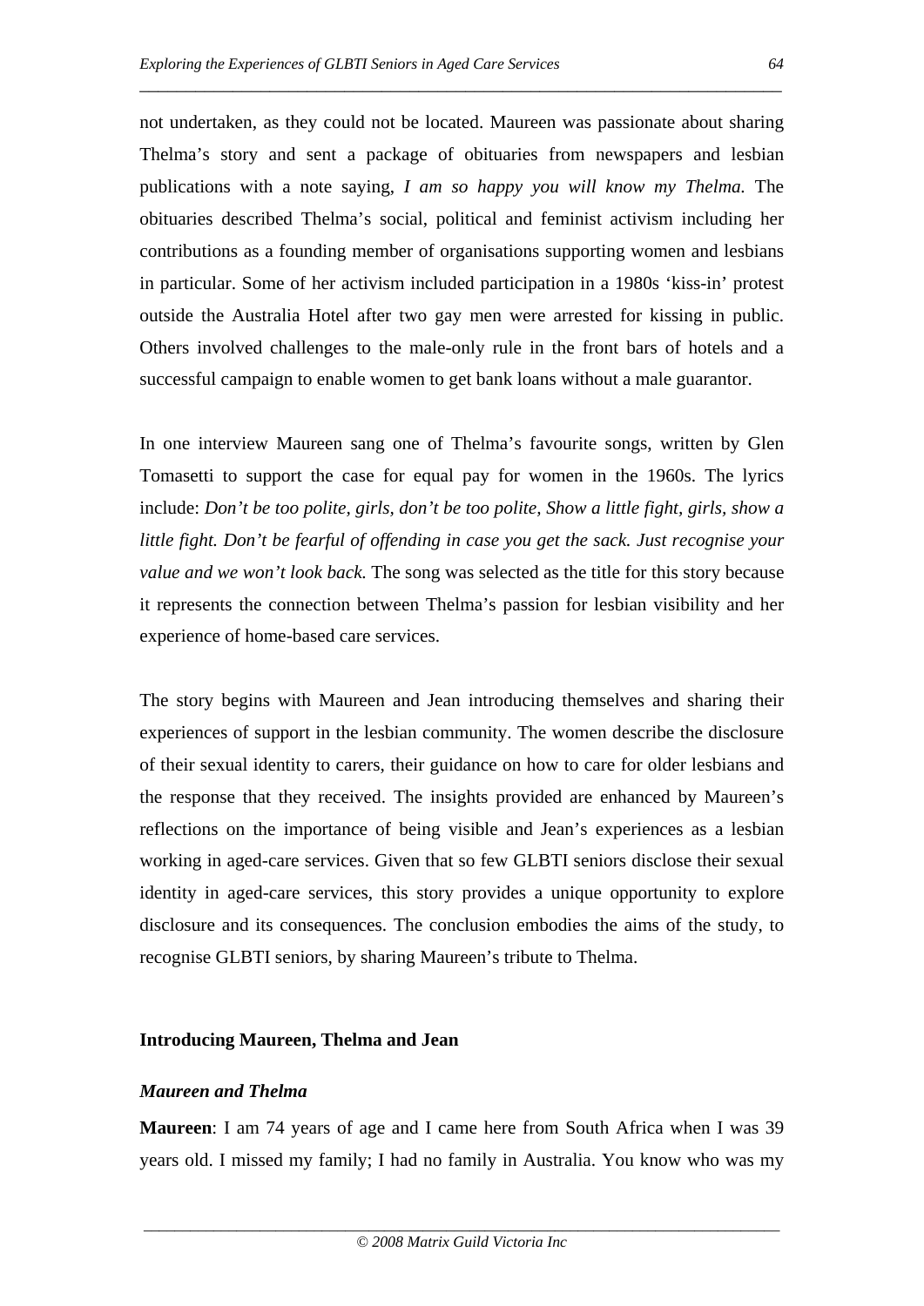not undertaken, as they could not be located. Maureen was passionate about sharing Thelma's story and sent a package of obituaries from newspapers and lesbian publications with a note saying, *I am so happy you will know my Thelma.* The obituaries described Thelma's social, political and feminist activism including her contributions as a founding member of organisations supporting women and lesbians in particular. Some of her activism included participation in a 1980s 'kiss-in' protest outside the Australia Hotel after two gay men were arrested for kissing in public. Others involved challenges to the male-only rule in the front bars of hotels and a successful campaign to enable women to get bank loans without a male guarantor.

In one interview Maureen sang one of Thelma's favourite songs, written by Glen Tomasetti to support the case for equal pay for women in the 1960s. The lyrics include: *Don't be too polite, girls, don't be too polite, Show a little fight, girls, show a little fight. Don't be fearful of offending in case you get the sack. Just recognise your value and we won't look back.* The song was selected as the title for this story because it represents the connection between Thelma's passion for lesbian visibility and her experience of home-based care services.

The story begins with Maureen and Jean introducing themselves and sharing their experiences of support in the lesbian community. The women describe the disclosure of their sexual identity to carers, their guidance on how to care for older lesbians and the response that they received. The insights provided are enhanced by Maureen's reflections on the importance of being visible and Jean's experiences as a lesbian working in aged-care services. Given that so few GLBTI seniors disclose their sexual identity in aged-care services, this story provides a unique opportunity to explore disclosure and its consequences. The conclusion embodies the aims of the study, to recognise GLBTI seniors, by sharing Maureen's tribute to Thelma.

## Introducing Maureen, Thelma and Jean

### *Maureen and Thelma*

**Maureen**: I am 74 years of age and I came here from South Africa when I was 39 years old. I missed my family; I had no family in Australia. You know who was my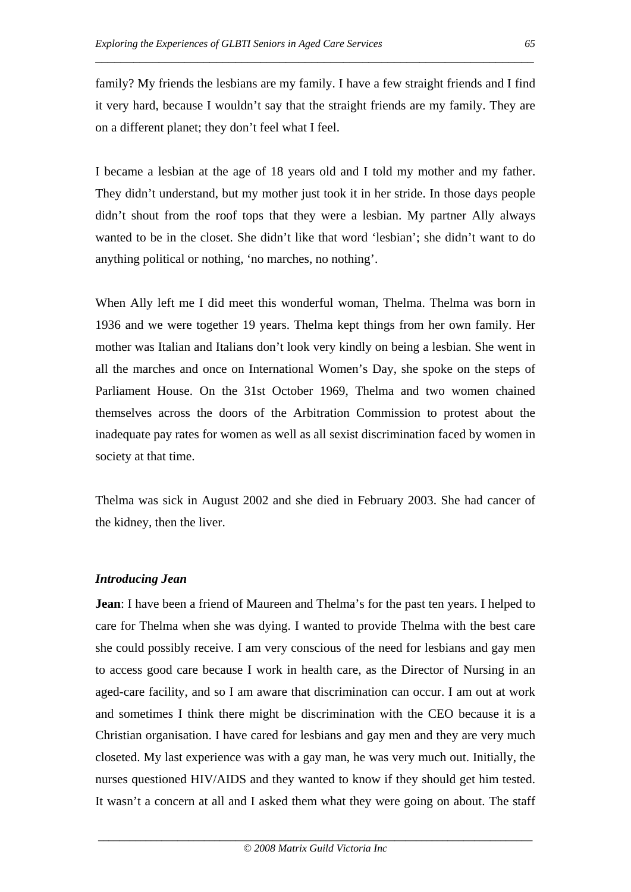family? My friends the lesbians are my family. I have a few straight friends and I find it very hard, because I wouldn't say that the straight friends are my family. They are on a different planet; they don't feel what I feel.

I became a lesbian at the age of 18 years old and I told my mother and my father. They didn't understand, but my mother just took it in her stride. In those days people didn't shout from the roof tops that they were a lesbian. My partner Ally always wanted to be in the closet. She didn't like that word 'lesbian'; she didn't want to do anything political or nothing, 'no marches, no nothing'.

When Ally left me I did meet this wonderful woman, Thelma. Thelma was born in 1936 and we were together 19 years. Thelma kept things from her own family. Her mother was Italian and Italians don't look very kindly on being a lesbian. She went in all the marches and once on International Women's Day, she spoke on the steps of Parliament House. On the 31st October 1969, Thelma and two women chained themselves across the doors of the Arbitration Commission to protest about the inadequate pay rates for women as well as all sexist discrimination faced by women in society at that time.

Thelma was sick in August 2002 and she died in February 2003. She had cancer of the kidney, then the liver.

### *Introducing Jean*

**Jean**: I have been a friend of Maureen and Thelma's for the past ten years. I helped to care for Thelma when she was dying. I wanted to provide Thelma with the best care she could possibly receive. I am very conscious of the need for lesbians and gay men to access good care because I work in health care, as the Director of Nursing in an aged-care facility, and so I am aware that discrimination can occur. I am out at work and sometimes I think there might be discrimination with the CEO because it is a Christian organisation. I have cared for lesbians and gay men and they are very much closeted. My last experience was with a gay man, he was very much out. Initially, the nurses questioned HIV/AIDS and they wanted to know if they should get him tested. It wasn't a concern at all and I asked them what they were going on about. The staff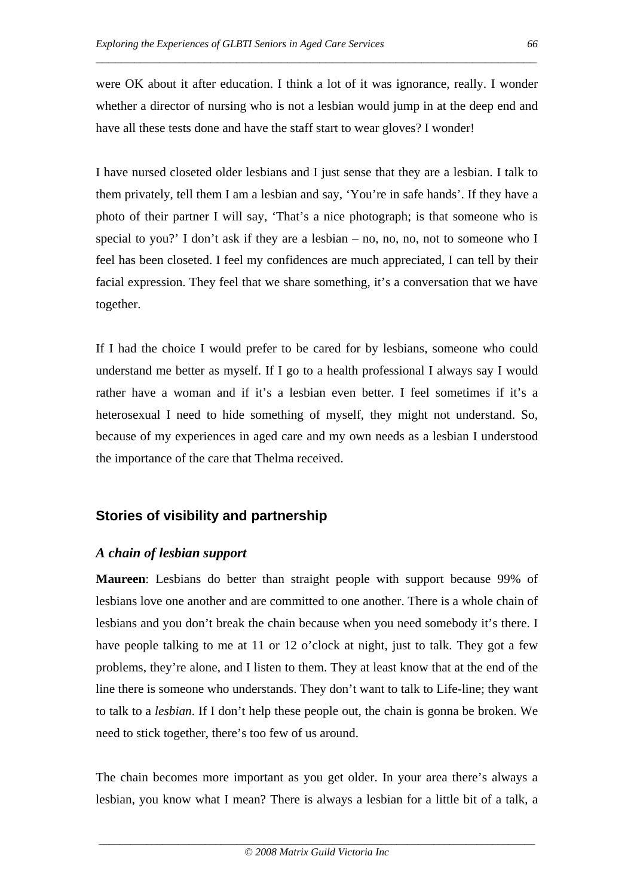were OK about it after education. I think a lot of it was ignorance, really. I wonder whether a director of nursing who is not a lesbian would jump in at the deep end and have all these tests done and have the staff start to wear gloves? I wonder!

I have nursed closeted older lesbians and I just sense that they are a lesbian. I talk to them privately, tell them I am a lesbian and say, 'You're in safe hands'. If they have a photo of their partner I will say, 'That's a nice photograph; is that someone who is special to you?' I don't ask if they are a lesbian – no, no, no, not to someone who I feel has been closeted. I feel my confidences are much appreciated, I can tell by their facial expression. They feel that we share something, it's a conversation that we have together.

If I had the choice I would prefer to be cared for by lesbians, someone who could understand me better as myself. If I go to a health professional I always say I would rather have a woman and if it's a lesbian even better. I feel sometimes if it's a heterosexual I need to hide something of myself, they might not understand. So, because of my experiences in aged care and my own needs as a lesbian I understood the importance of the care that Thelma received.

## Stories of visibility and partnership

### *A chain of lesbian support*

**Maureen**: Lesbians do better than straight people with support because 99% of lesbians love one another and are committed to one another. There is a whole chain of lesbians and you don't break the chain because when you need somebody it's there. I have people talking to me at 11 or 12 o'clock at night, just to talk. They got a few problems, they're alone, and I listen to them. They at least know that at the end of the line there is someone who understands. They don't want to talk to Life-line; they want to talk to a *lesbian*. If I don't help these people out, the chain is gonna be broken. We need to stick together, there's too few of us around.

The chain becomes more important as you get older. In your area there's always a lesbian, you know what I mean? There is always a lesbian for a little bit of a talk, a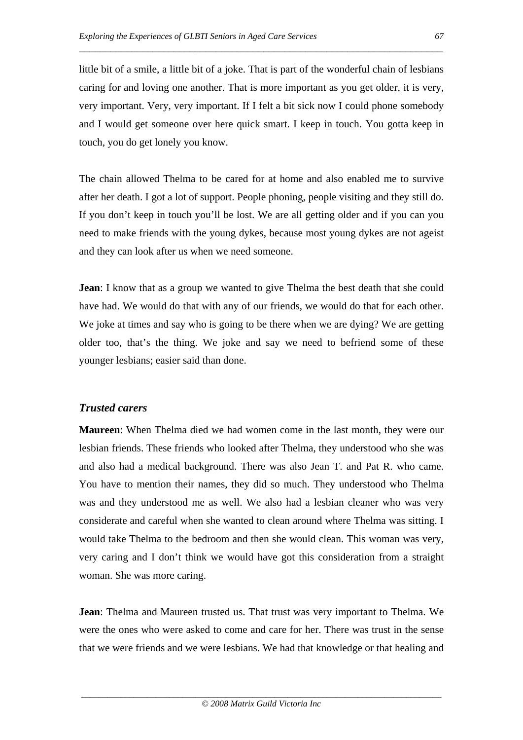little bit of a smile, a little bit of a joke. That is part of the wonderful chain of lesbians caring for and loving one another. That is more important as you get older, it is very, very important. Very, very important. If I felt a bit sick now I could phone somebody and I would get someone over here quick smart. I keep in touch. You gotta keep in touch, you do get lonely you know.

The chain allowed Thelma to be cared for at home and also enabled me to survive after her death. I got a lot of support. People phoning, people visiting and they still do. If you don't keep in touch you'll be lost. We are all getting older and if you can you need to make friends with the young dykes, because most young dykes are not ageist and they can look after us when we need someone.

**Jean**: I know that as a group we wanted to give Thelma the best death that she could have had. We would do that with any of our friends, we would do that for each other. We joke at times and say who is going to be there when we are dying? We are getting older too, that's the thing. We joke and say we need to befriend some of these younger lesbians; easier said than done.

### *Trusted carers*

**Maureen**: When Thelma died we had women come in the last month, they were our lesbian friends. These friends who looked after Thelma, they understood who she was and also had a medical background. There was also Jean T. and Pat R. who came. You have to mention their names, they did so much. They understood who Thelma was and they understood me as well. We also had a lesbian cleaner who was very considerate and careful when she wanted to clean around where Thelma was sitting. I would take Thelma to the bedroom and then she would clean. This woman was very, very caring and I don't think we would have got this consideration from a straight woman. She was more caring.

**Jean**: Thelma and Maureen trusted us. That trust was very important to Thelma. We were the ones who were asked to come and care for her. There was trust in the sense that we were friends and we were lesbians. We had that knowledge or that healing and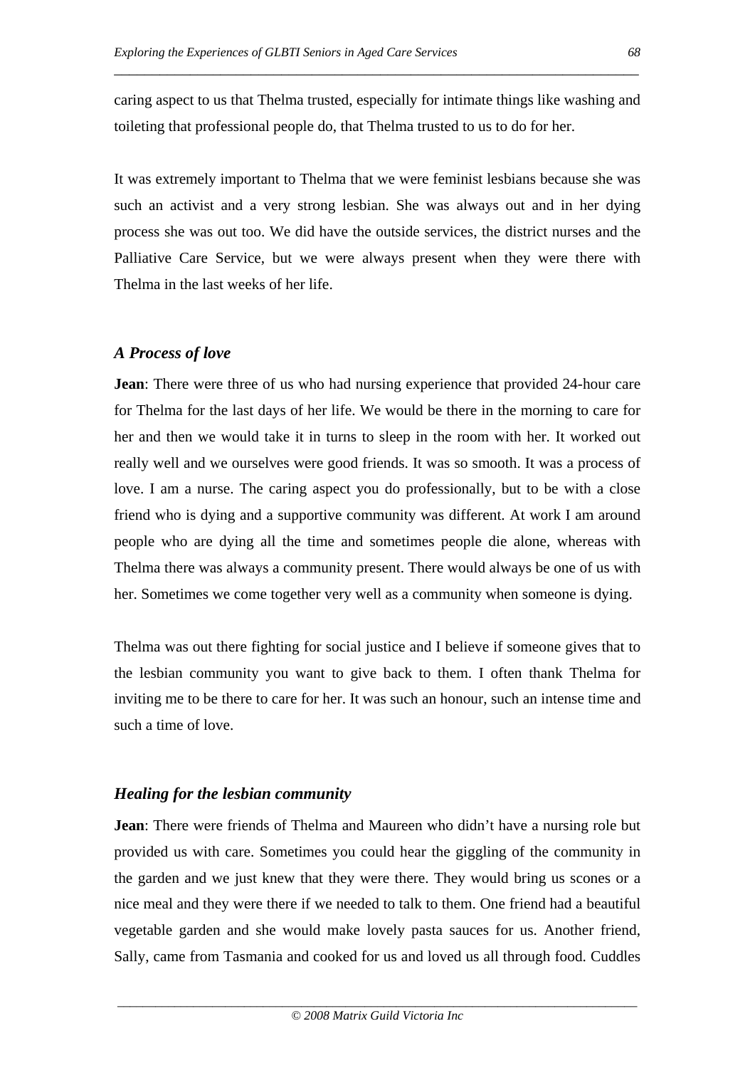caring aspect to us that Thelma trusted, especially for intimate things like washing and toileting that professional people do, that Thelma trusted to us to do for her.

It was extremely important to Thelma that we were feminist lesbians because she was such an activist and a very strong lesbian. She was always out and in her dying process she was out too. We did have the outside services, the district nurses and the Palliative Care Service, but we were always present when they were there with Thelma in the last weeks of her life.

### *A Process of love*

**Jean**: There were three of us who had nursing experience that provided 24-hour care for Thelma for the last days of her life. We would be there in the morning to care for her and then we would take it in turns to sleep in the room with her. It worked out really well and we ourselves were good friends. It was so smooth. It was a process of love. I am a nurse. The caring aspect you do professionally, but to be with a close friend who is dying and a supportive community was different. At work I am around people who are dying all the time and sometimes people die alone, whereas with Thelma there was always a community present. There would always be one of us with her. Sometimes we come together very well as a community when someone is dying.

Thelma was out there fighting for social justice and I believe if someone gives that to the lesbian community you want to give back to them. I often thank Thelma for inviting me to be there to care for her. It was such an honour, such an intense time and such a time of love.

### *Healing for the lesbian community*

**Jean**: There were friends of Thelma and Maureen who didn't have a nursing role but provided us with care. Sometimes you could hear the giggling of the community in the garden and we just knew that they were there. They would bring us scones or a nice meal and they were there if we needed to talk to them. One friend had a beautiful vegetable garden and she would make lovely pasta sauces for us. Another friend, Sally, came from Tasmania and cooked for us and loved us all through food. Cuddles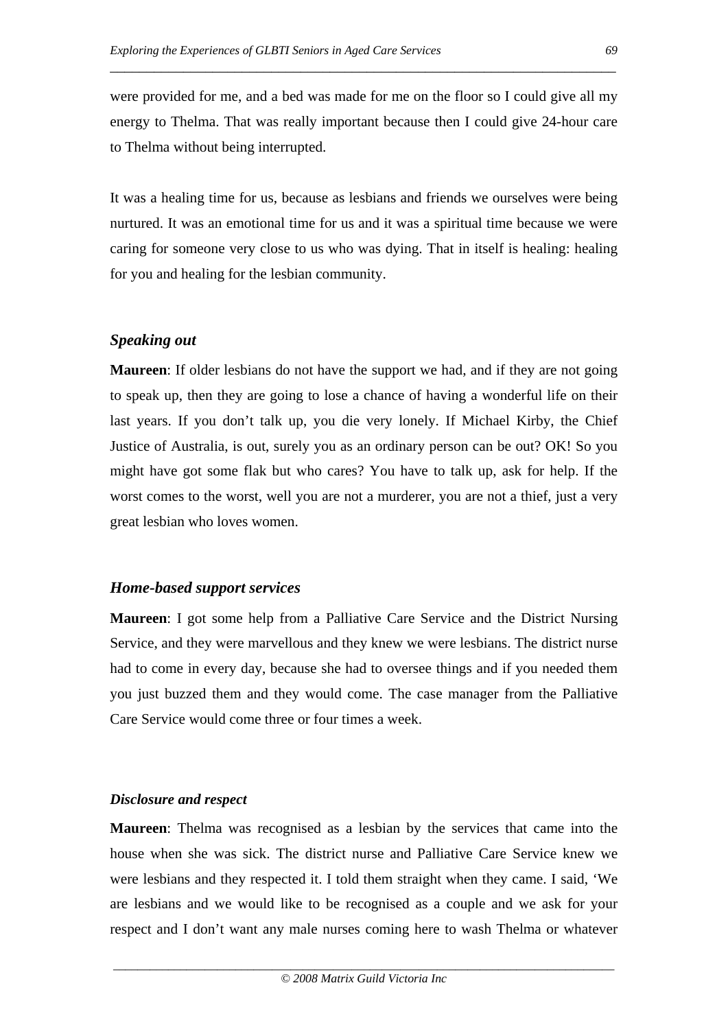were provided for me, and a bed was made for me on the floor so I could give all my energy to Thelma. That was really important because then I could give 24-hour care to Thelma without being interrupted.

It was a healing time for us, because as lesbians and friends we ourselves were being nurtured. It was an emotional time for us and it was a spiritual time because we were caring for someone very close to us who was dying. That in itself is healing: healing for you and healing for the lesbian community.

### *Speaking out*

**Maureen**: If older lesbians do not have the support we had, and if they are not going to speak up, then they are going to lose a chance of having a wonderful life on their last years. If you don't talk up, you die very lonely. If Michael Kirby, the Chief Justice of Australia, is out, surely you as an ordinary person can be out? OK! So you might have got some flak but who cares? You have to talk up, ask for help. If the worst comes to the worst, well you are not a murderer, you are not a thief, just a very great lesbian who loves women.

### *Home-based support services*

**Maureen**: I got some help from a Palliative Care Service and the District Nursing Service, and they were marvellous and they knew we were lesbians. The district nurse had to come in every day, because she had to oversee things and if you needed them you just buzzed them and they would come. The case manager from the Palliative Care Service would come three or four times a week.

#### *Disclosure and respect*

**Maureen**: Thelma was recognised as a lesbian by the services that came into the house when she was sick. The district nurse and Palliative Care Service knew we were lesbians and they respected it. I told them straight when they came. I said, 'We are lesbians and we would like to be recognised as a couple and we ask for your respect and I don't want any male nurses coming here to wash Thelma or whatever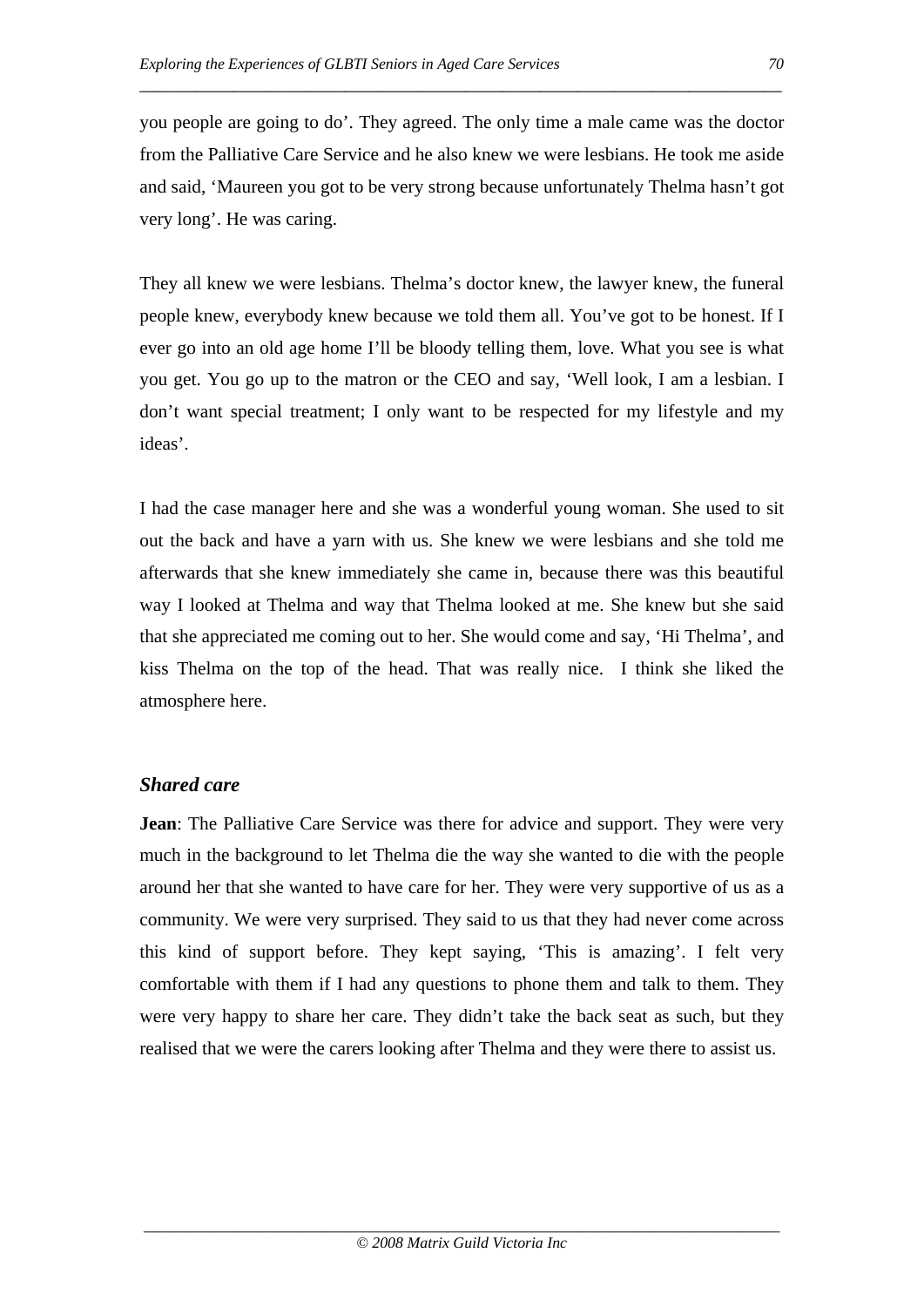you people are going to do'. They agreed. The only time a male came was the doctor from the Palliative Care Service and he also knew we were lesbians. He took me aside and said, 'Maureen you got to be very strong because unfortunately Thelma hasn't got very long'. He was caring.

They all knew we were lesbians. Thelma's doctor knew, the lawyer knew, the funeral people knew, everybody knew because we told them all. You've got to be honest. If I ever go into an old age home I'll be bloody telling them, love. What you see is what you get. You go up to the matron or the CEO and say, 'Well look, I am a lesbian. I don't want special treatment; I only want to be respected for my lifestyle and my ideas'.

I had the case manager here and she was a wonderful young woman. She used to sit out the back and have a yarn with us. She knew we were lesbians and she told me afterwards that she knew immediately she came in, because there was this beautiful way I looked at Thelma and way that Thelma looked at me. She knew but she said that she appreciated me coming out to her. She would come and say, 'Hi Thelma', and kiss Thelma on the top of the head. That was really nice. I think she liked the atmosphere here.

### *Shared care*

**Jean**: The Palliative Care Service was there for advice and support. They were very much in the background to let Thelma die the way she wanted to die with the people around her that she wanted to have care for her. They were very supportive of us as a community. We were very surprised. They said to us that they had never come across this kind of support before. They kept saying, 'This is amazing'. I felt very comfortable with them if I had any questions to phone them and talk to them. They were very happy to share her care. They didn't take the back seat as such, but they realised that we were the carers looking after Thelma and they were there to assist us.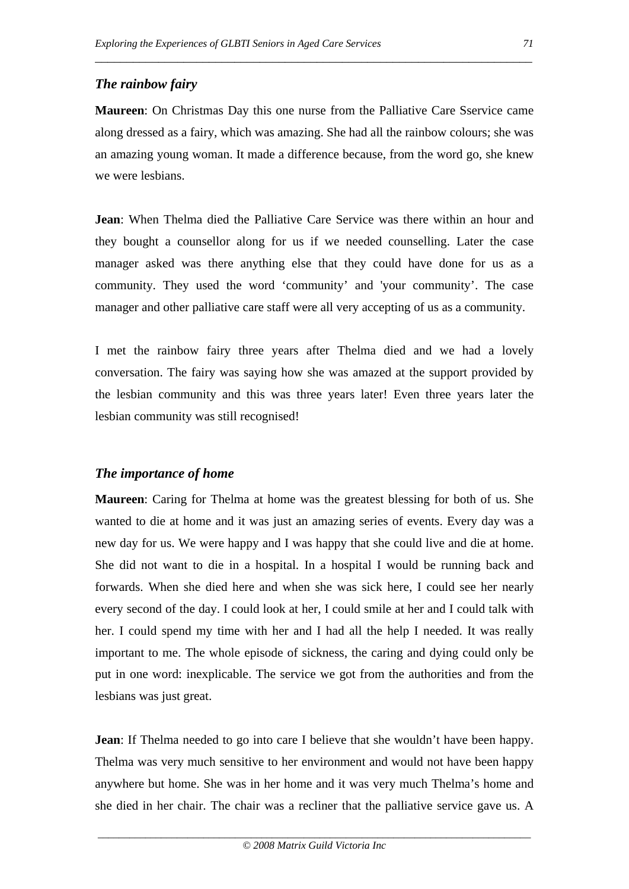### *The rainbow fairy*

**Maureen**: On Christmas Day this one nurse from the Palliative Care Sservice came along dressed as a fairy, which was amazing. She had all the rainbow colours; she was an amazing young woman. It made a difference because, from the word go, she knew we were lesbians.

**Jean**: When Thelma died the Palliative Care Service was there within an hour and they bought a counsellor along for us if we needed counselling. Later the case manager asked was there anything else that they could have done for us as a community. They used the word ‘community’ and 'your community’. The case manager and other palliative care staff were all very accepting of us as a community.

I met the rainbow fairy three years after Thelma died and we had a lovely conversation. The fairy was saying how she was amazed at the support provided by the lesbian community and this was three years later! Even three years later the lesbian community was still recognised!

### *The importance of home*

**Maureen**: Caring for Thelma at home was the greatest blessing for both of us. She wanted to die at home and it was just an amazing series of events. Every day was a new day for us. We were happy and I was happy that she could live and die at home. She did not want to die in a hospital. In a hospital I would be running back and forwards. When she died here and when she was sick here, I could see her nearly every second of the day. I could look at her, I could smile at her and I could talk with her. I could spend my time with her and I had all the help I needed. It was really important to me. The whole episode of sickness, the caring and dying could only be put in one word: inexplicable. The service we got from the authorities and from the lesbians was just great.

**Jean**: If Thelma needed to go into care I believe that she wouldn’t have been happy. Thelma was very much sensitive to her environment and would not have been happy anywhere but home. She was in her home and it was very much Thelma’s home and she died in her chair. The chair was a recliner that the palliative service gave us. A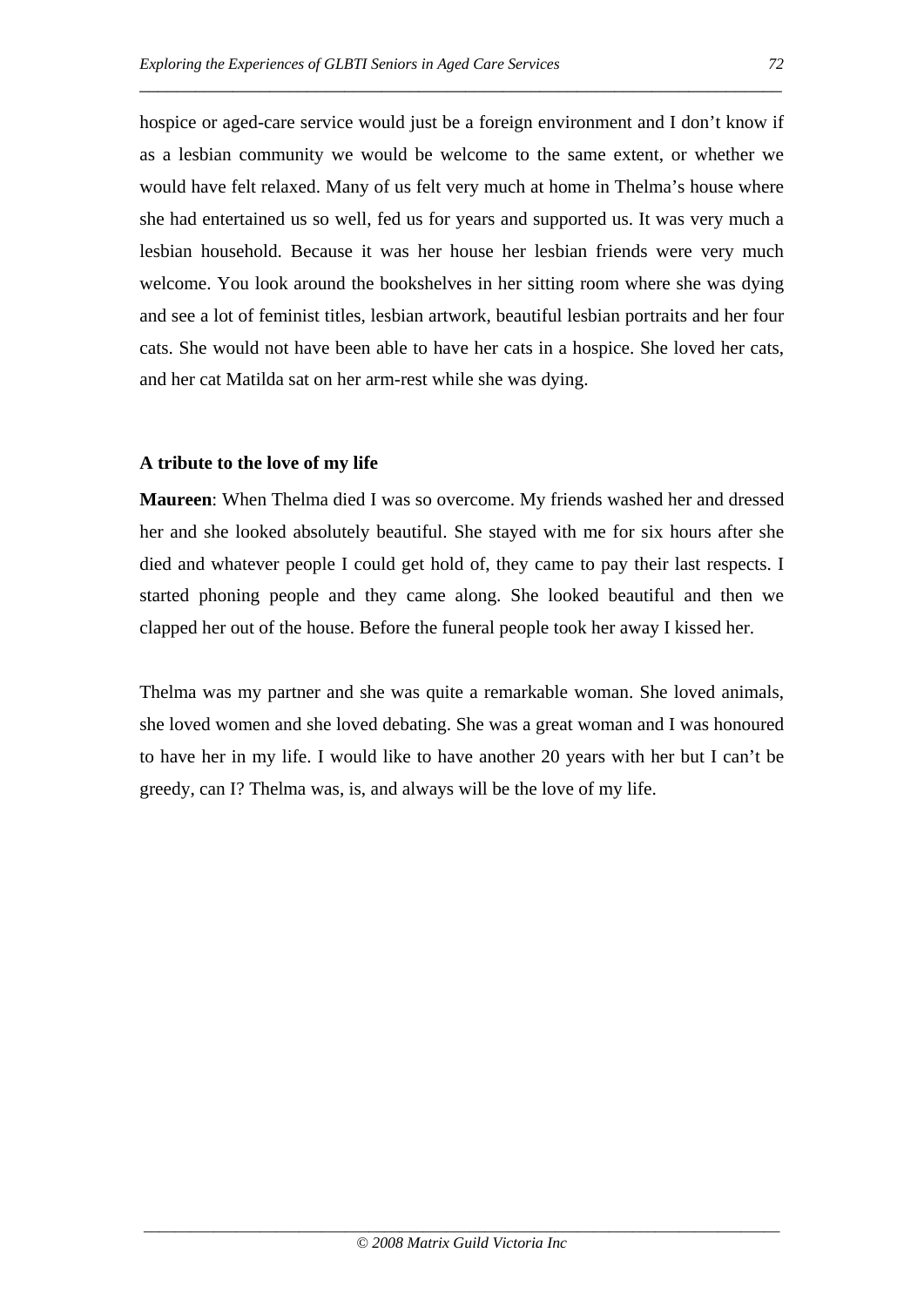hospice or aged-care service would just be a foreign environment and I don't know if as a lesbian community we would be welcome to the same extent, or whether we would have felt relaxed. Many of us felt very much at home in Thelma's house where she had entertained us so well, fed us for years and supported us. It was very much a lesbian household. Because it was her house her lesbian friends were very much welcome. You look around the bookshelves in her sitting room where she was dying and see a lot of feminist titles, lesbian artwork, beautiful lesbian portraits and her four cats. She would not have been able to have her cats in a hospice. She loved her cats, and her cat Matilda sat on her arm-rest while she was dying.

### A tribute to the love of my life

**Maureen**: When Thelma died I was so overcome. My friends washed her and dressed her and she looked absolutely beautiful. She stayed with me for six hours after she died and whatever people I could get hold of, they came to pay their last respects. I started phoning people and they came along. She looked beautiful and then we clapped her out of the house. Before the funeral people took her away I kissed her.

Thelma was my partner and she was quite a remarkable woman. She loved animals, she loved women and she loved debating. She was a great woman and I was honoured to have her in my life. I would like to have another 20 years with her but I can't be greedy, can I? Thelma was, is, and always will be the love of my life.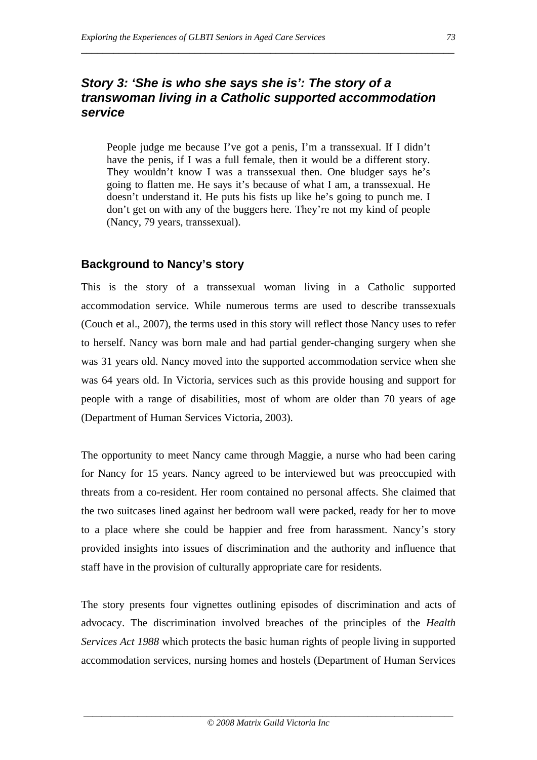## *Story 3: 'She is who she says she is': The story of a transwoman living in a Catholic supported accommodation service*

> People judge me because I've got a penis, I'm a transsexual. If I didn't have the penis, if I was a full female, then it would be a different story. They wouldn't know I was a transsexual then. One bludger says he's going to flatten me. He says it's because of what I am, a transsexual. He doesn't understand it. He puts his fists up like he's going to punch me. I don't get on with any of the buggers here. They're not my kind of people (Nancy, 79 years, transsexual).

### Background to Nancy's story

This is the story of a transsexual woman living in a Catholic supported accommodation service. While numerous terms are used to describe transsexuals (Couch et al., 2007), the terms used in this story will reflect those Nancy uses to refer to herself. Nancy was born male and had partial gender-changing surgery when she was 31 years old. Nancy moved into the supported accommodation service when she was 64 years old. In Victoria, services such as this provide housing and support for people with a range of disabilities, most of whom are older than 70 years of age (Department of Human Services Victoria, 2003).

The opportunity to meet Nancy came through Maggie, a nurse who had been caring for Nancy for 15 years. Nancy agreed to be interviewed but was preoccupied with threats from a co-resident. Her room contained no personal affects. She claimed that the two suitcases lined against her bedroom wall were packed, ready for her to move to a place where she could be happier and free from harassment. Nancy's story provided insights into issues of discrimination and the authority and influence that staff have in the provision of culturally appropriate care for residents.

The story presents four vignettes outlining episodes of discrimination and acts of advocacy. The discrimination involved breaches of the principles of the *Health Services Act 1988* which protects the basic human rights of people living in supported accommodation services, nursing homes and hostels (Department of Human Services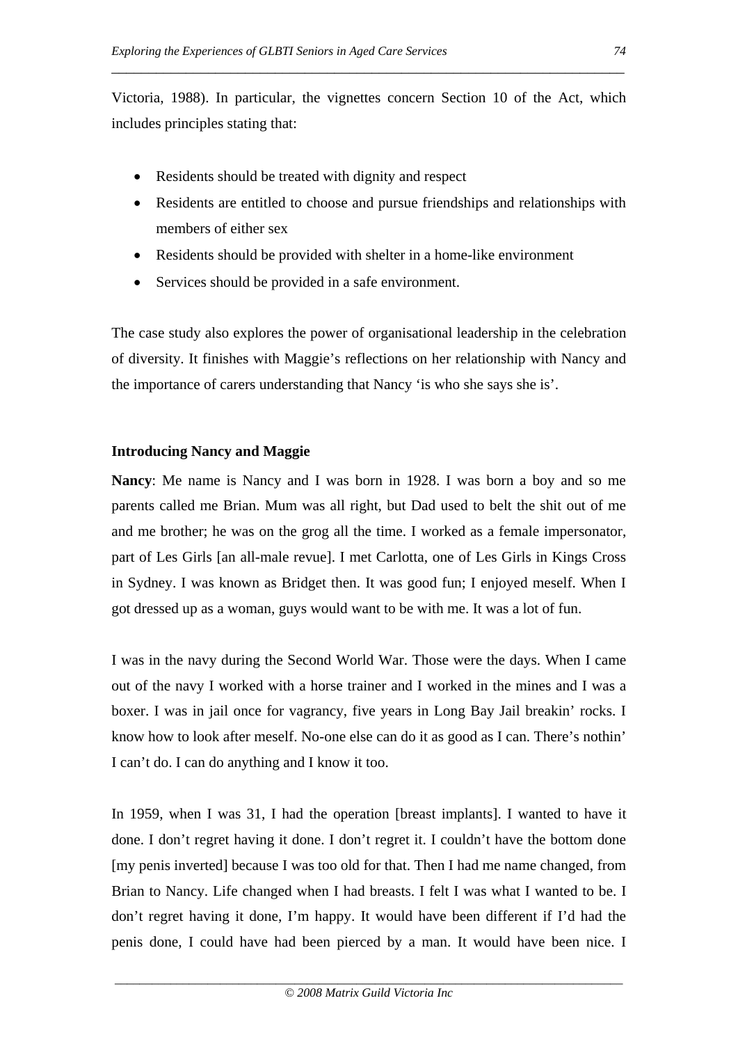Victoria, 1988). In particular, the vignettes concern Section 10 of the Act, which includes principles stating that:

- Residents should be treated with dignity and respect
- Residents are entitled to choose and pursue friendships and relationships with members of either sex
- Residents should be provided with shelter in a home-like environment
- Services should be provided in a safe environment.

The case study also explores the power of organisational leadership in the celebration of diversity. It finishes with Maggie's reflections on her relationship with Nancy and the importance of carers understanding that Nancy 'is who she says she is'.

**Introducing Nancy and Maggie**

**Nancy**: Me name is Nancy and I was born in 1928. I was born a boy and so me parents called me Brian. Mum was all right, but Dad used to belt the shit out of me and me brother; he was on the grog all the time. I worked as a female impersonator, part of Les Girls [an all-male revue]. I met Carlotta, one of Les Girls in Kings Cross in Sydney. I was known as Bridget then. It was good fun; I enjoyed meself. When I got dressed up as a woman, guys would want to be with me. It was a lot of fun.

I was in the navy during the Second World War. Those were the days. When I came out of the navy I worked with a horse trainer and I worked in the mines and I was a boxer. I was in jail once for vagrancy, five years in Long Bay Jail breakin' rocks. I know how to look after meself. No-one else can do it as good as I can. There's nothin' I can't do. I can do anything and I know it too.

In 1959, when I was 31, I had the operation [breast implants]. I wanted to have it done. I don't regret having it done. I don't regret it. I couldn't have the bottom done [my penis inverted] because I was too old for that. Then I had me name changed, from Brian to Nancy. Life changed when I had breasts. I felt I was what I wanted to be. I don't regret having it done, I'm happy. It would have been different if I'd had the penis done, I could have had been pierced by a man. It would have been nice. I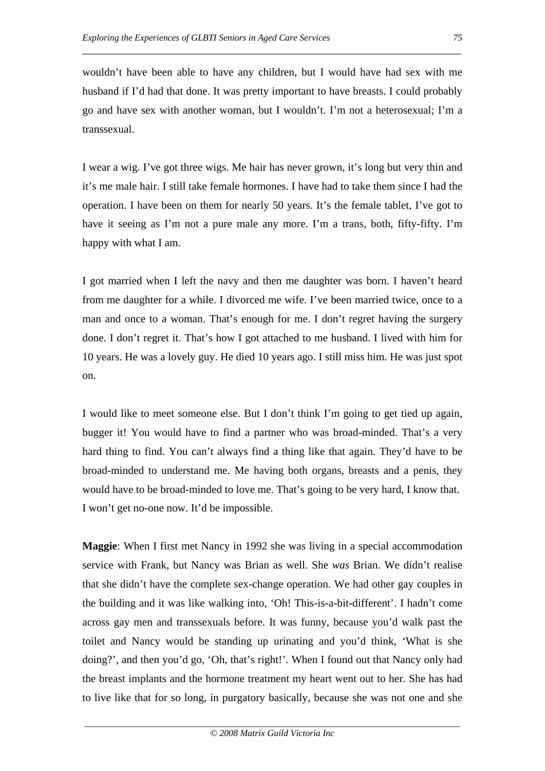wouldn't have been able to have any children, but I would have had sex with me husband if I'd had that done. It was pretty important to have breasts. I could probably go and have sex with another woman, but I wouldn't. I'm not a heterosexual; I'm a transsexual.

I wear a wig. I've got three wigs. Me hair has never grown, it's long but very thin and it's me male hair. I still take female hormones. I have had to take them since I had the operation. I have been on them for nearly 50 years. It's the female tablet, I've got to have it seeing as I'm not a pure male any more. I'm a trans, both, fifty-fifty. I'm happy with what I am.

I got married when I left the navy and then me daughter was born. I haven't heard from me daughter for a while. I divorced me wife. I've been married twice, once to a man and once to a woman. That's enough for me. I don't regret having the surgery done. I don't regret it. That's how I got attached to me husband. I lived with him for 10 years. He was a lovely guy. He died 10 years ago. I still miss him. He was just spot on.

I would like to meet someone else. But I don't think I'm going to get tied up again, bugger it! You would have to find a partner who was broad-minded. That's a very hard thing to find. You can't always find a thing like that again. They'd have to be broad-minded to understand me. Me having both organs, breasts and a penis, they would have to be broad-minded to love me. That's going to be very hard, I know that. I won't get no-one now. It'd be impossible.

**Maggie**: When I first met Nancy in 1992 she was living in a special accommodation service with Frank, but Nancy was Brian as well. She *was* Brian. We didn't realise that she didn't have the complete sex-change operation. We had other gay couples in the building and it was like walking into, 'Oh! This-is-a-bit-different'. I hadn't come across gay men and transsexuals before. It was funny, because you'd walk past the toilet and Nancy would be standing up urinating and you'd think, 'What is she doing?', and then you'd go, 'Oh, that's right!'. When I found out that Nancy only had the breast implants and the hormone treatment my heart went out to her. She has had to live like that for so long, in purgatory basically, because she was not one and she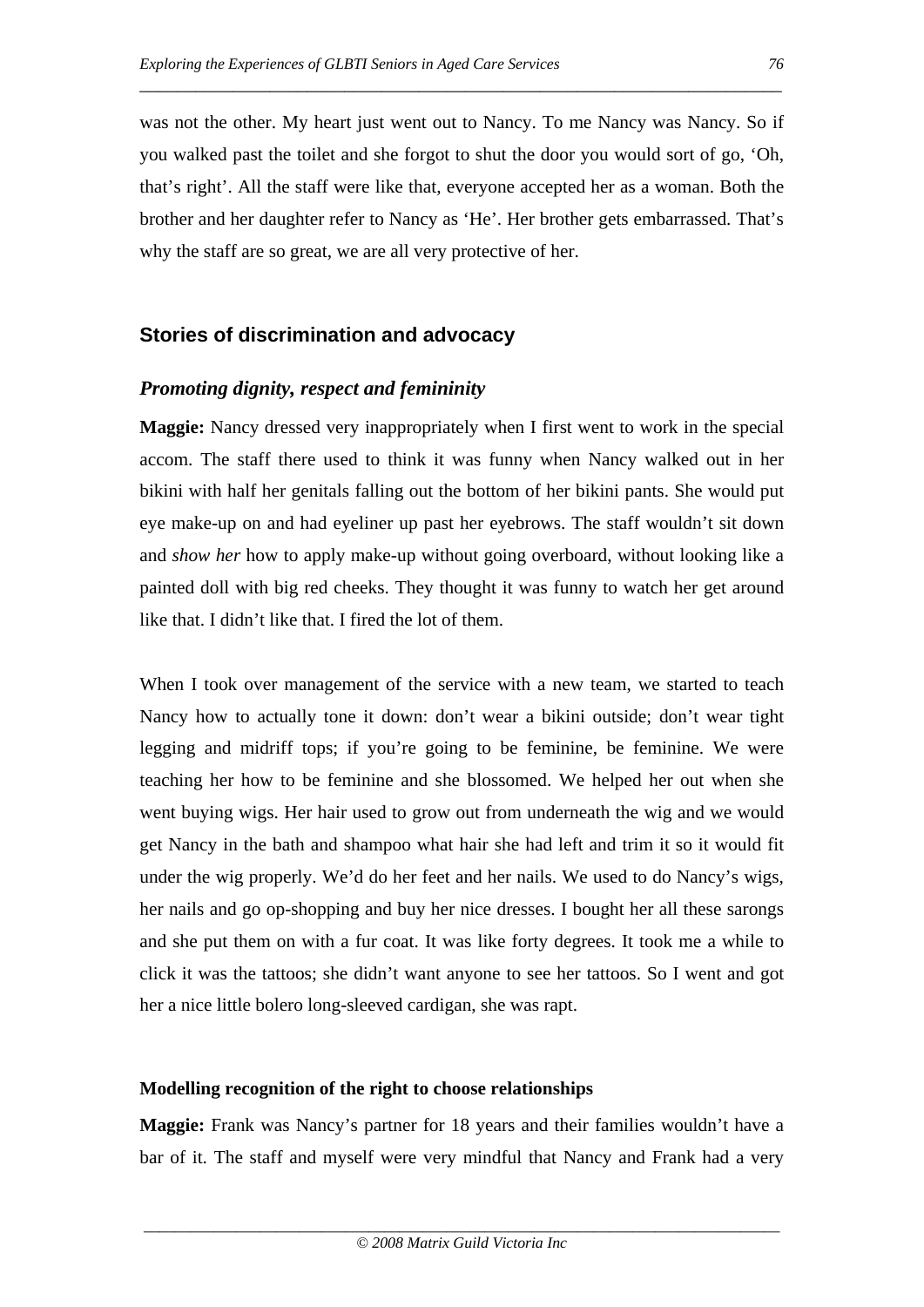was not the other. My heart just went out to Nancy. To me Nancy was Nancy. So if you walked past the toilet and she forgot to shut the door you would sort of go, 'Oh, that's right'. All the staff were like that, everyone accepted her as a woman. Both the brother and her daughter refer to Nancy as 'He'. Her brother gets embarrassed. That's why the staff are so great, we are all very protective of her.

## Stories of discrimination and advocacy

### *Promoting dignity, respect and femininity*

**Maggie:** Nancy dressed very inappropriately when I first went to work in the special accom. The staff there used to think it was funny when Nancy walked out in her bikini with half her genitals falling out the bottom of her bikini pants. She would put eye make-up on and had eyeliner up past her eyebrows. The staff wouldn't sit down and *show her* how to apply make-up without going overboard, without looking like a painted doll with big red cheeks. They thought it was funny to watch her get around like that. I didn't like that. I fired the lot of them.

When I took over management of the service with a new team, we started to teach Nancy how to actually tone it down: don't wear a bikini outside; don't wear tight legging and midriff tops; if you're going to be feminine, be feminine. We were teaching her how to be feminine and she blossomed. We helped her out when she went buying wigs. Her hair used to grow out from underneath the wig and we would get Nancy in the bath and shampoo what hair she had left and trim it so it would fit under the wig properly. We'd do her feet and her nails. We used to do Nancy's wigs, her nails and go op-shopping and buy her nice dresses. I bought her all these sarongs and she put them on with a fur coat. It was like forty degrees. It took me a while to click it was the tattoos; she didn't want anyone to see her tattoos. So I went and got her a nice little bolero long-sleeved cardigan, she was rapt.

#### Modelling recognition of the right to choose relationships

**Maggie:** Frank was Nancy's partner for 18 years and their families wouldn't have a bar of it. The staff and myself were very mindful that Nancy and Frank had a very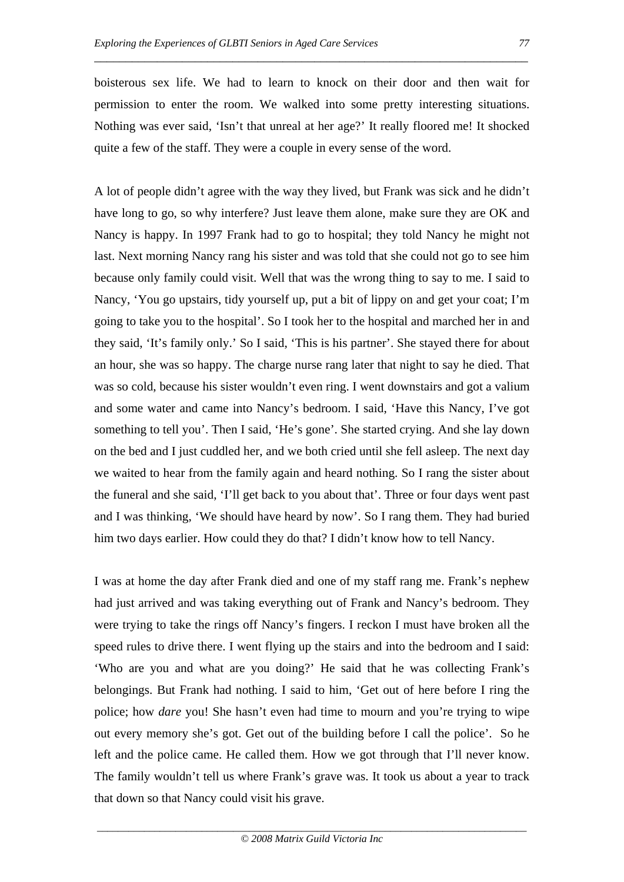boisterous sex life. We had to learn to knock on their door and then wait for permission to enter the room. We walked into some pretty interesting situations. Nothing was ever said, 'Isn't that unreal at her age?' It really floored me! It shocked quite a few of the staff. They were a couple in every sense of the word.

A lot of people didn't agree with the way they lived, but Frank was sick and he didn't have long to go, so why interfere? Just leave them alone, make sure they are OK and Nancy is happy. In 1997 Frank had to go to hospital; they told Nancy he might not last. Next morning Nancy rang his sister and was told that she could not go to see him because only family could visit. Well that was the wrong thing to say to me. I said to Nancy, 'You go upstairs, tidy yourself up, put a bit of lippy on and get your coat; I'm going to take you to the hospital'. So I took her to the hospital and marched her in and they said, 'It's family only.' So I said, 'This is his partner'. She stayed there for about an hour, she was so happy. The charge nurse rang later that night to say he died. That was so cold, because his sister wouldn't even ring. I went downstairs and got a valium and some water and came into Nancy's bedroom. I said, 'Have this Nancy, I've got something to tell you'. Then I said, 'He's gone'. She started crying. And she lay down on the bed and I just cuddled her, and we both cried until she fell asleep. The next day we waited to hear from the family again and heard nothing. So I rang the sister about the funeral and she said, 'I'll get back to you about that'. Three or four days went past and I was thinking, 'We should have heard by now'. So I rang them. They had buried him two days earlier. How could they do that? I didn't know how to tell Nancy.

I was at home the day after Frank died and one of my staff rang me. Frank's nephew had just arrived and was taking everything out of Frank and Nancy's bedroom. They were trying to take the rings off Nancy's fingers. I reckon I must have broken all the speed rules to drive there. I went flying up the stairs and into the bedroom and I said: 'Who are you and what are you doing?' He said that he was collecting Frank's belongings. But Frank had nothing. I said to him, 'Get out of here before I ring the police; how *dare* you! She hasn't even had time to mourn and you're trying to wipe out every memory she's got. Get out of the building before I call the police'. So he left and the police came. He called them. How we got through that I'll never know. The family wouldn't tell us where Frank's grave was. It took us about a year to track that down so that Nancy could visit his grave.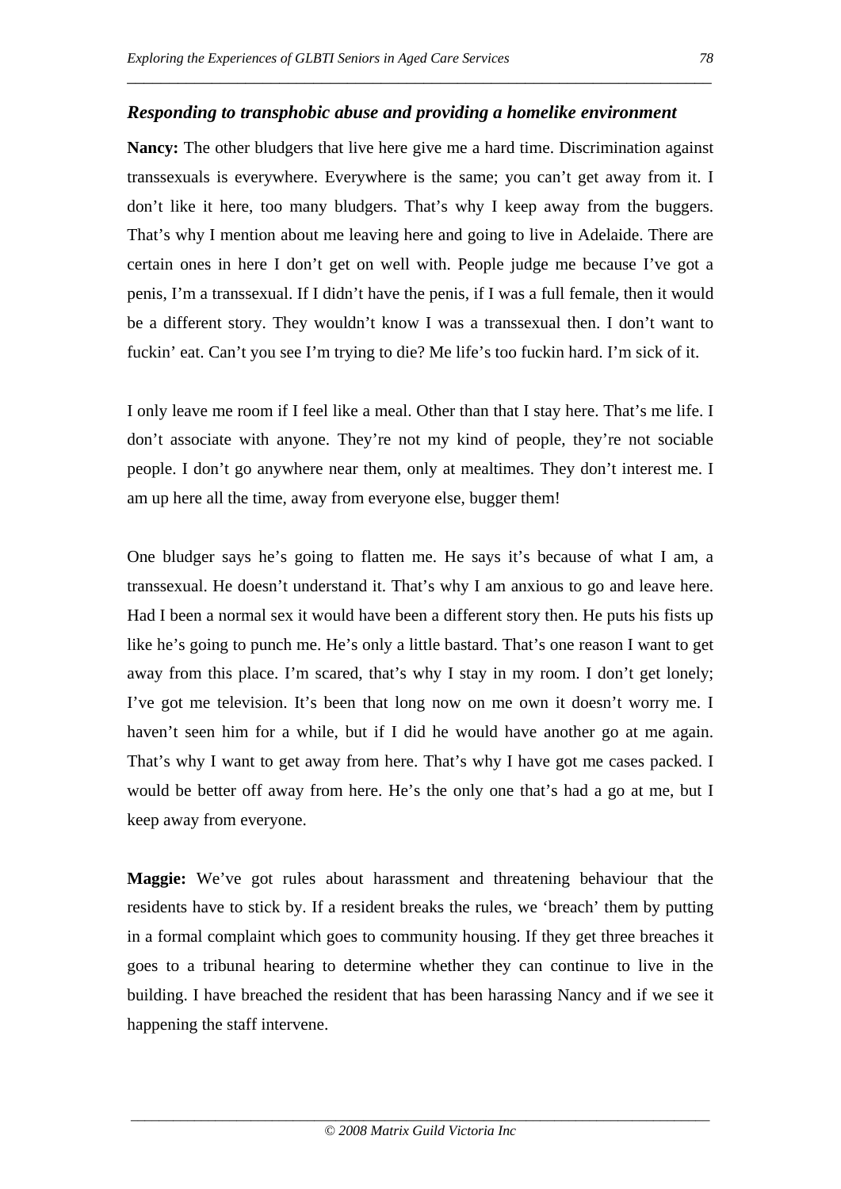### *Responding to transphobic abuse and providing a homelike environment*

**Nancy:** The other bludgers that live here give me a hard time. Discrimination against transsexuals is everywhere. Everywhere is the same; you can't get away from it. I don't like it here, too many bludgers. That's why I keep away from the buggers. That's why I mention about me leaving here and going to live in Adelaide. There are certain ones in here I don't get on well with. People judge me because I've got a penis, I'm a transsexual. If I didn't have the penis, if I was a full female, then it would be a different story. They wouldn't know I was a transsexual then. I don't want to fuckin' eat. Can't you see I'm trying to die? Me life's too fuckin hard. I'm sick of it.

I only leave me room if I feel like a meal. Other than that I stay here. That's me life. I don't associate with anyone. They're not my kind of people, they're not sociable people. I don't go anywhere near them, only at mealtimes. They don't interest me. I am up here all the time, away from everyone else, bugger them!

One bludger says he's going to flatten me. He says it's because of what I am, a transsexual. He doesn't understand it. That's why I am anxious to go and leave here. Had I been a normal sex it would have been a different story then. He puts his fists up like he's going to punch me. He's only a little bastard. That's one reason I want to get away from this place. I'm scared, that's why I stay in my room. I don't get lonely; I've got me television. It's been that long now on me own it doesn't worry me. I haven't seen him for a while, but if I did he would have another go at me again. That's why I want to get away from here. That's why I have got me cases packed. I would be better off away from here. He's the only one that's had a go at me, but I keep away from everyone.

**Maggie:** We've got rules about harassment and threatening behaviour that the residents have to stick by. If a resident breaks the rules, we 'breach' them by putting in a formal complaint which goes to community housing. If they get three breaches it goes to a tribunal hearing to determine whether they can continue to live in the building. I have breached the resident that has been harassing Nancy and if we see it happening the staff intervene.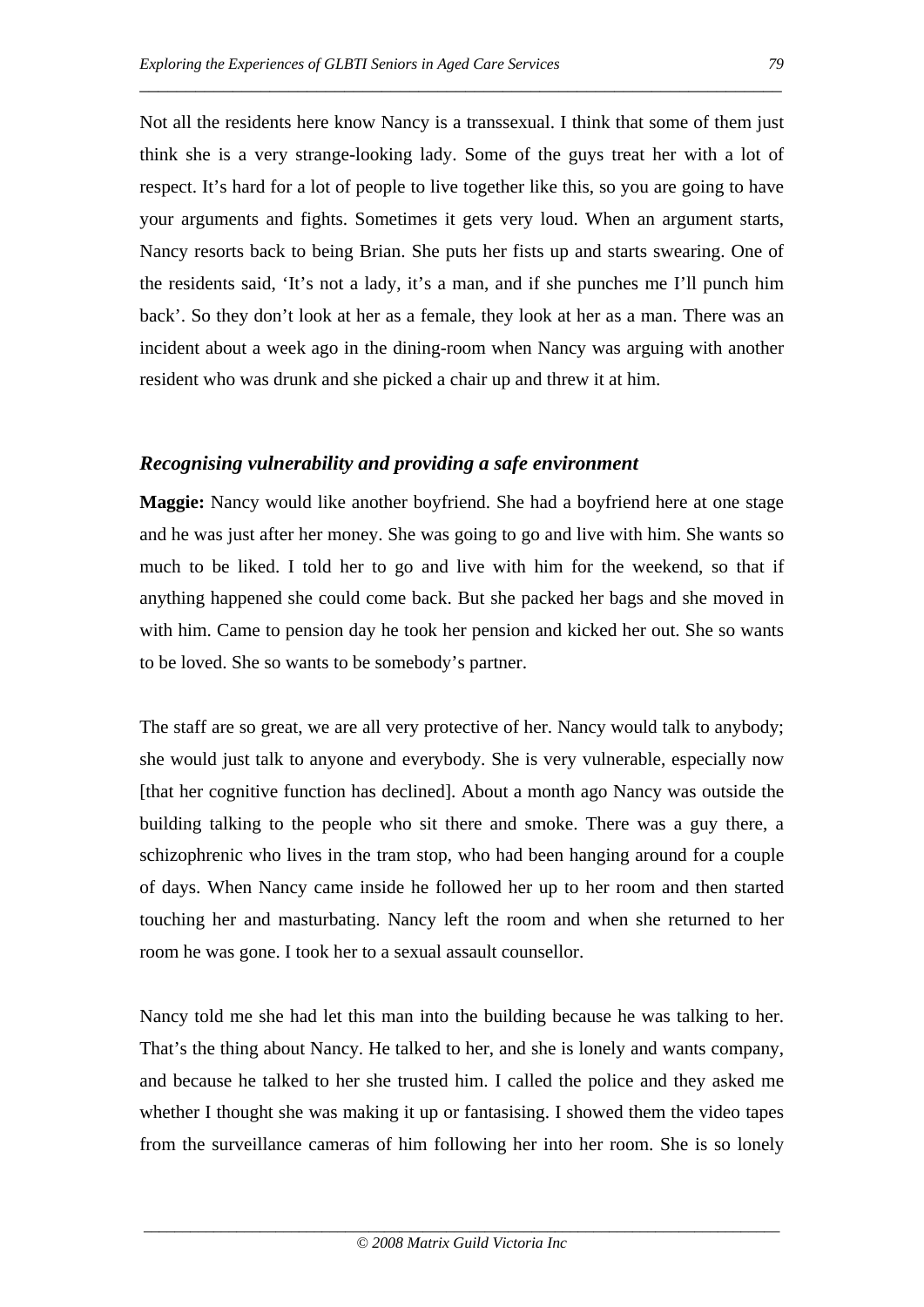Not all the residents here know Nancy is a transsexual. I think that some of them just think she is a very strange-looking lady. Some of the guys treat her with a lot of respect. It's hard for a lot of people to live together like this, so you are going to have your arguments and fights. Sometimes it gets very loud. When an argument starts, Nancy resorts back to being Brian. She puts her fists up and starts swearing. One of the residents said, 'It's not a lady, it's a man, and if she punches me I'll punch him back'. So they don't look at her as a female, they look at her as a man. There was an incident about a week ago in the dining-room when Nancy was arguing with another resident who was drunk and she picked a chair up and threw it at him.

### *Recognising vulnerability and providing a safe environment*

**Maggie:** Nancy would like another boyfriend. She had a boyfriend here at one stage and he was just after her money. She was going to go and live with him. She wants so much to be liked. I told her to go and live with him for the weekend, so that if anything happened she could come back. But she packed her bags and she moved in with him. Came to pension day he took her pension and kicked her out. She so wants to be loved. She so wants to be somebody's partner.

The staff are so great, we are all very protective of her. Nancy would talk to anybody; she would just talk to anyone and everybody. She is very vulnerable, especially now [that her cognitive function has declined]. About a month ago Nancy was outside the building talking to the people who sit there and smoke. There was a guy there, a schizophrenic who lives in the tram stop, who had been hanging around for a couple of days. When Nancy came inside he followed her up to her room and then started touching her and masturbating. Nancy left the room and when she returned to her room he was gone. I took her to a sexual assault counsellor.

Nancy told me she had let this man into the building because he was talking to her. That's the thing about Nancy. He talked to her, and she is lonely and wants company, and because he talked to her she trusted him. I called the police and they asked me whether I thought she was making it up or fantasising. I showed them the video tapes from the surveillance cameras of him following her into her room. She is so lonely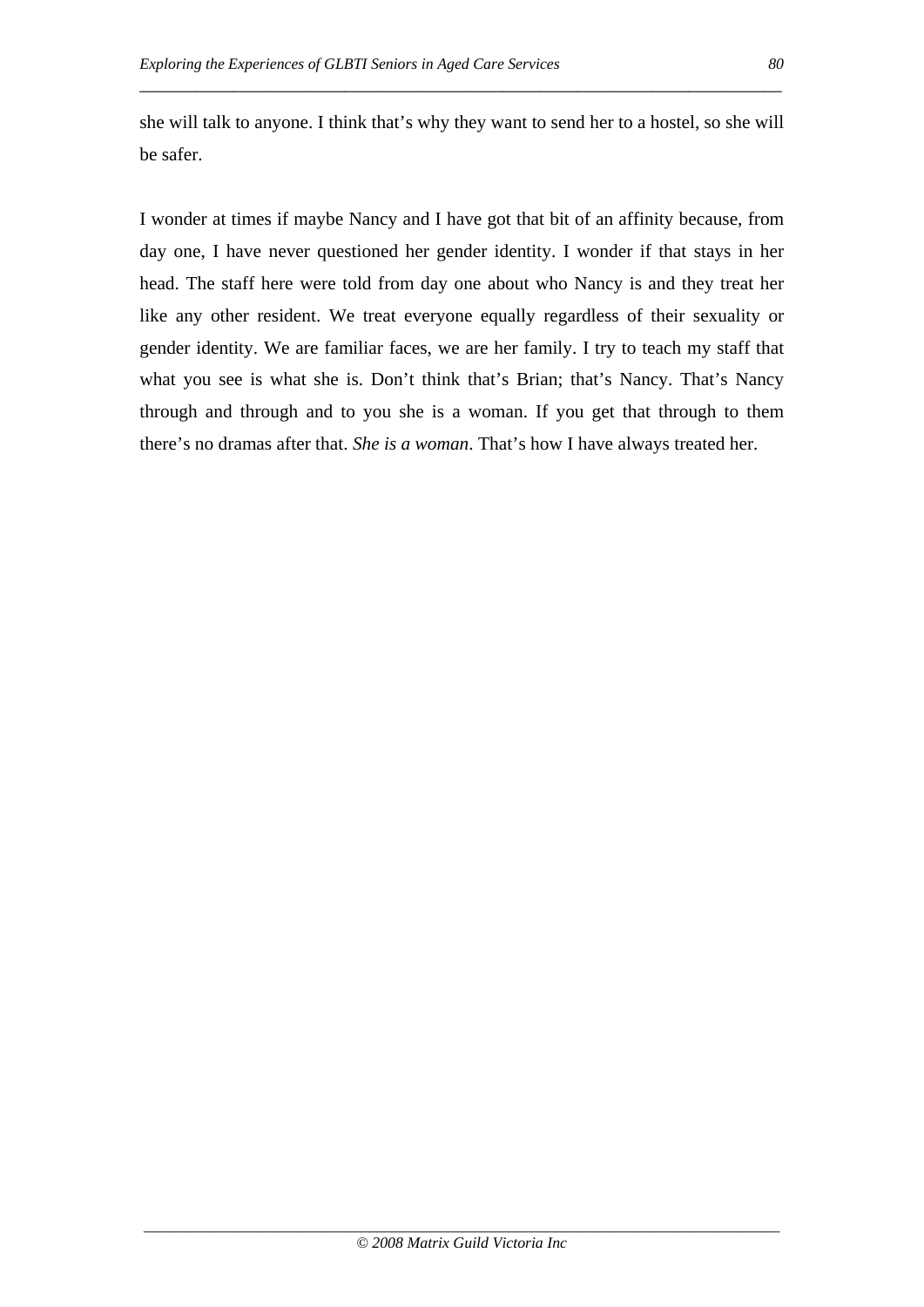she will talk to anyone. I think that's why they want to send her to a hostel, so she will be safer.

I wonder at times if maybe Nancy and I have got that bit of an affinity because, from day one, I have never questioned her gender identity. I wonder if that stays in her head. The staff here were told from day one about who Nancy is and they treat her like any other resident. We treat everyone equally regardless of their sexuality or gender identity. We are familiar faces, we are her family. I try to teach my staff that what you see is what she is. Don't think that's Brian; that's Nancy. That's Nancy through and through and to you she is a woman. If you get that through to them there's no dramas after that. *She is a woman*. That's how I have always treated her.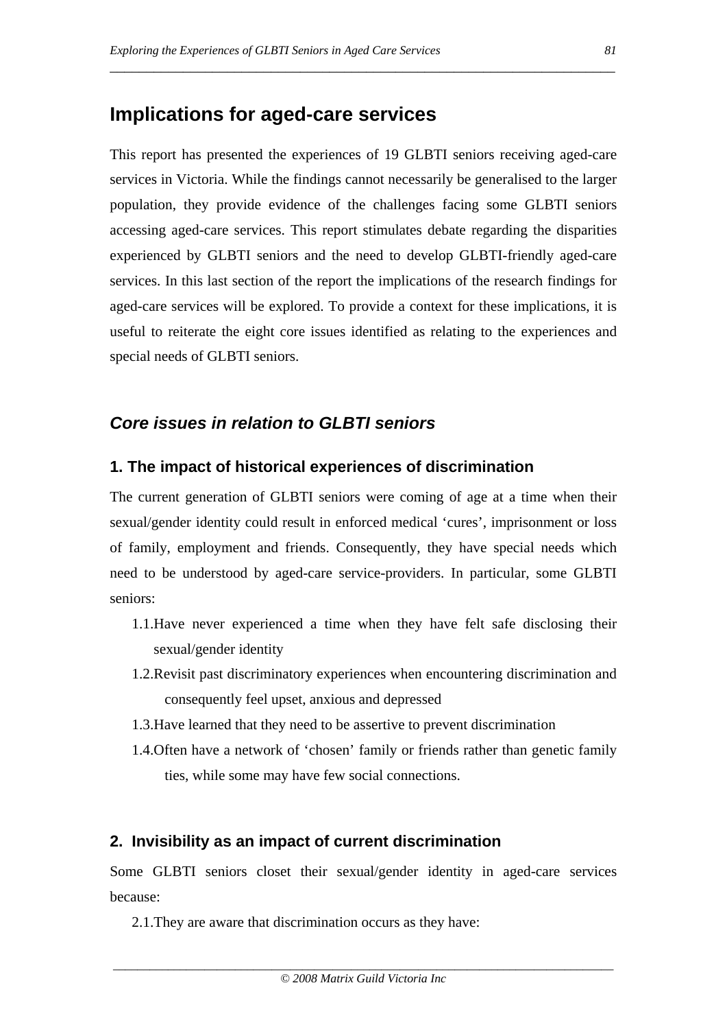# Implications for aged-care services

This report has presented the experiences of 19 GLBTI seniors receiving aged-care services in Victoria. While the findings cannot necessarily be generalised to the larger population, they provide evidence of the challenges facing some GLBTI seniors accessing aged-care services. This report stimulates debate regarding the disparities experienced by GLBTI seniors and the need to develop GLBTI-friendly aged-care services. In this last section of the report the implications of the research findings for aged-care services will be explored. To provide a context for these implications, it is useful to reiterate the eight core issues identified as relating to the experiences and special needs of GLBTI seniors.

## *Core issues in relation to GLBTI seniors*

### 1. The impact of historical experiences of discrimination

The current generation of GLBTI seniors were coming of age at a time when their sexual/gender identity could result in enforced medical 'cures', imprisonment or loss of family, employment and friends. Consequently, they have special needs which need to be understood by aged-care service-providers. In particular, some GLBTI seniors:

- 1.1. Have never experienced a time when they have felt safe disclosing their sexual/gender identity
- 1.2. Revisit past discriminatory experiences when encountering discrimination and consequently feel upset, anxious and depressed
- 1.3. Have learned that they need to be assertive to prevent discrimination
- 1.4. Often have a network of 'chosen' family or friends rather than genetic family ties, while some may have few social connections.

### 2. Invisibility as an impact of current discrimination

Some GLBTI seniors closet their sexual/gender identity in aged-care services because:

- 2.1. They are aware that discrimination occurs as they have: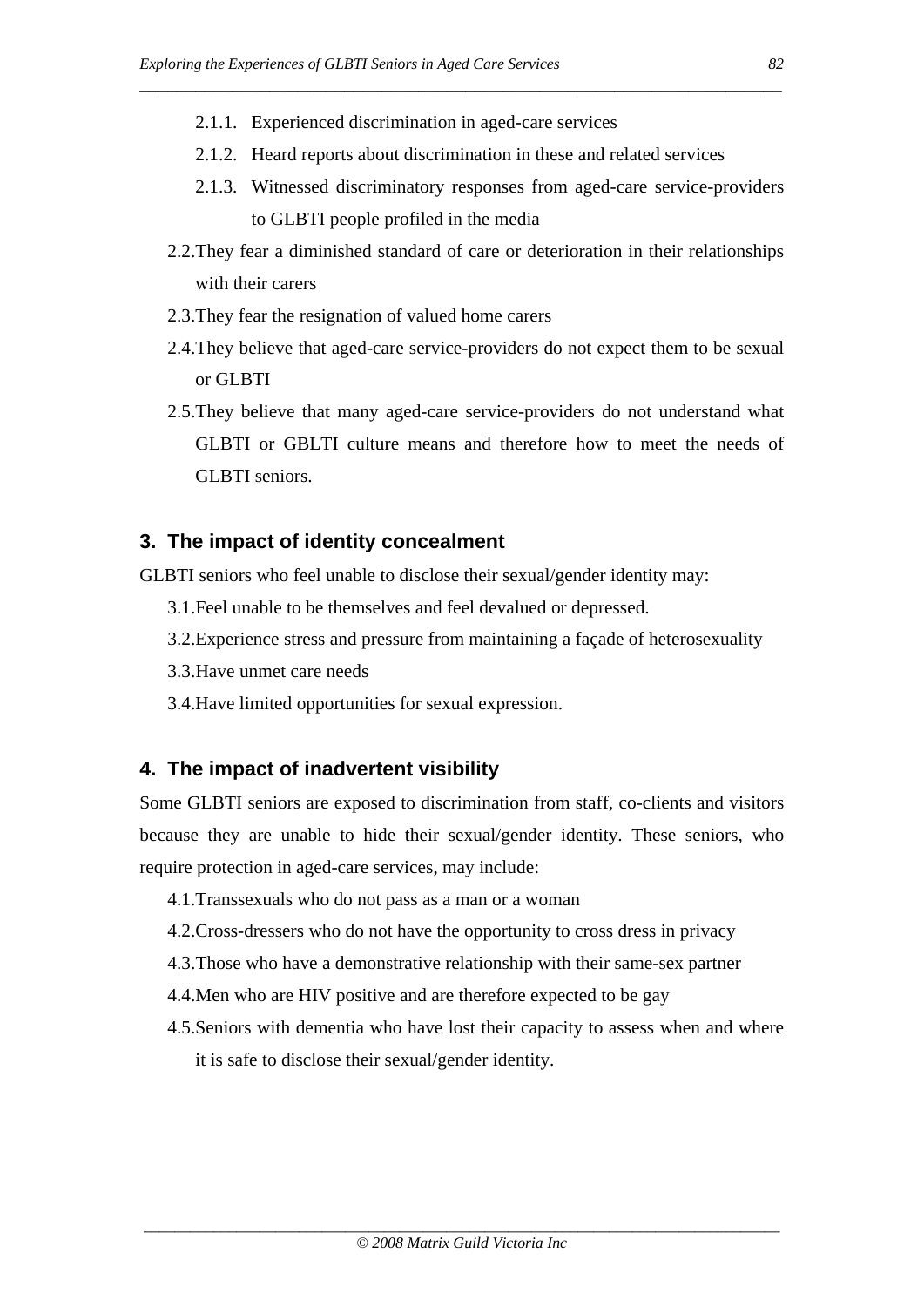2.1.1. Experienced discrimination in aged-care services

2.1.2. Heard reports about discrimination in these and related services

2.1.3. Witnessed discriminatory responses from aged-care service-providers to GLBTI people profiled in the media

2.2. They fear a diminished standard of care or deterioration in their relationships with their carers

2.3. They fear the resignation of valued home carers

2.4. They believe that aged-care service-providers do not expect them to be sexual or GLBTI

2.5. They believe that many aged-care service-providers do not understand what GLBTI or GBLTI culture means and therefore how to meet the needs of GLBTI seniors.

## 3. The impact of identity concealment

GLBTI seniors who feel unable to disclose their sexual/gender identity may:

3.1. Feel unable to be themselves and feel devalued or depressed.

3.2. Experience stress and pressure from maintaining a façade of heterosexuality

3.3. Have unmet care needs

3.4. Have limited opportunities for sexual expression.

## 4. The impact of inadvertent visibility

Some GLBTI seniors are exposed to discrimination from staff, co-clients and visitors because they are unable to hide their sexual/gender identity. These seniors, who require protection in aged-care services, may include:

4.1. Transsexuals who do not pass as a man or a woman

4.2. Cross-dressers who do not have the opportunity to cross dress in privacy

4.3. Those who have a demonstrative relationship with their same-sex partner

4.4. Men who are HIV positive and are therefore expected to be gay

4.5. Seniors with dementia who have lost their capacity to assess when and where it is safe to disclose their sexual/gender identity.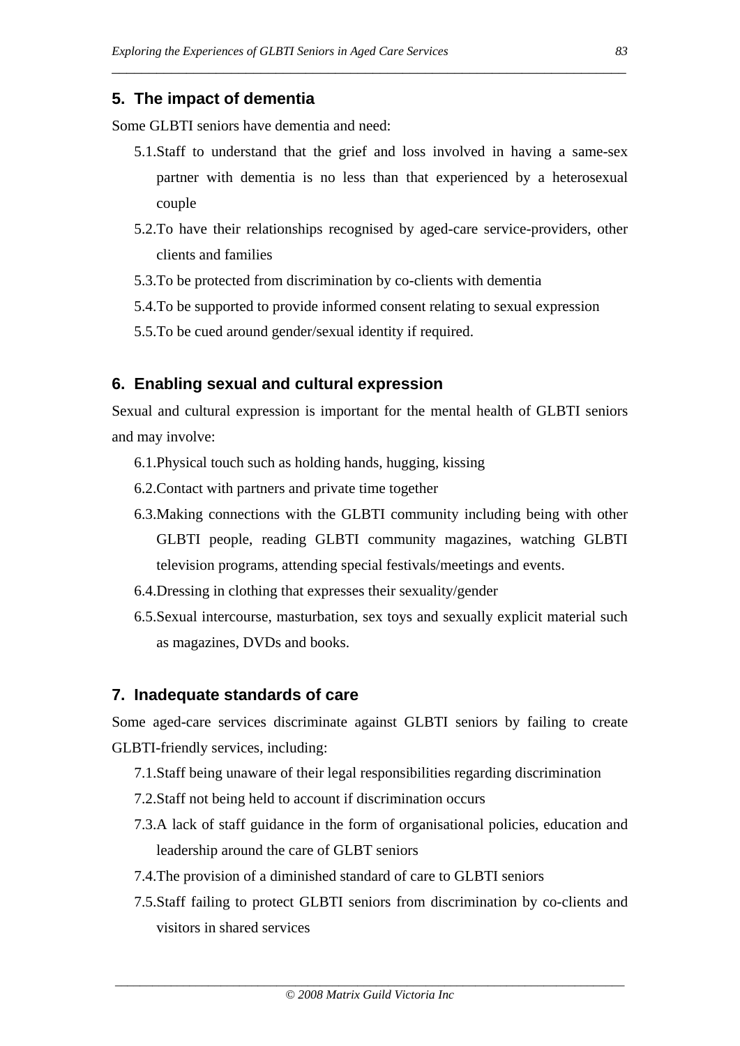## 5. The impact of dementia

Some GLBTI seniors have dementia and need:

- 5.1. Staff to understand that the grief and loss involved in having a same-sex partner with dementia is no less than that experienced by a heterosexual couple
- 5.2. To have their relationships recognised by aged-care service-providers, other clients and families
- 5.3. To be protected from discrimination by co-clients with dementia
- 5.4. To be supported to provide informed consent relating to sexual expression
- 5.5. To be cued around gender/sexual identity if required.

## 6. Enabling sexual and cultural expression

Sexual and cultural expression is important for the mental health of GLBTI seniors and may involve:

- 6.1. Physical touch such as holding hands, hugging, kissing
- 6.2. Contact with partners and private time together
- 6.3. Making connections with the GLBTI community including being with other GLBTI people, reading GLBTI community magazines, watching GLBTI television programs, attending special festivals/meetings and events.
- 6.4. Dressing in clothing that expresses their sexuality/gender
- 6.5. Sexual intercourse, masturbation, sex toys and sexually explicit material such as magazines, DVDs and books.

## 7. Inadequate standards of care

Some aged-care services discriminate against GLBTI seniors by failing to create GLBTI-friendly services, including:

- 7.1. Staff being unaware of their legal responsibilities regarding discrimination
- 7.2. Staff not being held to account if discrimination occurs
- 7.3. A lack of staff guidance in the form of organisational policies, education and leadership around the care of GLBT seniors
- 7.4. The provision of a diminished standard of care to GLBTI seniors
- 7.5. Staff failing to protect GLBTI seniors from discrimination by co-clients and visitors in shared services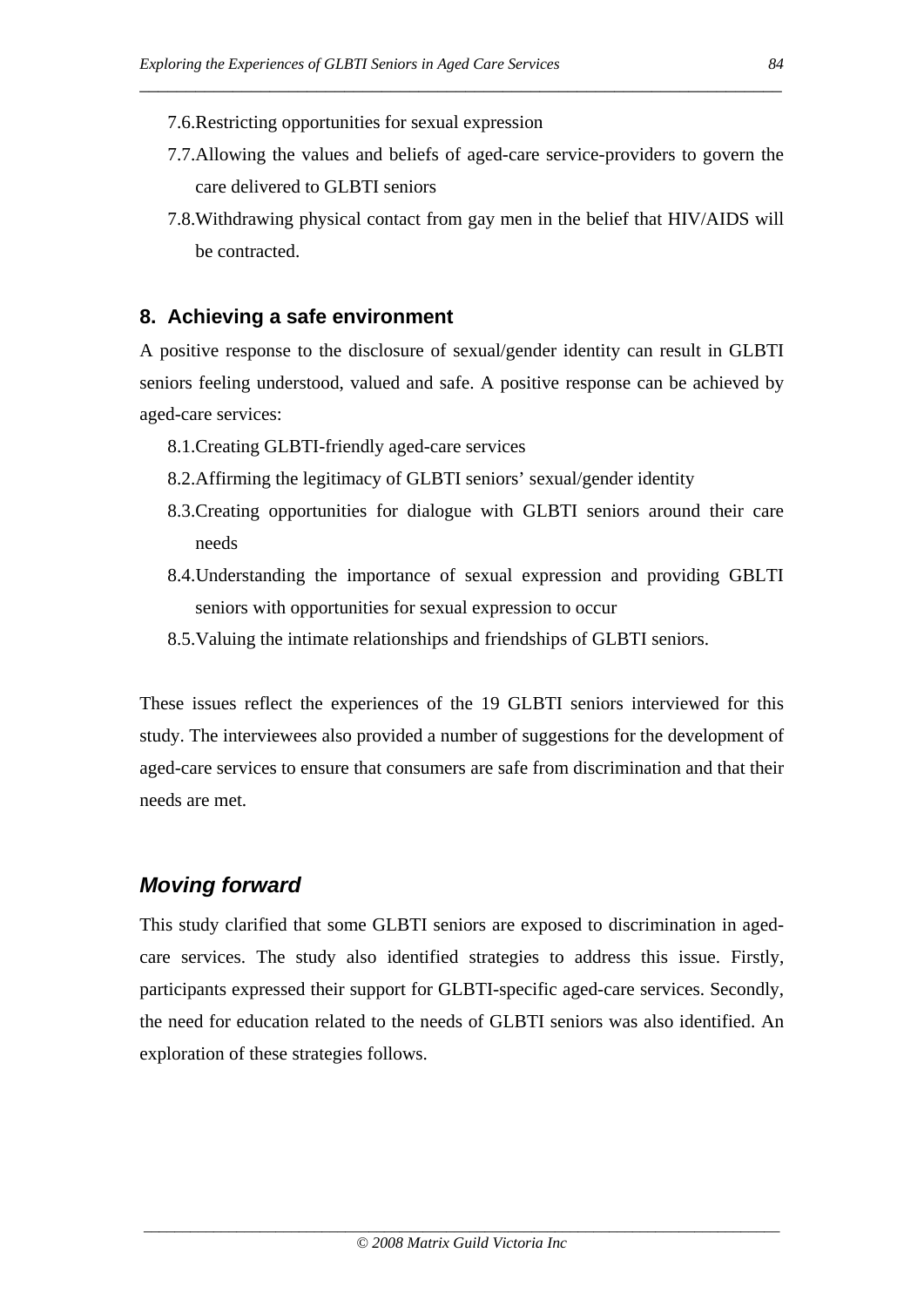7.6. Restricting opportunities for sexual expression

7.7. Allowing the values and beliefs of aged-care service-providers to govern the care delivered to GLBTI seniors

7.8. Withdrawing physical contact from gay men in the belief that HIV/AIDS will be contracted.

### 8. Achieving a safe environment

A positive response to the disclosure of sexual/gender identity can result in GLBTI seniors feeling understood, valued and safe. A positive response can be achieved by aged-care services:

8.1. Creating GLBTI-friendly aged-care services

8.2. Affirming the legitimacy of GLBTI seniors' sexual/gender identity

8.3. Creating opportunities for dialogue with GLBTI seniors around their care needs

8.4. Understanding the importance of sexual expression and providing GBLTI seniors with opportunities for sexual expression to occur

8.5. Valuing the intimate relationships and friendships of GLBTI seniors.

These issues reflect the experiences of the 19 GLBTI seniors interviewed for this study. The interviewees also provided a number of suggestions for the development of aged-care services to ensure that consumers are safe from discrimination and that their needs are met.

## *Moving forward*

This study clarified that some GLBTI seniors are exposed to discrimination in aged-care services. The study also identified strategies to address this issue. Firstly, participants expressed their support for GLBTI-specific aged-care services. Secondly, the need for education related to the needs of GLBTI seniors was also identified. An exploration of these strategies follows.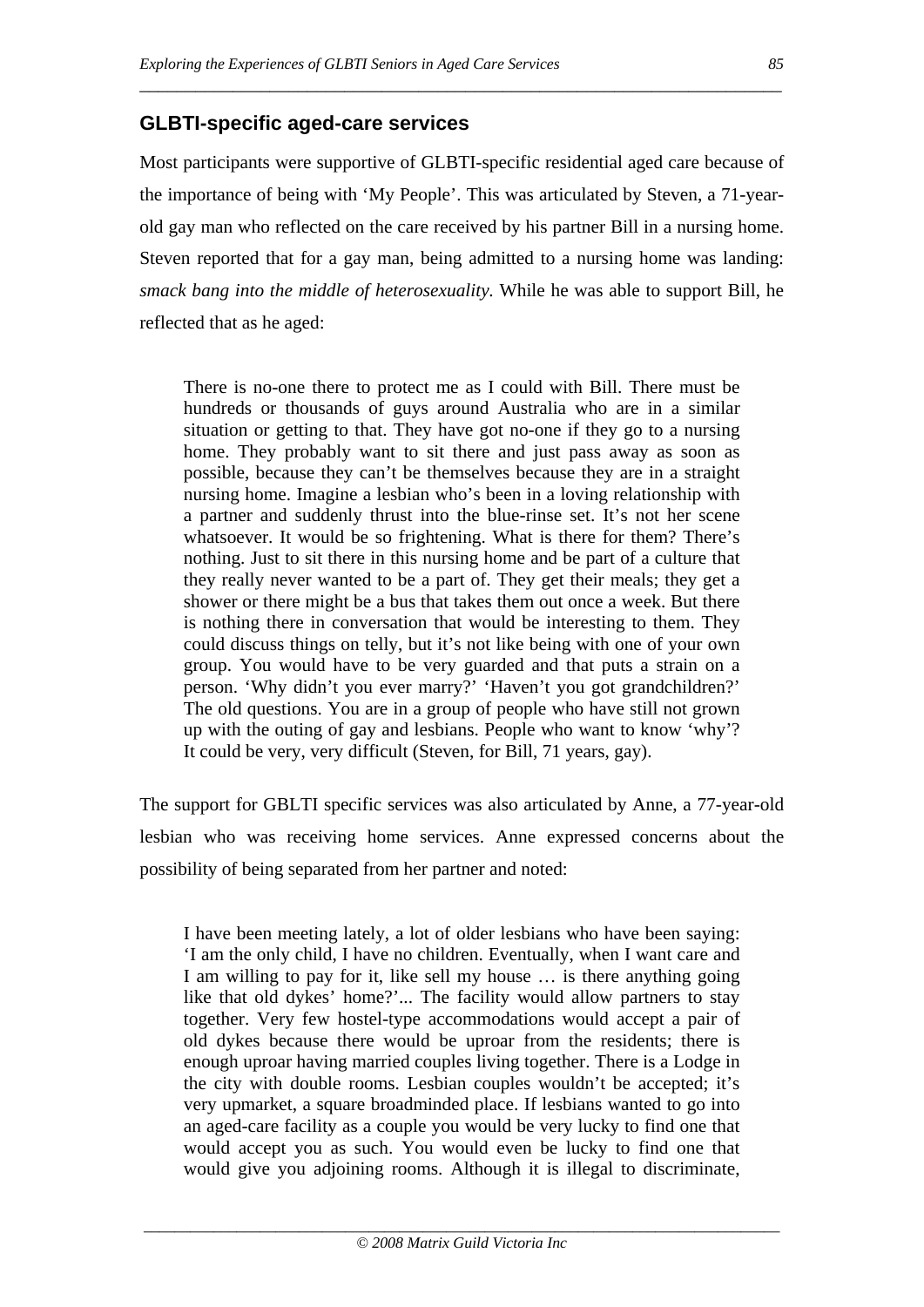## GLBTI-specific aged-care services

Most participants were supportive of GLBTI-specific residential aged care because of the importance of being with 'My People'. This was articulated by Steven, a 71-year-old gay man who reflected on the care received by his partner Bill in a nursing home. Steven reported that for a gay man, being admitted to a nursing home was landing: *smack bang into the middle of heterosexuality.* While he was able to support Bill, he reflected that as he aged:

> There is no-one there to protect me as I could with Bill. There must be hundreds or thousands of guys around Australia who are in a similar situation or getting to that. They have got no-one if they go to a nursing home. They probably want to sit there and just pass away as soon as possible, because they can't be themselves because they are in a straight nursing home. Imagine a lesbian who's been in a loving relationship with a partner and suddenly thrust into the blue-rinse set. It's not her scene whatsoever. It would be so frightening. What is there for them? There's nothing. Just to sit there in this nursing home and be part of a culture that they really never wanted to be a part of. They get their meals; they get a shower or there might be a bus that takes them out once a week. But there is nothing there in conversation that would be interesting to them. They could discuss things on telly, but it's not like being with one of your own group. You would have to be very guarded and that puts a strain on a person. 'Why didn't you ever marry?' 'Haven't you got grandchildren?' The old questions. You are in a group of people who have still not grown up with the outing of gay and lesbians. People who want to know 'why'? It could be very, very difficult (Steven, for Bill, 71 years, gay).

The support for GBLTI specific services was also articulated by Anne, a 77-year-old lesbian who was receiving home services. Anne expressed concerns about the possibility of being separated from her partner and noted:

> I have been meeting lately, a lot of older lesbians who have been saying: 'I am the only child, I have no children. Eventually, when I want care and I am willing to pay for it, like sell my house … is there anything going like that old dykes' home?'... The facility would allow partners to stay together. Very few hostel-type accommodations would accept a pair of old dykes because there would be uproar from the residents; there is enough uproar having married couples living together. There is a Lodge in the city with double rooms. Lesbian couples wouldn't be accepted; it's very upmarket, a square broadminded place. If lesbians wanted to go into an aged-care facility as a couple you would be very lucky to find one that would accept you as such. You would even be lucky to find one that would give you adjoining rooms. Although it is illegal to discriminate,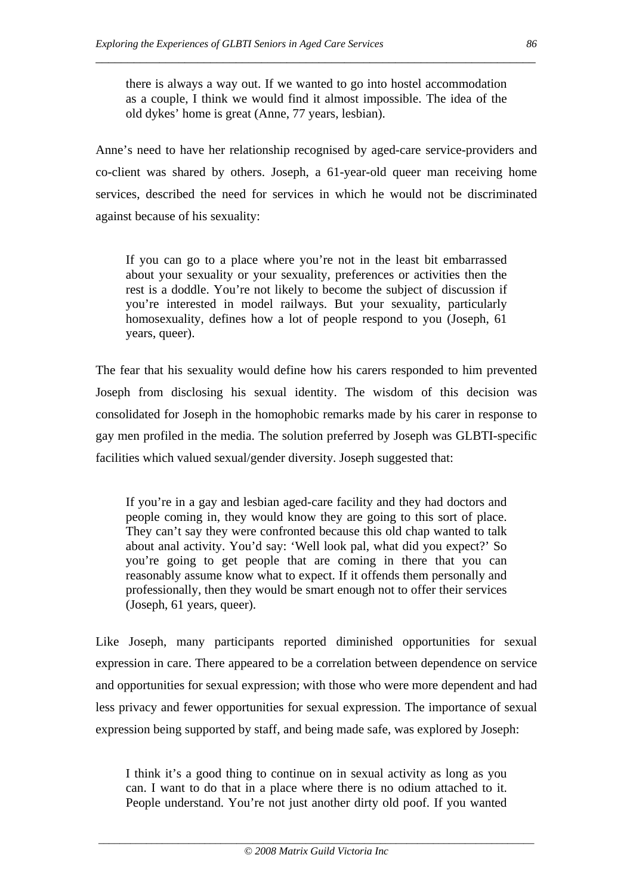> there is always a way out. If we wanted to go into hostel accommodation as a couple, I think we would find it almost impossible. The idea of the old dykes' home is great (Anne, 77 years, lesbian).

Anne's need to have her relationship recognised by aged-care service-providers and co-client was shared by others. Joseph, a 61-year-old queer man receiving home services, described the need for services in which he would not be discriminated against because of his sexuality:

> If you can go to a place where you're not in the least bit embarrassed about your sexuality or your sexuality, preferences or activities then the rest is a doddle. You're not likely to become the subject of discussion if you're interested in model railways. But your sexuality, particularly homosexuality, defines how a lot of people respond to you (Joseph, 61 years, queer).

The fear that his sexuality would define how his carers responded to him prevented Joseph from disclosing his sexual identity. The wisdom of this decision was consolidated for Joseph in the homophobic remarks made by his carer in response to gay men profiled in the media. The solution preferred by Joseph was GLBTI-specific facilities which valued sexual/gender diversity. Joseph suggested that:

> If you're in a gay and lesbian aged-care facility and they had doctors and people coming in, they would know they are going to this sort of place. They can't say they were confronted because this old chap wanted to talk about anal activity. You'd say: 'Well look pal, what did you expect?' So you're going to get people that are coming in there that you can reasonably assume know what to expect. If it offends them personally and professionally, then they would be smart enough not to offer their services (Joseph, 61 years, queer).

Like Joseph, many participants reported diminished opportunities for sexual expression in care. There appeared to be a correlation between dependence on service and opportunities for sexual expression; with those who were more dependent and had less privacy and fewer opportunities for sexual expression. The importance of sexual expression being supported by staff, and being made safe, was explored by Joseph:

> I think it's a good thing to continue on in sexual activity as long as you can. I want to do that in a place where there is no odium attached to it. People understand. You're not just another dirty old poof. If you wanted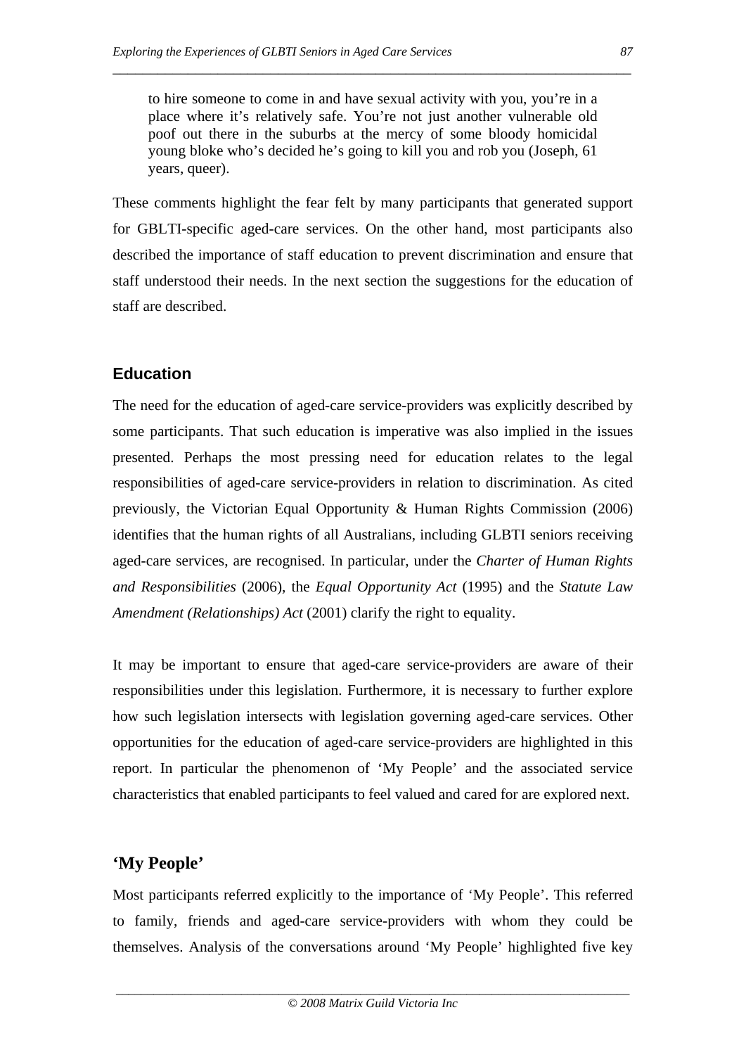> to hire someone to come in and have sexual activity with you, you're in a place where it's relatively safe. You're not just another vulnerable old poof out there in the suburbs at the mercy of some bloody homicidal young bloke who's decided he's going to kill you and rob you (Joseph, 61 years, queer).

These comments highlight the fear felt by many participants that generated support for GBLTI-specific aged-care services. On the other hand, most participants also described the importance of staff education to prevent discrimination and ensure that staff understood their needs. In the next section the suggestions for the education of staff are described.

## Education

The need for the education of aged-care service-providers was explicitly described by some participants. That such education is imperative was also implied in the issues presented. Perhaps the most pressing need for education relates to the legal responsibilities of aged-care service-providers in relation to discrimination. As cited previously, the Victorian Equal Opportunity & Human Rights Commission (2006) identifies that the human rights of all Australians, including GLBTI seniors receiving aged-care services, are recognised. In particular, under the *Charter of Human Rights and Responsibilities* (2006), the *Equal Opportunity Act* (1995) and the *Statute Law Amendment (Relationships) Act* (2001) clarify the right to equality.

It may be important to ensure that aged-care service-providers are aware of their responsibilities under this legislation. Furthermore, it is necessary to further explore how such legislation intersects with legislation governing aged-care services. Other opportunities for the education of aged-care service-providers are highlighted in this report. In particular the phenomenon of 'My People' and the associated service characteristics that enabled participants to feel valued and cared for are explored next.

## 'My People'

Most participants referred explicitly to the importance of 'My People'. This referred to family, friends and aged-care service-providers with whom they could be themselves. Analysis of the conversations around 'My People' highlighted five key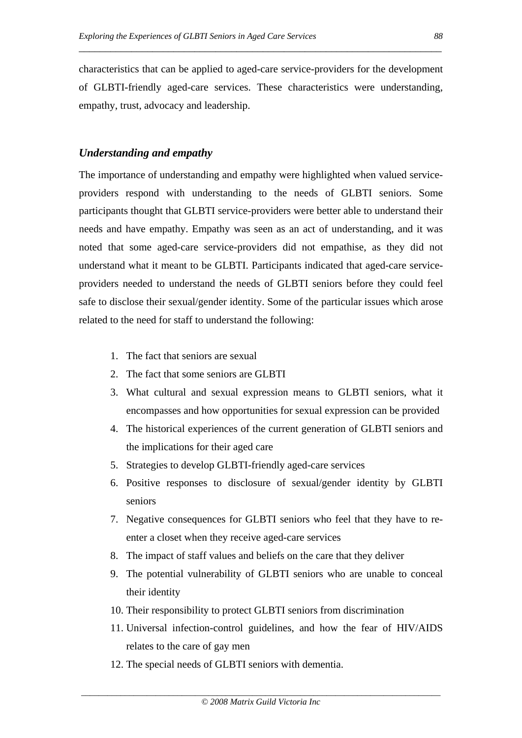characteristics that can be applied to aged-care service-providers for the development of GLBTI-friendly aged-care services. These characteristics were understanding, empathy, trust, advocacy and leadership.

### *Understanding and empathy*

The importance of understanding and empathy were highlighted when valued service-providers respond with understanding to the needs of GLBTI seniors. Some participants thought that GLBTI service-providers were better able to understand their needs and have empathy. Empathy was seen as an act of understanding, and it was noted that some aged-care service-providers did not empathise, as they did not understand what it meant to be GLBTI. Participants indicated that aged-care service-providers needed to understand the needs of GLBTI seniors before they could feel safe to disclose their sexual/gender identity. Some of the particular issues which arose related to the need for staff to understand the following:

1. The fact that seniors are sexual
2. The fact that some seniors are GLBTI
3. What cultural and sexual expression means to GLBTI seniors, what it encompasses and how opportunities for sexual expression can be provided
4. The historical experiences of the current generation of GLBTI seniors and the implications for their aged care
5. Strategies to develop GLBTI-friendly aged-care services
6. Positive responses to disclosure of sexual/gender identity by GLBTI seniors
7. Negative consequences for GLBTI seniors who feel that they have to re-enter a closet when they receive aged-care services
8. The impact of staff values and beliefs on the care that they deliver
9. The potential vulnerability of GLBTI seniors who are unable to conceal their identity
10. Their responsibility to protect GLBTI seniors from discrimination
11. Universal infection-control guidelines, and how the fear of HIV/AIDS relates to the care of gay men
12. The special needs of GLBTI seniors with dementia.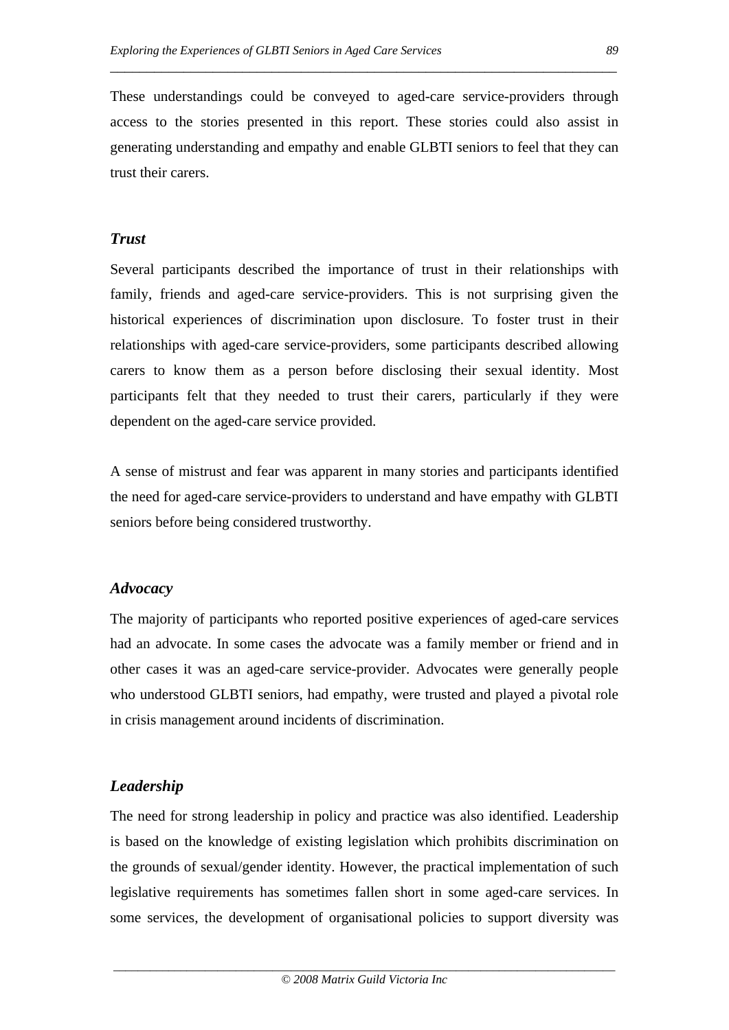These understandings could be conveyed to aged-care service-providers through access to the stories presented in this report. These stories could also assist in generating understanding and empathy and enable GLBTI seniors to feel that they can trust their carers.

### *Trust*

Several participants described the importance of trust in their relationships with family, friends and aged-care service-providers. This is not surprising given the historical experiences of discrimination upon disclosure. To foster trust in their relationships with aged-care service-providers, some participants described allowing carers to know them as a person before disclosing their sexual identity. Most participants felt that they needed to trust their carers, particularly if they were dependent on the aged-care service provided.

A sense of mistrust and fear was apparent in many stories and participants identified the need for aged-care service-providers to understand and have empathy with GLBTI seniors before being considered trustworthy.

### *Advocacy*

The majority of participants who reported positive experiences of aged-care services had an advocate. In some cases the advocate was a family member or friend and in other cases it was an aged-care service-provider. Advocates were generally people who understood GLBTI seniors, had empathy, were trusted and played a pivotal role in crisis management around incidents of discrimination.

### *Leadership*

The need for strong leadership in policy and practice was also identified. Leadership is based on the knowledge of existing legislation which prohibits discrimination on the grounds of sexual/gender identity. However, the practical implementation of such legislative requirements has sometimes fallen short in some aged-care services. In some services, the development of organisational policies to support diversity was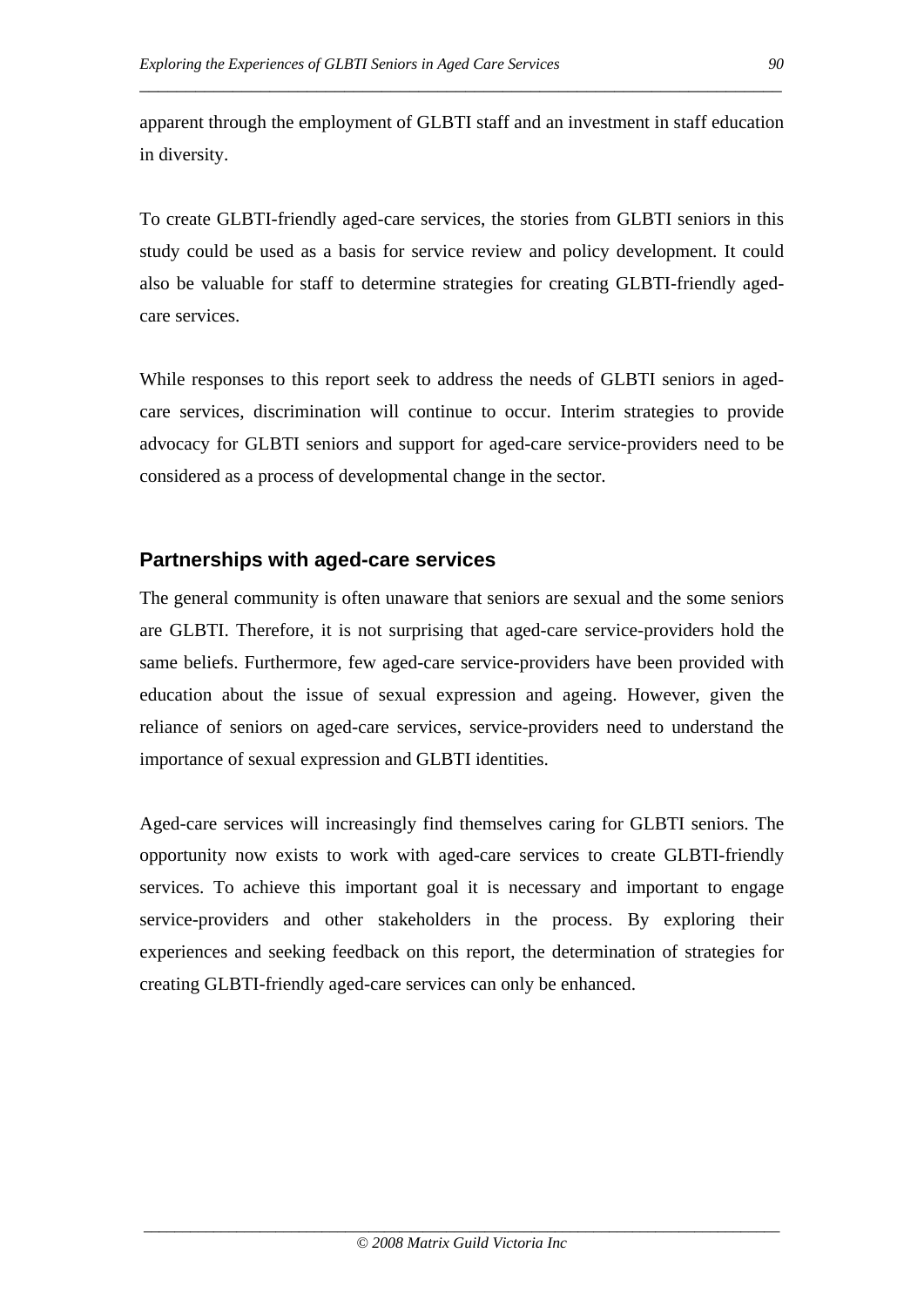apparent through the employment of GLBTI staff and an investment in staff education in diversity.

To create GLBTI-friendly aged-care services, the stories from GLBTI seniors in this study could be used as a basis for service review and policy development. It could also be valuable for staff to determine strategies for creating GLBTI-friendly aged-care services.

While responses to this report seek to address the needs of GLBTI seniors in aged-care services, discrimination will continue to occur. Interim strategies to provide advocacy for GLBTI seniors and support for aged-care service-providers need to be considered as a process of developmental change in the sector.

## Partnerships with aged-care services

The general community is often unaware that seniors are sexual and the some seniors are GLBTI. Therefore, it is not surprising that aged-care service-providers hold the same beliefs. Furthermore, few aged-care service-providers have been provided with education about the issue of sexual expression and ageing. However, given the reliance of seniors on aged-care services, service-providers need to understand the importance of sexual expression and GLBTI identities.

Aged-care services will increasingly find themselves caring for GLBTI seniors. The opportunity now exists to work with aged-care services to create GLBTI-friendly services. To achieve this important goal it is necessary and important to engage service-providers and other stakeholders in the process. By exploring their experiences and seeking feedback on this report, the determination of strategies for creating GLBTI-friendly aged-care services can only be enhanced.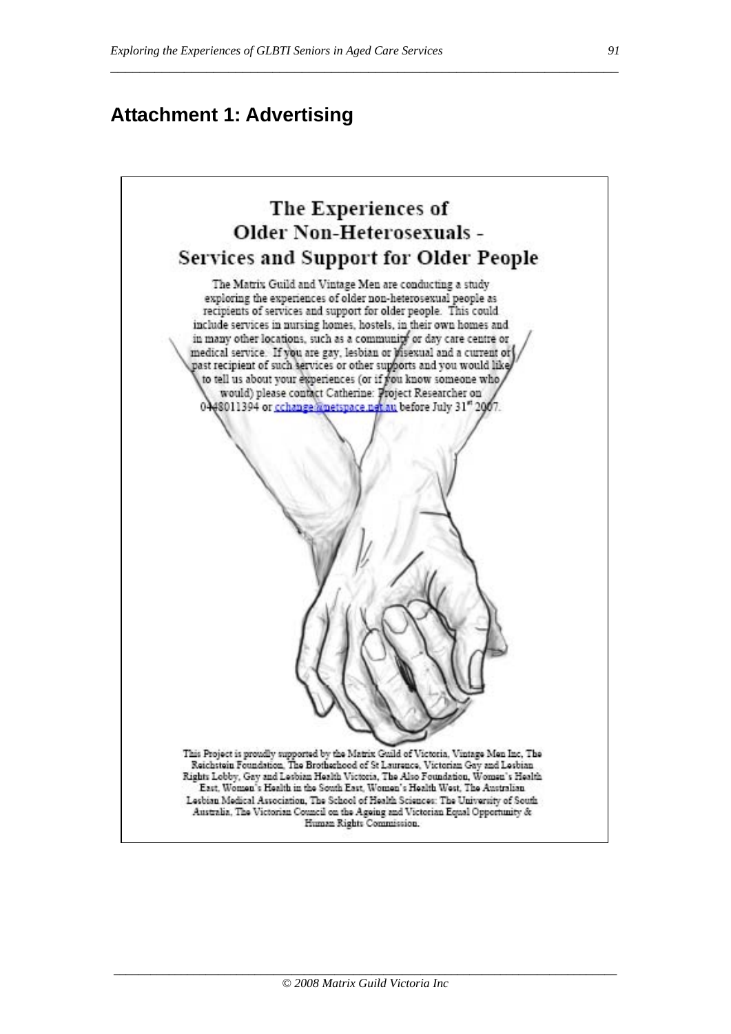# Attachment 1: Advertising

## The Experiences of Older Non-Heterosexuals - Services and Support for Older People

The Matrix Guild and Vintage Men are conducting a study exploring the experiences of older non-heterosexual people as recipients of services and support for older people. This could include services in nursing homes, hostels, in their own homes and in many other locations, such as a community or day care centre or medical service. If you are gay, lesbian or bisexual and a current or past recipient of such services or other supports and you would like to tell us about your experiences (or if you know someone who would) please contact Catherine: Project Researcher on 0448011394 or cchange@netspace.net.au before July 31st 2007.

This Project is proudly supported by the Matrix Guild of Victoria, Vintage Men Inc, The Reichstein Foundation, The Brotherhood of St Laurence, Victorian Gay and Lesbian Rights Lobby, Gay and Lesbian Health Victoria, The Also Foundation, Women's Health East, Women's Health in the South East, Women's Health West, The Australian Lesbian Medical Association, The School of Health Sciences: The University of South Australia, The Victorian Council on the Ageing and Victorian Equal Opportunity & Human Rights Commission.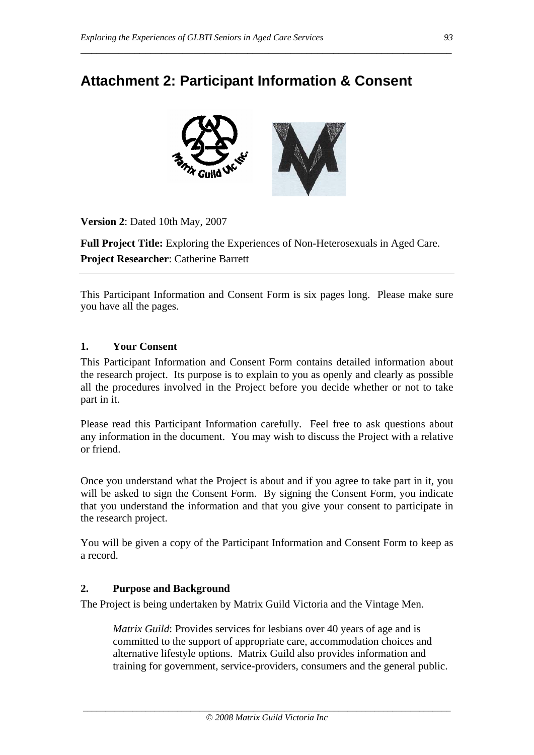# Attachment 2: Participant Information & Consent

**Version 2**: Dated 10th May, 2007

**Full Project Title:** Exploring the Experiences of Non-Heterosexuals in Aged Care.
**Project Researcher**: Catherine Barrett

---

This Participant Information and Consent Form is six pages long. Please make sure you have all the pages.

### 1. Your Consent

This Participant Information and Consent Form contains detailed information about the research project. Its purpose is to explain to you as openly and clearly as possible all the procedures involved in the Project before you decide whether or not to take part in it.

Please read this Participant Information carefully. Feel free to ask questions about any information in the document. You may wish to discuss the Project with a relative or friend.

Once you understand what the Project is about and if you agree to take part in it, you will be asked to sign the Consent Form. By signing the Consent Form, you indicate that you understand the information and that you give your consent to participate in the research project.

You will be given a copy of the Participant Information and Consent Form to keep as a record.

### 2. Purpose and Background

The Project is being undertaken by Matrix Guild Victoria and the Vintage Men.

> *Matrix Guild*: Provides services for lesbians over 40 years of age and is committed to the support of appropriate care, accommodation choices and alternative lifestyle options. Matrix Guild also provides information and training for government, service-providers, consumers and the general public.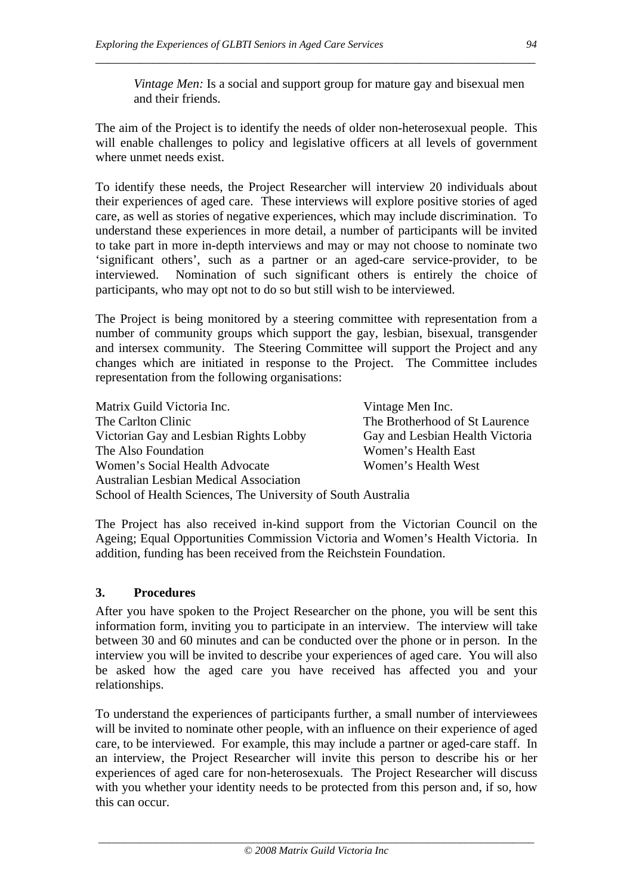*Vintage Men:* Is a social and support group for mature gay and bisexual men and their friends.

The aim of the Project is to identify the needs of older non-heterosexual people. This will enable challenges to policy and legislative officers at all levels of government where unmet needs exist.

To identify these needs, the Project Researcher will interview 20 individuals about their experiences of aged care. These interviews will explore positive stories of aged care, as well as stories of negative experiences, which may include discrimination. To understand these experiences in more detail, a number of participants will be invited to take part in more in-depth interviews and may or may not choose to nominate two 'significant others', such as a partner or an aged-care service-provider, to be interviewed. Nomination of such significant others is entirely the choice of participants, who may opt not to do so but still wish to be interviewed.

The Project is being monitored by a steering committee with representation from a number of community groups which support the gay, lesbian, bisexual, transgender and intersex community. The Steering Committee will support the Project and any changes which are initiated in response to the Project. The Committee includes representation from the following organisations:

- Matrix Guild Victoria Inc.
- Vintage Men Inc.
- The Carlton Clinic
- The Brotherhood of St Laurence
- Victorian Gay and Lesbian Rights Lobby
- Gay and Lesbian Health Victoria
- The Also Foundation
- Women's Health East
- Women's Social Health Advocate
- Women's Health West
- Australian Lesbian Medical Association
- School of Health Sciences, The University of South Australia

The Project has also received in-kind support from the Victorian Council on the Ageing; Equal Opportunities Commission Victoria and Women's Health Victoria. In addition, funding has been received from the Reichstein Foundation.

### 3. Procedures

After you have spoken to the Project Researcher on the phone, you will be sent this information form, inviting you to participate in an interview. The interview will take between 30 and 60 minutes and can be conducted over the phone or in person. In the interview you will be invited to describe your experiences of aged care. You will also be asked how the aged care you have received has affected you and your relationships.

To understand the experiences of participants further, a small number of interviewees will be invited to nominate other people, with an influence on their experience of aged care, to be interviewed. For example, this may include a partner or aged-care staff. In an interview, the Project Researcher will invite this person to describe his or her experiences of aged care for non-heterosexuals. The Project Researcher will discuss with you whether your identity needs to be protected from this person and, if so, how this can occur.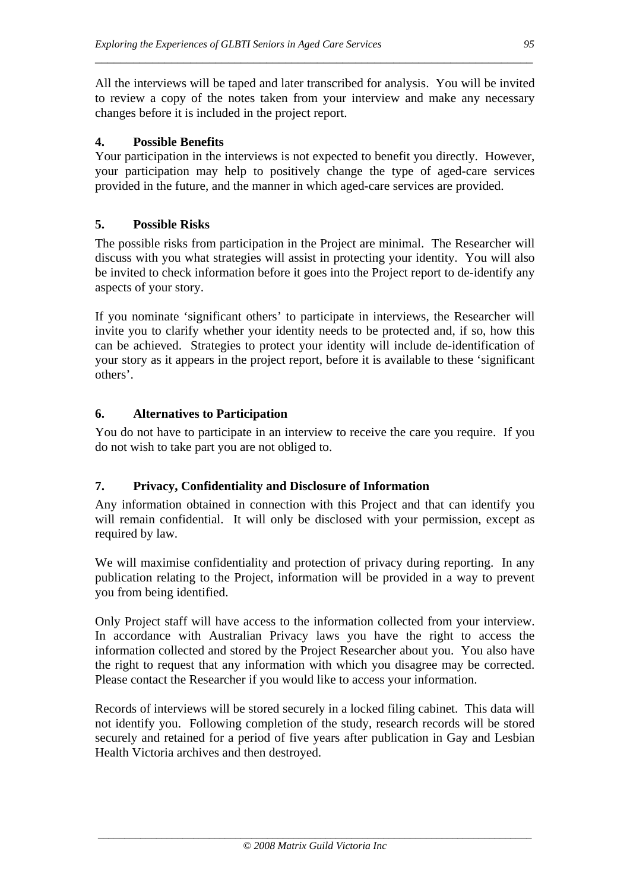All the interviews will be taped and later transcribed for analysis. You will be invited to review a copy of the notes taken from your interview and make any necessary changes before it is included in the project report.

**4. Possible Benefits**

Your participation in the interviews is not expected to benefit you directly. However, your participation may help to positively change the type of aged-care services provided in the future, and the manner in which aged-care services are provided.

**5. Possible Risks**

The possible risks from participation in the Project are minimal. The Researcher will discuss with you what strategies will assist in protecting your identity. You will also be invited to check information before it goes into the Project report to de-identify any aspects of your story.

If you nominate 'significant others' to participate in interviews, the Researcher will invite you to clarify whether your identity needs to be protected and, if so, how this can be achieved. Strategies to protect your identity will include de-identification of your story as it appears in the project report, before it is available to these 'significant others'.

**6. Alternatives to Participation**

You do not have to participate in an interview to receive the care you require. If you do not wish to take part you are not obliged to.

**7. Privacy, Confidentiality and Disclosure of Information**

Any information obtained in connection with this Project and that can identify you will remain confidential. It will only be disclosed with your permission, except as required by law.

We will maximise confidentiality and protection of privacy during reporting. In any publication relating to the Project, information will be provided in a way to prevent you from being identified.

Only Project staff will have access to the information collected from your interview. In accordance with Australian Privacy laws you have the right to access the information collected and stored by the Project Researcher about you. You also have the right to request that any information with which you disagree may be corrected. Please contact the Researcher if you would like to access your information.

Records of interviews will be stored securely in a locked filing cabinet. This data will not identify you. Following completion of the study, research records will be stored securely and retained for a period of five years after publication in Gay and Lesbian Health Victoria archives and then destroyed.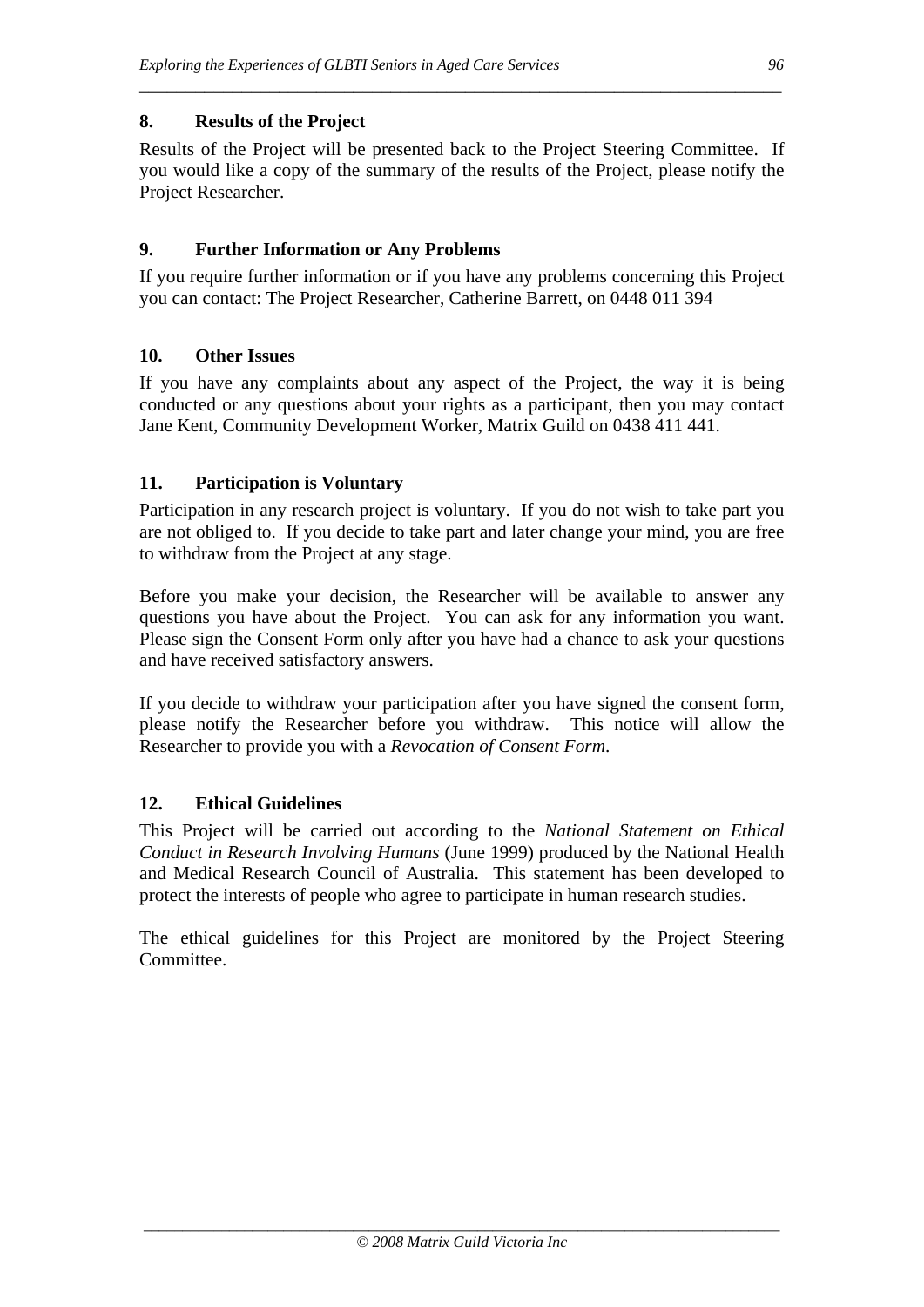## 8. Results of the Project

Results of the Project will be presented back to the Project Steering Committee. If you would like a copy of the summary of the results of the Project, please notify the Project Researcher.

## 9. Further Information or Any Problems

If you require further information or if you have any problems concerning this Project you can contact: The Project Researcher, Catherine Barrett, on 0448 011 394

## 10. Other Issues

If you have any complaints about any aspect of the Project, the way it is being conducted or any questions about your rights as a participant, then you may contact Jane Kent, Community Development Worker, Matrix Guild on 0438 411 441.

## 11. Participation is Voluntary

Participation in any research project is voluntary. If you do not wish to take part you are not obliged to. If you decide to take part and later change your mind, you are free to withdraw from the Project at any stage.

Before you make your decision, the Researcher will be available to answer any questions you have about the Project. You can ask for any information you want. Please sign the Consent Form only after you have had a chance to ask your questions and have received satisfactory answers.

If you decide to withdraw your participation after you have signed the consent form, please notify the Researcher before you withdraw. This notice will allow the Researcher to provide you with a *Revocation of Consent Form*.

## 12. Ethical Guidelines

This Project will be carried out according to the *National Statement on Ethical Conduct in Research Involving Humans* (June 1999) produced by the National Health and Medical Research Council of Australia. This statement has been developed to protect the interests of people who agree to participate in human research studies.

The ethical guidelines for this Project are monitored by the Project Steering Committee.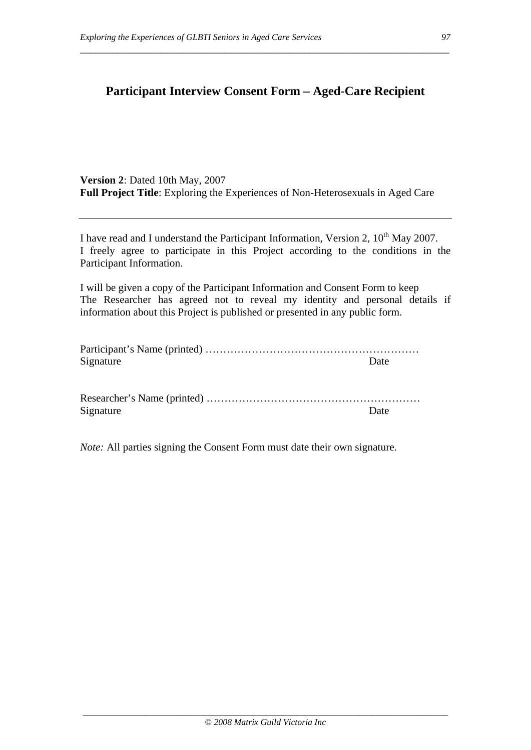# Participant Interview Consent Form – Aged-Care Recipient

**Version 2**: Dated 10th May, 2007
**Full Project Title**: Exploring the Experiences of Non-Heterosexuals in Aged Care

---

I have read and I understand the Participant Information, Version 2, 10th May 2007.
I freely agree to participate in this Project according to the conditions in the Participant Information.

I will be given a copy of the Participant Information and Consent Form to keep
The Researcher has agreed not to reveal my identity and personal details if information about this Project is published or presented in any public form.

Participant's Name (printed) ……………………………………………………
Signature Date

Researcher's Name (printed) ……………………………………………………
Signature Date

*Note:* All parties signing the Consent Form must date their own signature.

© 2008 Matrix Guild Victoria Inc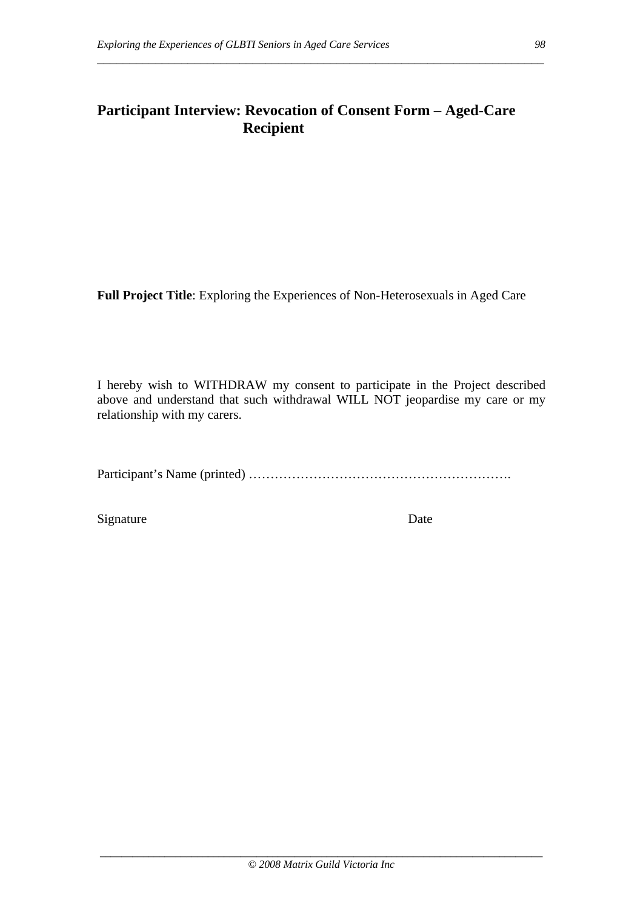## Participant Interview: Revocation of Consent Form – Aged-Care Recipient

**Full Project Title**: Exploring the Experiences of Non-Heterosexuals in Aged Care

I hereby wish to WITHDRAW my consent to participate in the Project described above and understand that such withdrawal WILL NOT jeopardise my care or my relationship with my carers.

Participant's Name (printted) …………………………………………………….

Signature Date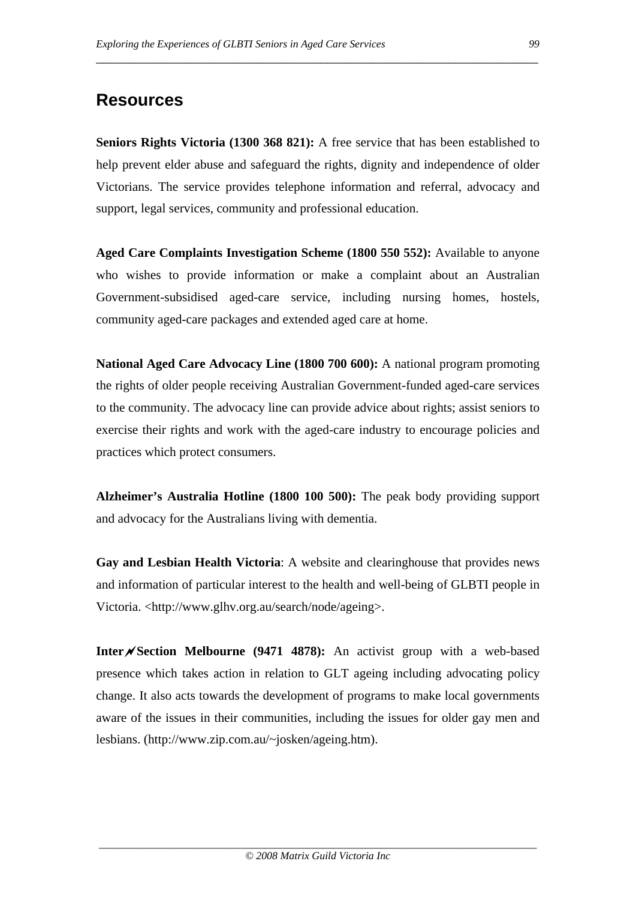## Resources

**Seniors Rights Victoria (1300 368 821):** A free service that has been established to help prevent elder abuse and safeguard the rights, dignity and independence of older Victorians. The service provides telephone information and referral, advocacy and support, legal services, community and professional education.

**Aged Care Complaints Investigation Scheme (1800 550 552):** Available to anyone who wishes to provide information or make a complaint about an Australian Government-subsidised aged-care service, including nursing homes, hostels, community aged-care packages and extended aged care at home.

**National Aged Care Advocacy Line (1800 700 600):** A national program promoting the rights of older people receiving Australian Government-funded aged-care services to the community. The advocacy line can provide advice about rights; assist seniors to exercise their rights and work with the aged-care industry to encourage policies and practices which protect consumers.

**Alzheimer's Australia Hotline (1800 100 500):** The peak body providing support and advocacy for the Australians living with dementia.

**Gay and Lesbian Health Victoria**: A website and clearinghouse that provides news and information of particular interest to the health and well-being of GLBTI people in Victoria. <http://www.glhv.org.au/search/node/ageing>.

**Inter≁Section Melbourne (9471 4878):** An activist group with a web-based presence which takes action in relation to GLT ageing including advocating policy change. It also acts towards the development of programs to make local governments aware of the issues in their communities, including the issues for older gay men and lesbians. (http://www.zip.com.au/~josken/ageing.htm).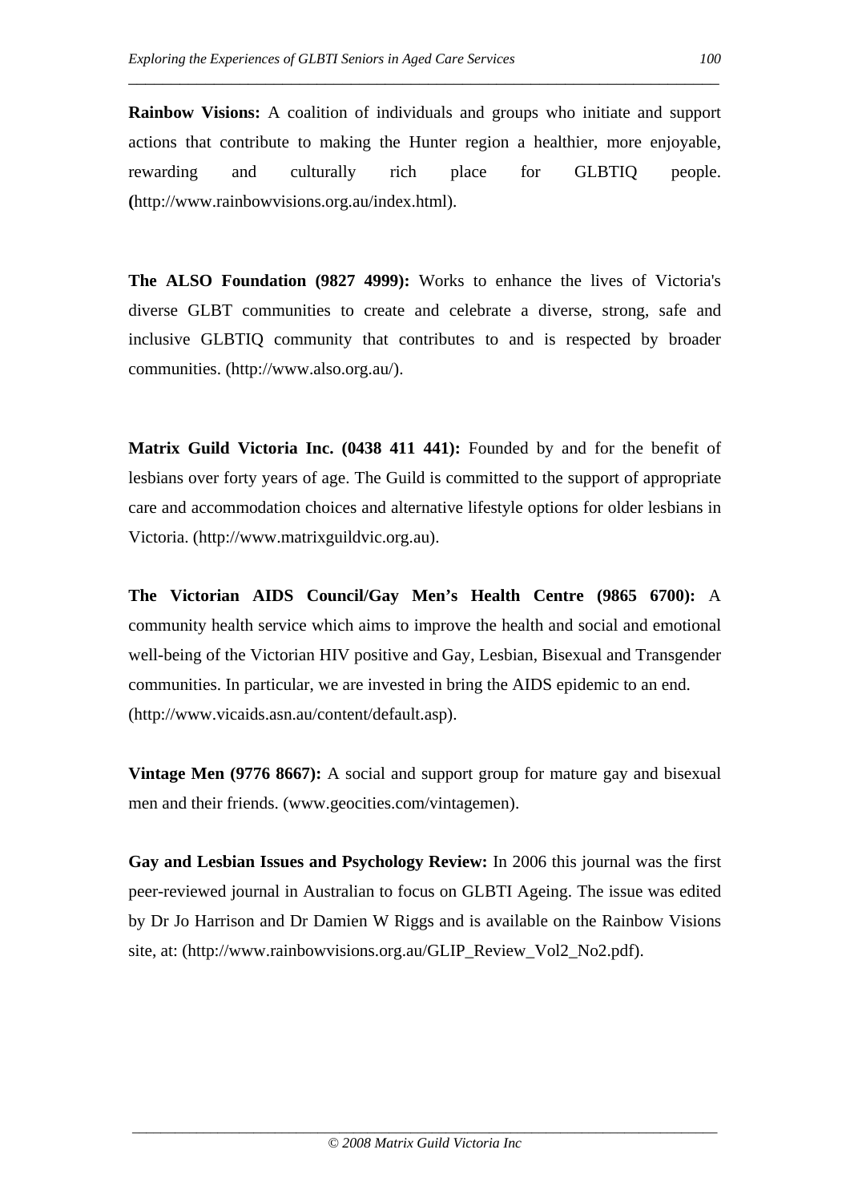**Rainbow Visions:** A coalition of individuals and groups who initiate and support actions that contribute to making the Hunter region a healthier, more enjoyable, rewarding and culturally rich place for GLBTIQ people. **(**http://www.rainbowvisions.org.au/index.html).

**The ALSO Foundation (9827 4999):** Works to enhance the lives of Victoria's diverse GLBT communities to create and celebrate a diverse, strong, safe and inclusive GLBTIQ community that contributes to and is respected by broader communities. (http://www.also.org.au/).

**Matrix Guild Victoria Inc. (0438 411 441):** Founded by and for the benefit of lesbians over forty years of age. The Guild is committed to the support of appropriate care and accommodation choices and alternative lifestyle options for older lesbians in Victoria. (http://www.matrixguildvic.org.au).

**The Victorian AIDS Council/Gay Men's Health Centre (9865 6700):** A community health service which aims to improve the health and social and emotional well-being of the Victorian HIV positive and Gay, Lesbian, Bisexual and Transgender communities. In particular, we are invested in bring the AIDS epidemic to an end. (http://www.vicaids.asn.au/content/default.asp).

**Vintage Men (9776 8667):** A social and support group for mature gay and bisexual men and their friends. (www.geocities.com/vintagemen).

**Gay and Lesbian Issues and Psychology Review:** In 2006 this journal was the first peer-reviewed journal in Australian to focus on GLBTI Ageing. The issue was edited by Dr Jo Harrison and Dr Damien W Riggs and is available on the Rainbow Visions site, at: (http://www.rainbowvisions.org.au/GLIP_Review_Vol2_No2.pdf).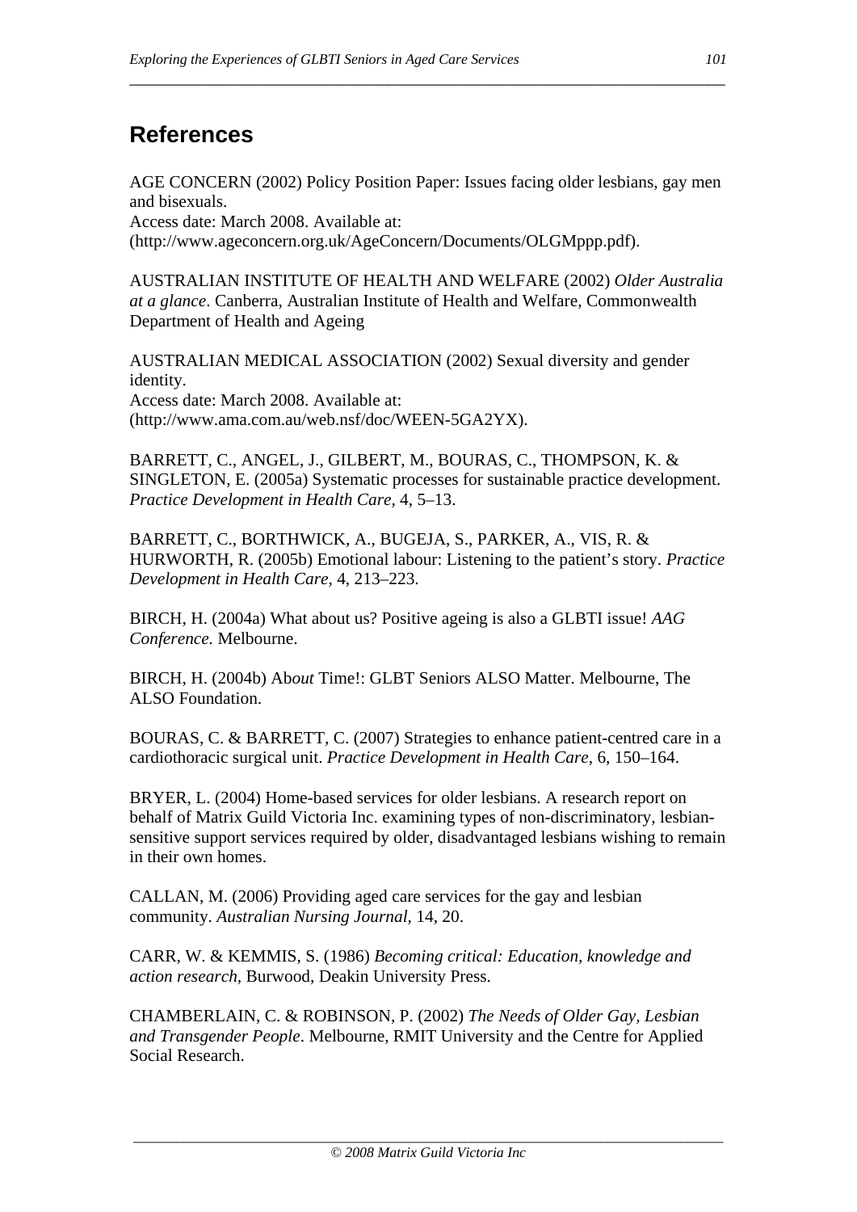# References

AGE CONCERN (2002) Policy Position Paper: Issues facing older lesbians, gay men and bisexuals.
Access date: March 2008. Available at:
(http://www.ageconcern.org.uk/AgeConcern/Documents/OLGMppp.pdf).

AUSTRALIAN INSTITUTE OF HEALTH AND WELFARE (2002) *Older Australia at a glance*. Canberra, Australian Institute of Health and Welfare, Commonwealth Department of Health and Ageing

AUSTRALIAN MEDICAL ASSOCIATION (2002) Sexual diversity and gender identity.
Access date: March 2008. Available at:
(http://www.ama.com.au/web.nsf/doc/WEEN-5GA2YX).

BARRETT, C., ANGEL, J., GILBERT, M., BOURAS, C., THOMPSON, K. & SINGLETON, E. (2005a) Systematic processes for sustainable practice development. *Practice Development in Health Care*, 4, 5–13.

BARRETT, C., BORTHWICK, A., BUGEJA, S., PARKER, A., VIS, R. & HURWORTH, R. (2005b) Emotional labour: Listening to the patient's story. *Practice Development in Health Care*, 4, 213–223.

BIRCH, H. (2004a) What about us? Positive ageing is also a GLBTI issue! *AAG Conference.* Melbourne.

BIRCH, H. (2004b) Ab*out* Time!: GLBT Seniors ALSO Matter. Melbourne, The ALSO Foundation.

BOURAS, C. & BARRETT, C. (2007) Strategies to enhance patient-centred care in a cardiothoracic surgical unit. *Practice Development in Health Care*, 6, 150–164.

BRYER, L. (2004) Home-based services for older lesbians. A research report on behalf of Matrix Guild Victoria Inc. examining types of non-discriminatory, lesbian-sensitive support services required by older, disadvantaged lesbians wishing to remain in their own homes.

CALLAN, M. (2006) Providing aged care services for the gay and lesbian community. *Australian Nursing Journal*, 14, 20.

CARR, W. & KEMMIS, S. (1986) *Becoming critical: Education, knowledge and action research*, Burwood, Deakin University Press.

CHAMBERLAIN, C. & ROBINSON, P. (2002) *The Needs of Older Gay, Lesbian and Transgender People*. Melbourne, RMIT University and the Centre for Applied Social Research.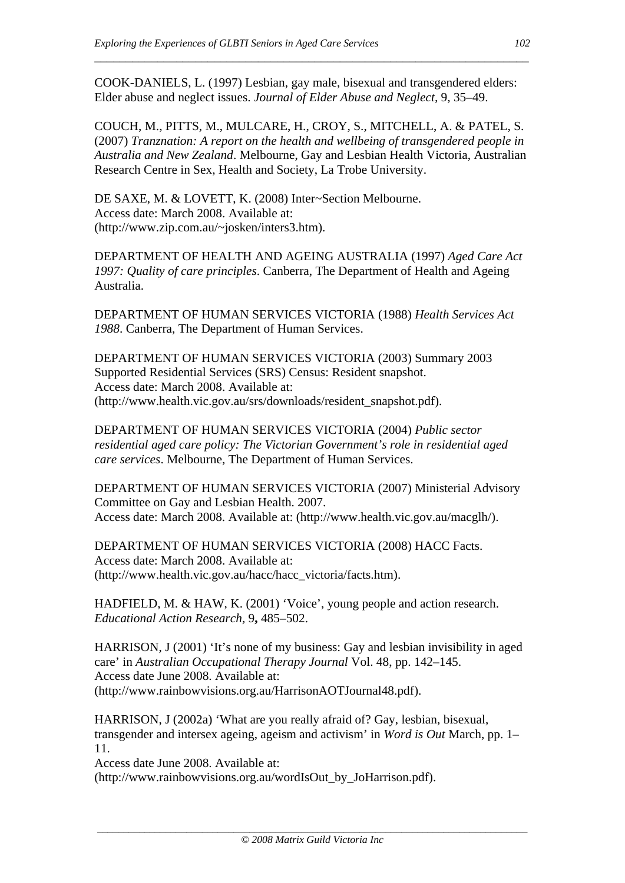COOK-DANIELS, L. (1997) Lesbian, gay male, bisexual and transgendered elders: Elder abuse and neglect issues. *Journal of Elder Abuse and Neglect*, 9, 35–49.

COUCH, M., PITTS, M., MULCARE, H., CROY, S., MITCHELL, A. & PATEL, S. (2007) *Tranznation: A report on the health and wellbeing of transgendered people in Australia and New Zealand*. Melbourne, Gay and Lesbian Health Victoria, Australian Research Centre in Sex, Health and Society, La Trobe University.

DE SAXE, M. & LOVETT, K. (2008) Inter~Section Melbourne.
Access date: March 2008. Available at:
(http://www.zip.com.au/~josken/inters3.htm).

DEPARTMENT OF HEALTH AND AGEING AUSTRALIA (1997) *Aged Care Act 1997: Quality of care principles*. Canberra, The Department of Health and Ageing Australia.

DEPARTMENT OF HUMAN SERVICES VICTORIA (1988) *Health Services Act 1988*. Canberra, The Department of Human Services.

DEPARTMENT OF HUMAN SERVICES VICTORIA (2003) Summary 2003 Supported Residential Services (SRS) Census: Resident snapshot.
Access date: March 2008. Available at:
(http://www.health.vic.gov.au/srs/downloads/resident_snapshot.pdf).

DEPARTMENT OF HUMAN SERVICES VICTORIA (2004) *Public sector residential aged care policy: The Victorian Government's role in residential aged care services*. Melbourne, The Department of Human Services.

DEPARTMENT OF HUMAN SERVICES VICTORIA (2007) Ministerial Advisory Committee on Gay and Lesbian Health. 2007.
Access date: March 2008. Available at: (http://www.health.vic.gov.au/macglh/).

DEPARTMENT OF HUMAN SERVICES VICTORIA (2008) HACC Facts.
Access date: March 2008. Available at:
(http://www.health.vic.gov.au/hacc/hacc_victoria/facts.htm).

HADFIELD, M. & HAW, K. (2001) 'Voice', young people and action research. *Educational Action Research,* 9**,** 485–502.

HARRISON, J (2001) 'It's none of my business: Gay and lesbian invisibility in aged care' in *Australian Occupational Therapy Journal* Vol. 48, pp. 142–145.
Access date June 2008. Available at:
(http://www.rainbowvisions.org.au/HarrisonAOTJournal48.pdf).

HARRISON, J (2002a) 'What are you really afraid of? Gay, lesbian, bisexual, transgender and intersex ageing, ageism and activism' in *Word is Out* March, pp. 1–11.
Access date June 2008. Available at:
(http://www.rainbowvisions.org.au/wordIsOut_by_JoHarrison.pdf).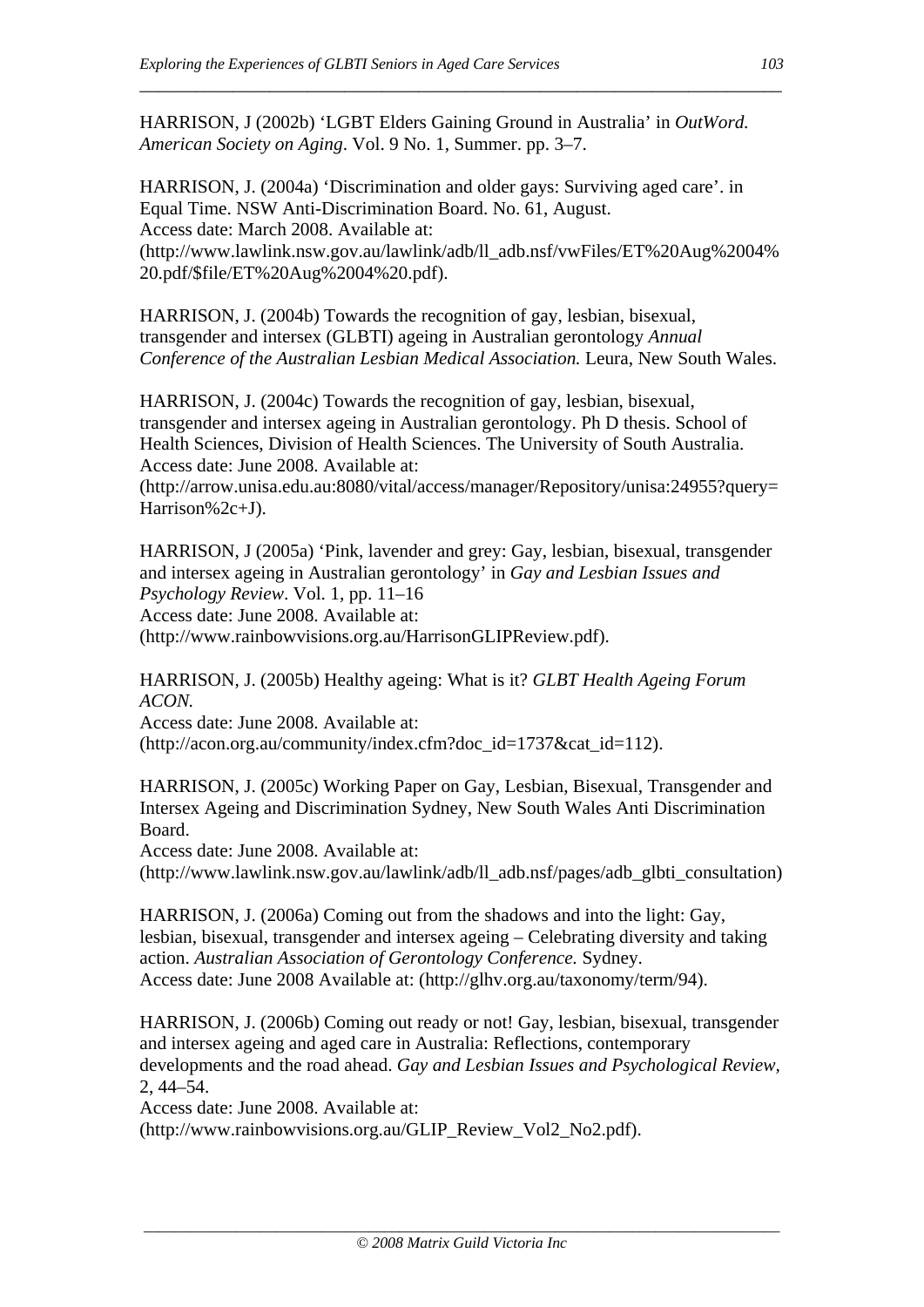HARRISON, J (2002b) 'LGBT Elders Gaining Ground in Australia' in *OutWord. American Society on Aging*. Vol. 9 No. 1, Summer. pp. 3–7.

HARRISON, J. (2004a) 'Discrimination and older gays: Surviving aged care'. in Equal Time. NSW Anti-Discrimination Board. No. 61, August.
Access date: March 2008. Available at:
(http://www.lawlink.nsw.gov.au/lawlink/adb/ll_adb.nsf/vwFiles/ET%20Aug%2004%20.pdf/$file/ET%20Aug%2004%20.pdf).

HARRISON, J. (2004b) Towards the recognition of gay, lesbian, bisexual, transgender and intersex (GLBTI) ageing in Australian gerontology *Annual Conference of the Australian Lesbian Medical Association.* Leura, New South Wales.

HARRISON, J. (2004c) Towards the recognition of gay, lesbian, bisexual, transgender and intersex ageing in Australian gerontology. Ph D thesis. School of Health Sciences, Division of Health Sciences. The University of South Australia.
Access date: June 2008. Available at:
(http://arrow.unisa.edu.au:8080/vital/access/manager/Repository/unisa:24955?query=Harrison%2c+J).

HARRISON, J (2005a) 'Pink, lavender and grey: Gay, lesbian, bisexual, transgender and intersex ageing in Australian gerontology' in *Gay and Lesbian Issues and Psychology Review*. Vol. 1, pp. 11–16
Access date: June 2008. Available at:
(http://www.rainbowvisions.org.au/HarrisonGLIPReview.pdf).

HARRISON, J. (2005b) Healthy ageing: What is it? *GLBT Health Ageing Forum ACON.*
Access date: June 2008. Available at:
(http://acon.org.au/community/index.cfm?doc_id=1737&cat_id=112).

HARRISON, J. (2005c) Working Paper on Gay, Lesbian, Bisexual, Transgender and Intersex Ageing and Discrimination Sydney, New South Wales Anti Discrimination Board.
Access date: June 2008. Available at:
(http://www.lawlink.nsw.gov.au/lawlink/adb/ll_adb.nsf/pages/adb_glbti_consultation)

HARRISON, J. (2006a) Coming out from the shadows and into the light: Gay, lesbian, bisexual, transgender and intersex ageing – Celebrating diversity and taking action. *Australian Association of Gerontology Conference.* Sydney.
Access date: June 2008 Available at: (http://glhv.org.au/taxonomy/term/94).

HARRISON, J. (2006b) Coming out ready or not! Gay, lesbian, bisexual, transgender and intersex ageing and aged care in Australia: Reflections, contemporary developments and the road ahead. *Gay and Lesbian Issues and Psychological Review*, 2, 44–54.
Access date: June 2008. Available at:
(http://www.rainbowvisions.org.au/GLIP_Review_Vol2_No2.pdf).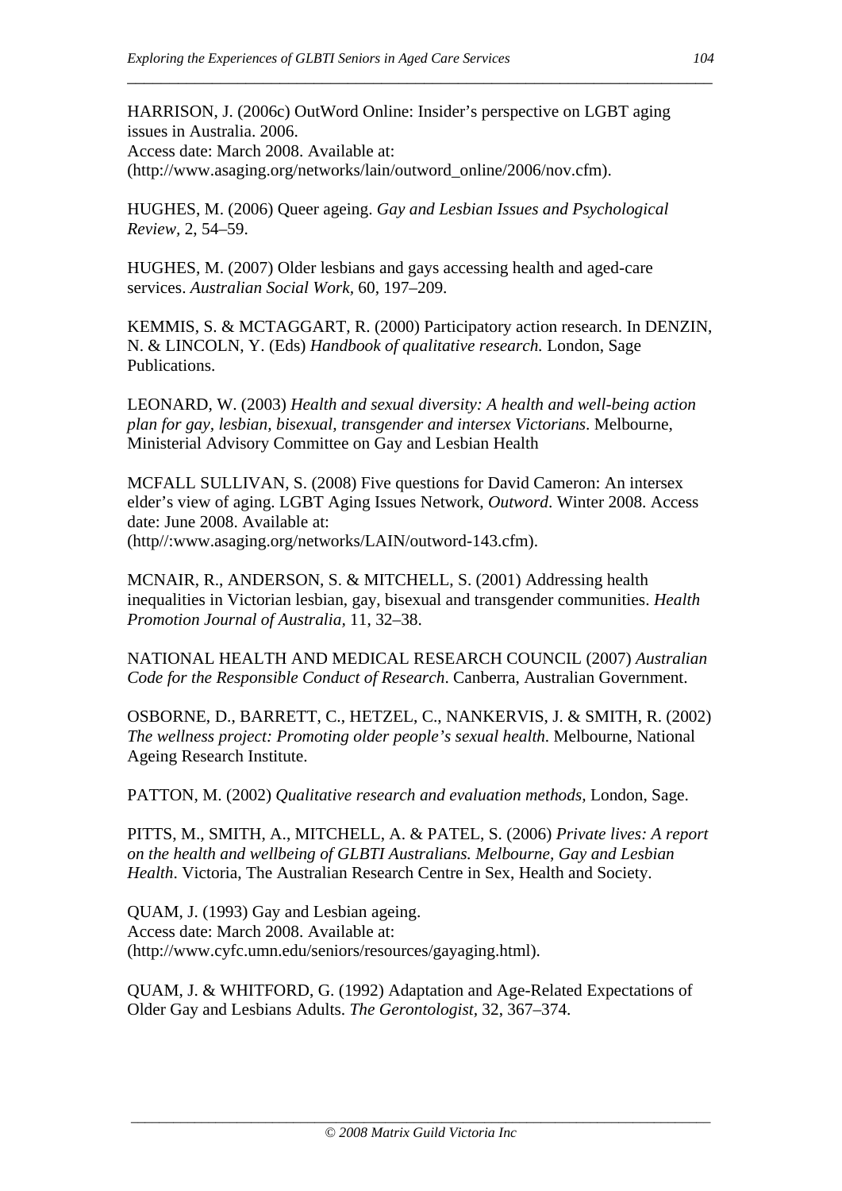HARRISON, J. (2006c) OutWord Online: Insider's perspective on LGBT aging issues in Australia. 2006.
Access date: March 2008. Available at:
(http://www.asaging.org/networks/lain/outword_online/2006/nov.cfm).

HUGHES, M. (2006) Queer ageing. *Gay and Lesbian Issues and Psychological Review,* 2, 54–59.

HUGHES, M. (2007) Older lesbians and gays accessing health and aged-care services. *Australian Social Work,* 60, 197–209.

KEMMIS, S. & MCTAGGART, R. (2000) Participatory action research. In DENZIN, N. & LINCOLN, Y. (Eds) *Handbook of qualitative research.* London, Sage Publications.

LEONARD, W. (2003) *Health and sexual diversity: A health and well-being action plan for gay, lesbian, bisexual, transgender and intersex Victorians*. Melbourne, Ministerial Advisory Committee on Gay and Lesbian Health

MCFALL SULLIVAN, S. (2008) Five questions for David Cameron: An intersex elder's view of aging. LGBT Aging Issues Network, *Outword*. Winter 2008. Access date: June 2008. Available at:
(http//:www.asaging.org/networks/LAIN/outword-143.cfm).

MCNAIR, R., ANDERSON, S. & MITCHELL, S. (2001) Addressing health inequalities in Victorian lesbian, gay, bisexual and transgender communities. *Health Promotion Journal of Australia,* 11, 32–38.

NATIONAL HEALTH AND MEDICAL RESEARCH COUNCIL (2007) *Australian Code for the Responsible Conduct of Research*. Canberra, Australian Government.

OSBORNE, D., BARRETT, C., HETZEL, C., NANKERVIS, J. & SMITH, R. (2002) *The wellness project: Promoting older people's sexual health*. Melbourne, National Ageing Research Institute.

PATTON, M. (2002) *Qualitative research and evaluation methods,* London, Sage.

PITTS, M., SMITH, A., MITCHELL, A. & PATEL, S. (2006) *Private lives: A report on the health and wellbeing of GLBTI Australians. Melbourne, Gay and Lesbian Health*. Victoria, The Australian Research Centre in Sex, Health and Society.

QUAM, J. (1993) Gay and Lesbian ageing.
Access date: March 2008. Available at:
(http://www.cyfc.umn.edu/seniors/resources/gayaging.html).

QUAM, J. & WHITFORD, G. (1992) Adaptation and Age-Related Expectations of Older Gay and Lesbians Adults. *The Gerontologist,* 32, 367–374.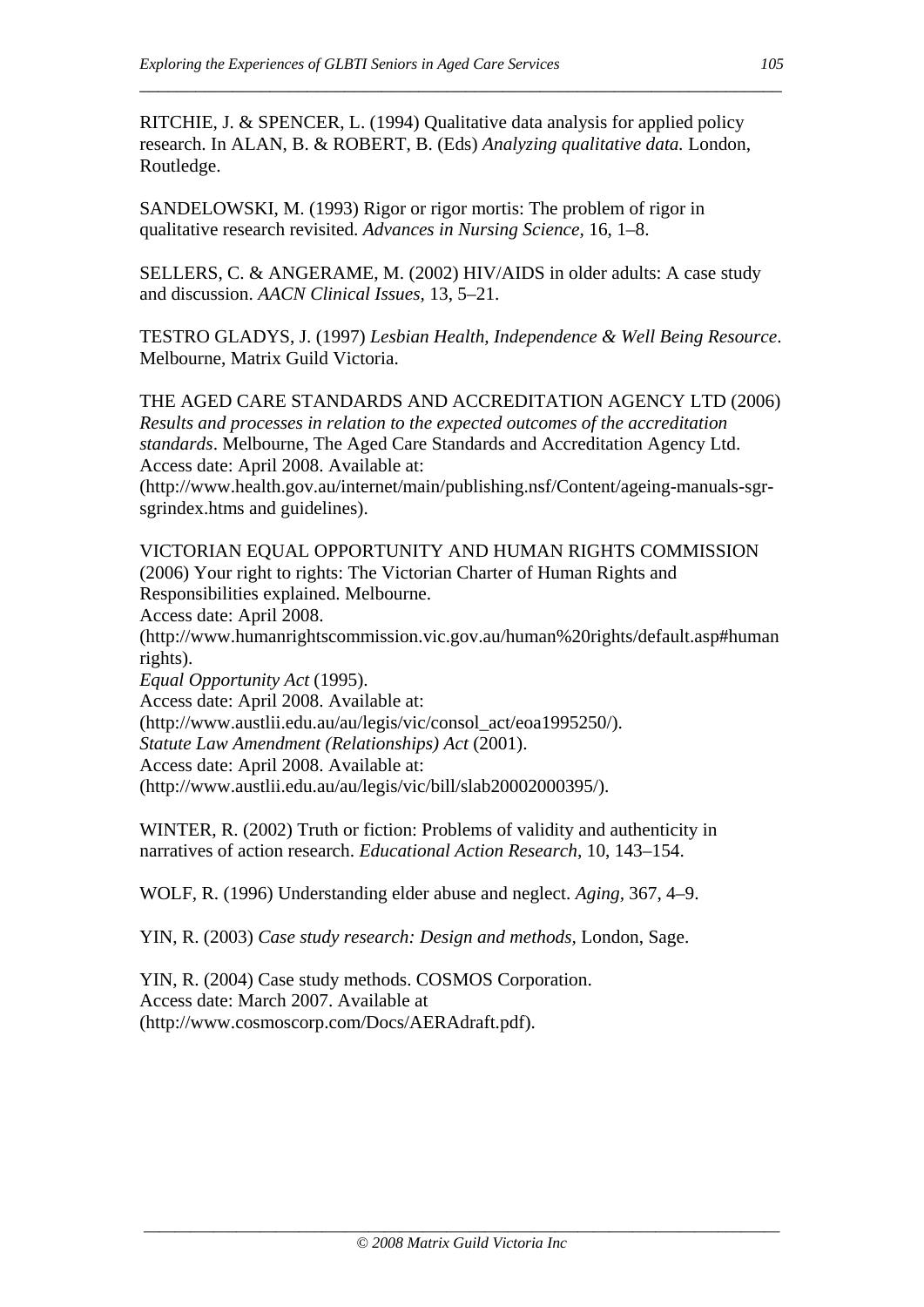RITCHIE, J. & SPENCER, L. (1994) Qualitative data analysis for applied policy research. In ALAN, B. & ROBERT, B. (Eds) *Analyzing qualitative data.* London, Routledge.

SANDELOWSKI, M. (1993) Rigor or rigor mortis: The problem of rigor in qualitative research revisited. *Advances in Nursing Science,* 16, 1–8.

SELLERS, C. & ANGERAME, M. (2002) HIV/AIDS in older adults: A case study and discussion. *AACN Clinical Issues,* 13, 5–21.

TESTRO GLADYS, J. (1997) *Lesbian Health, Independence & Well Being Resource*. Melbourne, Matrix Guild Victoria.

THE AGED CARE STANDARDS AND ACCREDITATION AGENCY LTD (2006) *Results and processes in relation to the expected outcomes of the accreditation standards*. Melbourne, The Aged Care Standards and Accreditation Agency Ltd. Access date: April 2008. Available at: (http://www.health.gov.au/internet/main/publishing.nsf/Content/ageing-manuals-sgr-sgrindex.htms and guidelines).

VICTORIAN EQUAL OPPORTUNITY AND HUMAN RIGHTS COMMISSION (2006) Your right to rights: The Victorian Charter of Human Rights and Responsibilities explained. Melbourne.
Access date: April 2008.
(http://www.humanrightscommission.vic.gov.au/human%20rights/default.asp#humanrights).
*Equal Opportunity Act* (1995).
Access date: April 2008. Available at:
(http://www.austlii.edu.au/au/legis/vic/consol_act/eoa1995250/).
*Statute Law Amendment (Relationships) Act* (2001).
Access date: April 2008. Available at:
(http://www.austlii.edu.au/au/legis/vic/bill/slab20002000395/).

WINTER, R. (2002) Truth or fiction: Problems of validity and authenticity in narratives of action research. *Educational Action Research,* 10, 143–154.

WOLF, R. (1996) Understanding elder abuse and neglect. *Aging,* 367, 4–9.

YIN, R. (2003) *Case study research: Design and methods,* London, Sage.

YIN, R. (2004) Case study methods. COSMOS Corporation.
Access date: March 2007. Available at
(http://www.cosmoscorp.com/Docs/AERAdraft.pdf).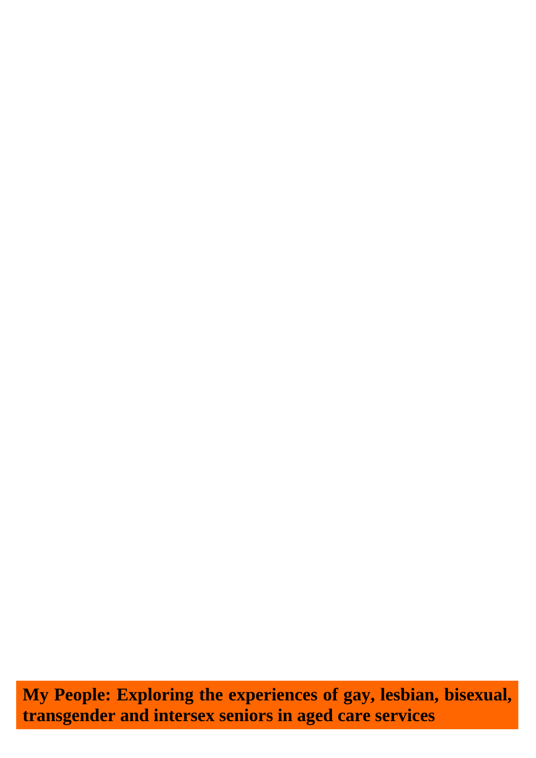**My People: Exploring the experiences of gay, lesbian, bisexual, transgender and intersex seniors in aged care services**